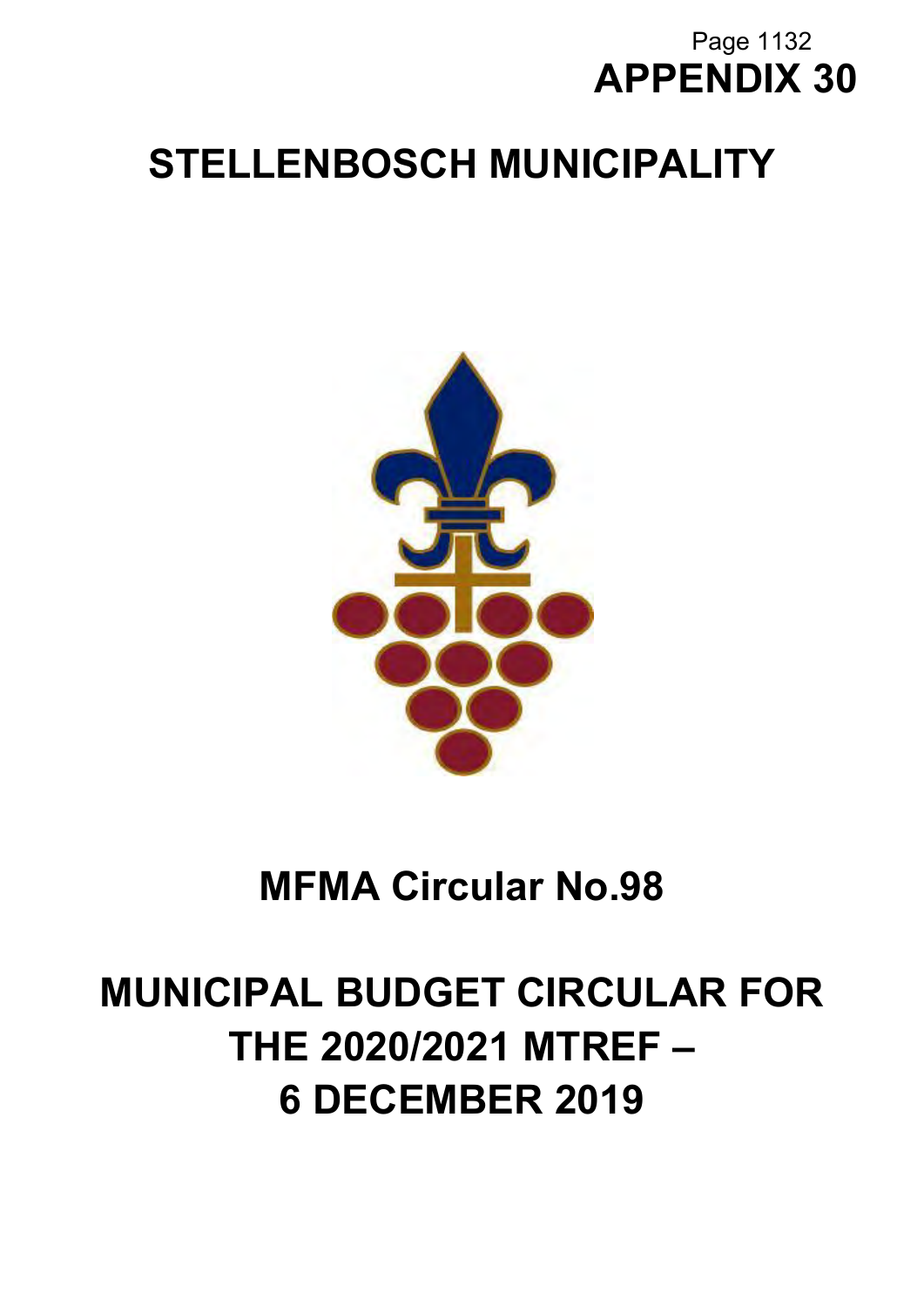APPENDIX 30

# STELLENBOSCH MUNICIPALITY

# MFMA Circular No.98

# MUNICIPAL BUDGET CIRCULAR FOR THE 2020/2021 MTREF – 6 DECEMBER 2019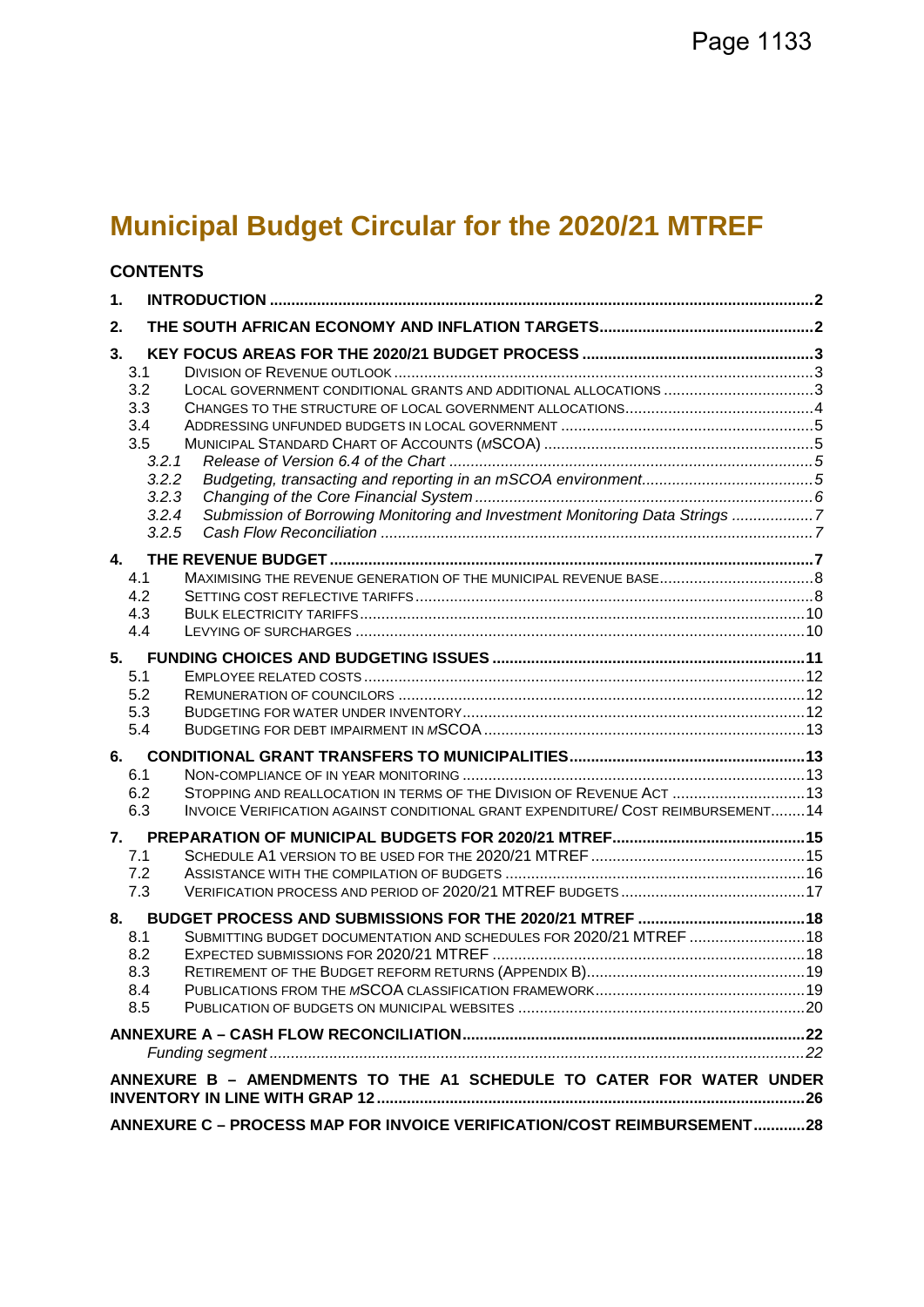# Municipal Budget Circular for the 2020/21 MTREF

## CONTENTS

1. INTRODUCTION ..... 2
2. THE SOUTH AFRICAN ECONOMY AND INFLATION TARGETS ..... 2
3. KEY FOCUS AREAS FOR THE 2020/21 BUDGET PROCESS ..... 3
   - 3.1 DIVISION OF REVENUE OUTLOOK ..... 3
   - 3.2 LOCAL GOVERNMENT CONDITIONAL GRANTS AND ADDITIONAL ALLOCATIONS ..... 3
   - 3.3 CHANGES TO THE STRUCTURE OF LOCAL GOVERNMENT ALLOCATIONS ..... 4
   - 3.4 ADDRESSING UNFUNDED BUDGETS IN LOCAL GOVERNMENT ..... 5
   - 3.5 MUNICIPAL STANDARD CHART OF ACCOUNTS (*M*SCOA) ..... 5
     - *3.2.1 Release of Version 6.4 of the Chart* ..... 5
     - *3.2.2 Budgeting, transacting and reporting in an mSCOA environment* ..... 5
     - *3.2.3 Changing of the Core Financial System* ..... 6
     - *3.2.4 Submission of Borrowing Monitoring and Investment Monitoring Data Strings* ..... 7
     - *3.2.5 Cash Flow Reconciliation* ..... 7
4. THE REVENUE BUDGET ..... 7
   - 4.1 MAXIMISING THE REVENUE GENERATION OF THE MUNICIPAL REVENUE BASE ..... 8
   - 4.2 SETTING COST REFLECTIVE TARIFFS ..... 8
   - 4.3 BULK ELECTRICITY TARIFFS ..... 10
   - 4.4 LEVYING OF SURCHARGES ..... 10
5. FUNDING CHOICES AND BUDGETING ISSUES ..... 11
   - 5.1 EMPLOYEE RELATED COSTS ..... 12
   - 5.2 REMUNERATION OF COUNCILORS ..... 12
   - 5.3 BUDGETING FOR WATER UNDER INVENTORY ..... 12
   - 5.4 BUDGETING FOR DEBT IMPAIRMENT IN *M*SCOA ..... 13
6. CONDITIONAL GRANT TRANSFERS TO MUNICIPALITIES ..... 13
   - 6.1 NON-COMPLIANCE OF IN YEAR MONITORING ..... 13
   - 6.2 STOPPING AND REALLOCATION IN TERMS OF THE DIVISION OF REVENUE ACT ..... 13
   - 6.3 INVOICE VERIFICATION AGAINST CONDITIONAL GRANT EXPENDITURE/ COST REIMBURSEMENT ..... 14
7. PREPARATION OF MUNICIPAL BUDGETS FOR 2020/21 MTREF ..... 15
   - 7.1 SCHEDULE A1 VERSION TO BE USED FOR THE 2020/21 MTREF ..... 15
   - 7.2 ASSISTANCE WITH THE COMPILATION OF BUDGETS ..... 16
   - 7.3 VERIFICATION PROCESS AND PERIOD OF 2020/21 MTREF BUDGETS ..... 17
8. BUDGET PROCESS AND SUBMISSIONS FOR THE 2020/21 MTREF ..... 18
   - 8.1 SUBMITTING BUDGET DOCUMENTATION AND SCHEDULES FOR 2020/21 MTREF ..... 18
   - 8.2 EXPECTED SUBMISSIONS FOR 2020/21 MTREF ..... 18
   - 8.3 RETIREMENT OF THE BUDGET REFORM RETURNS (APPENDIX B) ..... 19
   - 8.4 PUBLICATIONS FROM THE *M*SCOA CLASSIFICATION FRAMEWORK ..... 19
   - 8.5 PUBLICATION OF BUDGETS ON MUNICIPAL WEBSITES ..... 20

ANNEXURE A – CASH FLOW RECONCILIATION ..... 22
- *Funding segment* ..... 22

ANNEXURE B – AMENDMENTS TO THE A1 SCHEDULE TO CATER FOR WATER UNDER INVENTORY IN LINE WITH GRAP 12 ..... 26

ANNEXURE C – PROCESS MAP FOR INVOICE VERIFICATION/COST REIMBURSEMENT ..... 28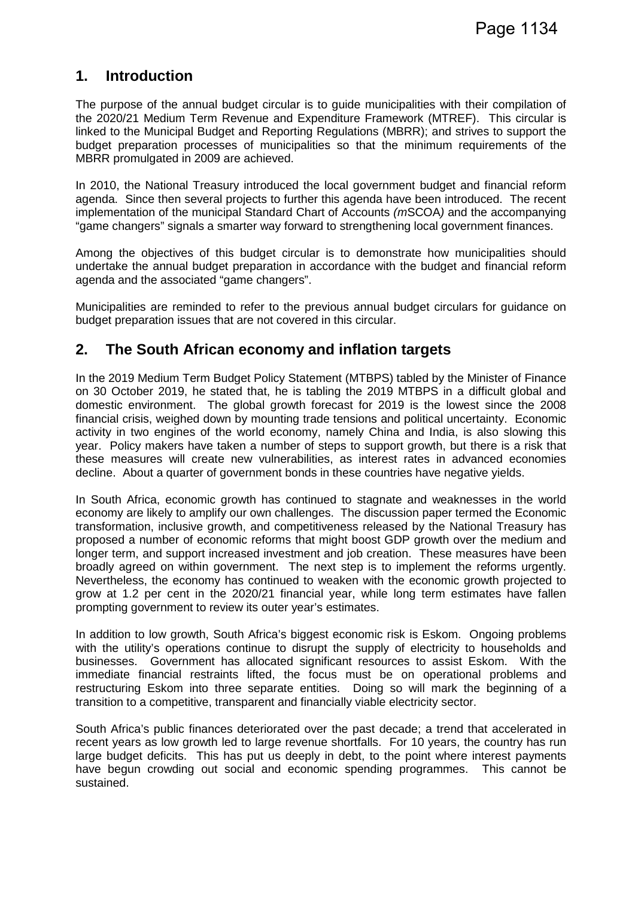## 1. Introduction

The purpose of the annual budget circular is to guide municipalities with their compilation of the 2020/21 Medium Term Revenue and Expenditure Framework (MTREF). This circular is linked to the Municipal Budget and Reporting Regulations (MBRR); and strives to support the budget preparation processes of municipalities so that the minimum requirements of the MBRR promulgated in 2009 are achieved.

In 2010, the National Treasury introduced the local government budget and financial reform agenda. Since then several projects to further this agenda have been introduced. The recent implementation of the municipal Standard Chart of Accounts *(m*SCOA*)* and the accompanying "game changers" signals a smarter way forward to strengthening local government finances.

Among the objectives of this budget circular is to demonstrate how municipalities should undertake the annual budget preparation in accordance with the budget and financial reform agenda and the associated "game changers".

Municipalities are reminded to refer to the previous annual budget circulars for guidance on budget preparation issues that are not covered in this circular.

## 2. The South African economy and inflation targets

In the 2019 Medium Term Budget Policy Statement (MTBPS) tabled by the Minister of Finance on 30 October 2019, he stated that, he is tabling the 2019 MTBPS in a difficult global and domestic environment. The global growth forecast for 2019 is the lowest since the 2008 financial crisis, weighed down by mounting trade tensions and political uncertainty. Economic activity in two engines of the world economy, namely China and India, is also slowing this year. Policy makers have taken a number of steps to support growth, but there is a risk that these measures will create new vulnerabilities, as interest rates in advanced economies decline. About a quarter of government bonds in these countries have negative yields.

In South Africa, economic growth has continued to stagnate and weaknesses in the world economy are likely to amplify our own challenges. The discussion paper termed the Economic transformation, inclusive growth, and competitiveness released by the National Treasury has proposed a number of economic reforms that might boost GDP growth over the medium and longer term, and support increased investment and job creation. These measures have been broadly agreed on within government. The next step is to implement the reforms urgently. Nevertheless, the economy has continued to weaken with the economic growth projected to grow at 1.2 per cent in the 2020/21 financial year, while long term estimates have fallen prompting government to review its outer year's estimates.

In addition to low growth, South Africa's biggest economic risk is Eskom. Ongoing problems with the utility's operations continue to disrupt the supply of electricity to households and businesses. Government has allocated significant resources to assist Eskom. With the immediate financial restraints lifted, the focus must be on operational problems and restructuring Eskom into three separate entities. Doing so will mark the beginning of a transition to a competitive, transparent and financially viable electricity sector.

South Africa's public finances deteriorated over the past decade; a trend that accelerated in recent years as low growth led to large revenue shortfalls. For 10 years, the country has run large budget deficits. This has put us deeply in debt, to the point where interest payments have begun crowding out social and economic spending programmes. This cannot be sustained.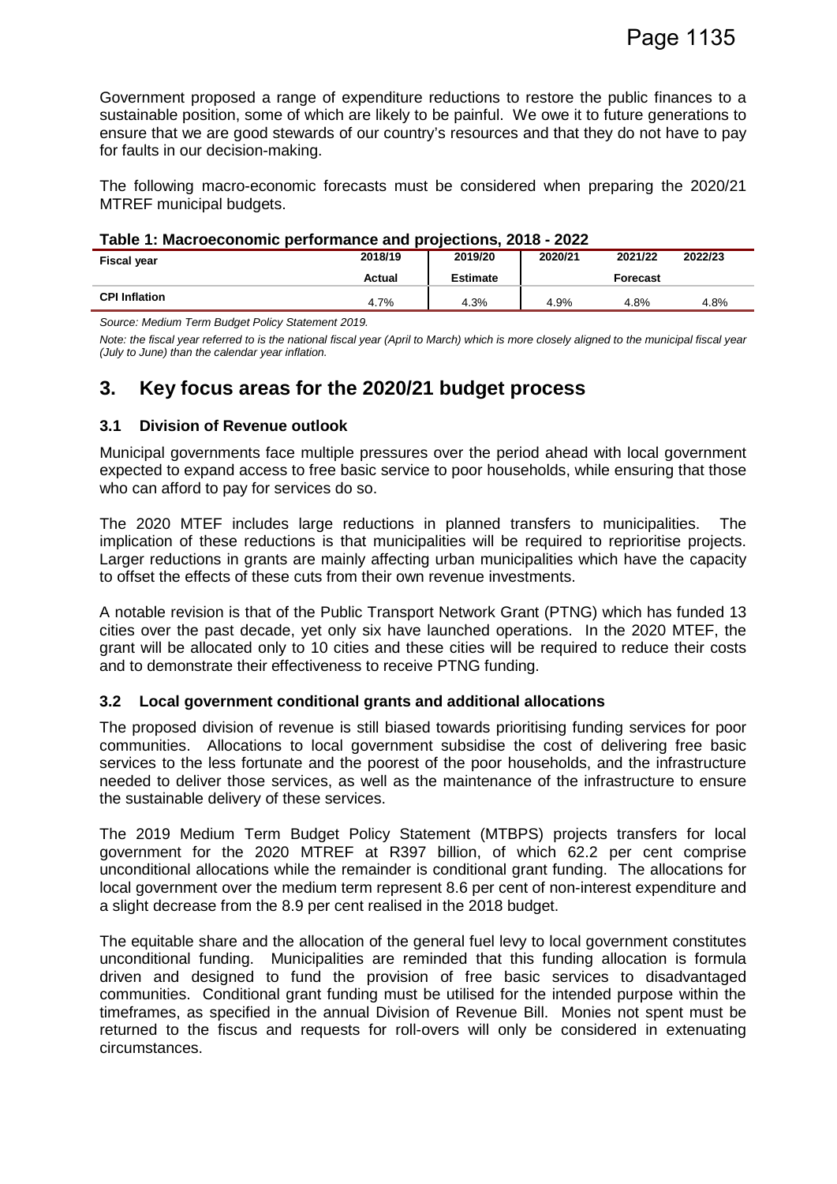Government proposed a range of expenditure reductions to restore the public finances to a sustainable position, some of which are likely to be painful. We owe it to future generations to ensure that we are good stewards of our country's resources and that they do not have to pay for faults in our decision-making.

The following macro-economic forecasts must be considered when preparing the 2020/21 MTREF municipal budgets.

**Table 1: Macroeconomic performance and projections, 2018 - 2022**

| Fiscal year | 2018/19 | 2019/20 | 2020/21 | 2021/22 | 2022/23 |
|---|---|---|---|---|---|
| | Actual | Estimate | | Forecast | |
| CPI Inflation | 4.7% | 4.3% | 4.9% | 4.8% | 4.8% |

*Source: Medium Term Budget Policy Statement 2019.*

*Note: the fiscal year referred to is the national fiscal year (April to March) which is more closely aligned to the municipal fiscal year (July to June) than the calendar year inflation.*

# 3. Key focus areas for the 2020/21 budget process

## 3.1 Division of Revenue outlook

Municipal governments face multiple pressures over the period ahead with local government expected to expand access to free basic service to poor households, while ensuring that those who can afford to pay for services do so.

The 2020 MTEF includes large reductions in planned transfers to municipalities. The implication of these reductions is that municipalities will be required to reprioritise projects. Larger reductions in grants are mainly affecting urban municipalities which have the capacity to offset the effects of these cuts from their own revenue investments.

A notable revision is that of the Public Transport Network Grant (PTNG) which has funded 13 cities over the past decade, yet only six have launched operations. In the 2020 MTEF, the grant will be allocated only to 10 cities and these cities will be required to reduce their costs and to demonstrate their effectiveness to receive PTNG funding.

## 3.2 Local government conditional grants and additional allocations

The proposed division of revenue is still biased towards prioritising funding services for poor communities. Allocations to local government subsidise the cost of delivering free basic services to the less fortunate and the poorest of the poor households, and the infrastructure needed to deliver those services, as well as the maintenance of the infrastructure to ensure the sustainable delivery of these services.

The 2019 Medium Term Budget Policy Statement (MTBPS) projects transfers for local government for the 2020 MTREF at R397 billion, of which 62.2 per cent comprise unconditional allocations while the remainder is conditional grant funding. The allocations for local government over the medium term represent 8.6 per cent of non-interest expenditure and a slight decrease from the 8.9 per cent realised in the 2018 budget.

The equitable share and the allocation of the general fuel levy to local government constitutes unconditional funding. Municipalities are reminded that this funding allocation is formula driven and designed to fund the provision of free basic services to disadvantaged communities. Conditional grant funding must be utilised for the intended purpose within the timeframes, as specified in the annual Division of Revenue Bill. Monies not spent must be returned to the fiscus and requests for roll-overs will only be considered in extenuating circumstances.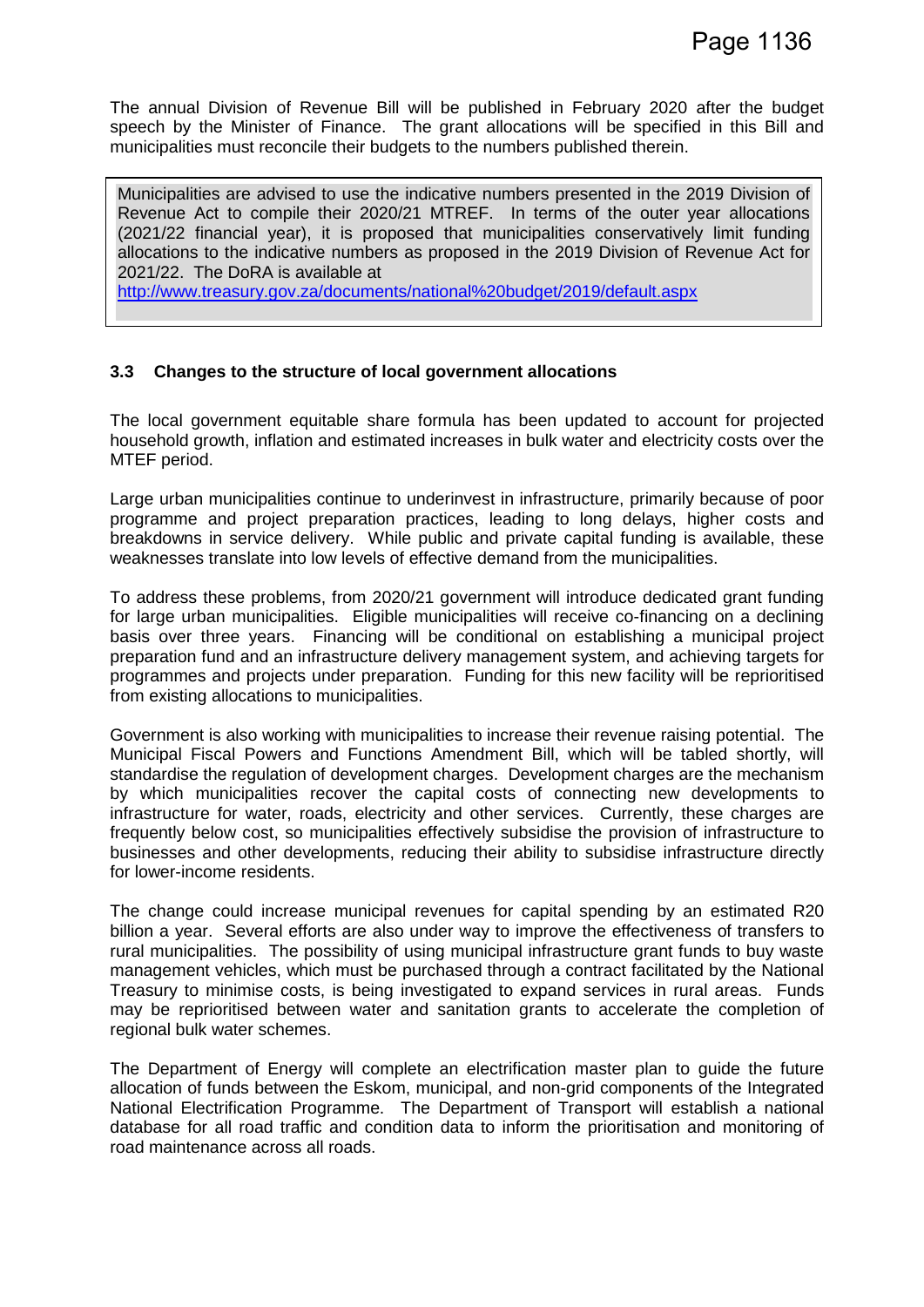The annual Division of Revenue Bill will be published in February 2020 after the budget speech by the Minister of Finance. The grant allocations will be specified in this Bill and municipalities must reconcile their budgets to the numbers published therein.

> Municipalities are advised to use the indicative numbers presented in the 2019 Division of Revenue Act to compile their 2020/21 MTREF. In terms of the outer year allocations (2021/22 financial year), it is proposed that municipalities conservatively limit funding allocations to the indicative numbers as proposed in the 2019 Division of Revenue Act for 2021/22. The DoRA is available at
> http://www.treasury.gov.za/documents/national%20budget/2019/default.aspx

### 3.3 Changes to the structure of local government allocations

The local government equitable share formula has been updated to account for projected household growth, inflation and estimated increases in bulk water and electricity costs over the MTEF period.

Large urban municipalities continue to underinvest in infrastructure, primarily because of poor programme and project preparation practices, leading to long delays, higher costs and breakdowns in service delivery. While public and private capital funding is available, these weaknesses translate into low levels of effective demand from the municipalities.

To address these problems, from 2020/21 government will introduce dedicated grant funding for large urban municipalities. Eligible municipalities will receive co-financing on a declining basis over three years. Financing will be conditional on establishing a municipal project preparation fund and an infrastructure delivery management system, and achieving targets for programmes and projects under preparation. Funding for this new facility will be reprioritised from existing allocations to municipalities.

Government is also working with municipalities to increase their revenue raising potential. The Municipal Fiscal Powers and Functions Amendment Bill, which will be tabled shortly, will standardise the regulation of development charges. Development charges are the mechanism by which municipalities recover the capital costs of connecting new developments to infrastructure for water, roads, electricity and other services. Currently, these charges are frequently below cost, so municipalities effectively subsidise the provision of infrastructure to businesses and other developments, reducing their ability to subsidise infrastructure directly for lower-income residents.

The change could increase municipal revenues for capital spending by an estimated R20 billion a year. Several efforts are also under way to improve the effectiveness of transfers to rural municipalities. The possibility of using municipal infrastructure grant funds to buy waste management vehicles, which must be purchased through a contract facilitated by the National Treasury to minimise costs, is being investigated to expand services in rural areas. Funds may be reprioritised between water and sanitation grants to accelerate the completion of regional bulk water schemes.

The Department of Energy will complete an electrification master plan to guide the future allocation of funds between the Eskom, municipal, and non-grid components of the Integrated National Electrification Programme. The Department of Transport will establish a national database for all road traffic and condition data to inform the prioritisation and monitoring of road maintenance across all roads.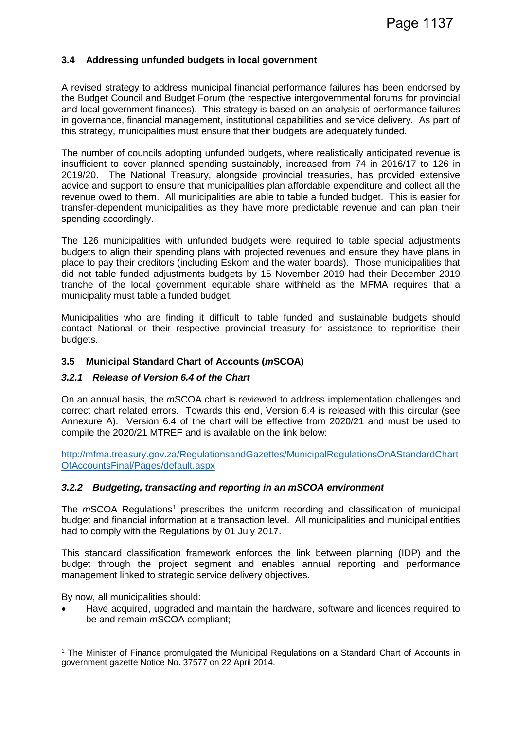### 3.4 Addressing unfunded budgets in local government

A revised strategy to address municipal financial performance failures has been endorsed by the Budget Council and Budget Forum (the respective intergovernmental forums for provincial and local government finances). This strategy is based on an analysis of performance failures in governance, financial management, institutional capabilities and service delivery. As part of this strategy, municipalities must ensure that their budgets are adequately funded.

The number of councils adopting unfunded budgets, where realistically anticipated revenue is insufficient to cover planned spending sustainably, increased from 74 in 2016/17 to 126 in 2019/20. The National Treasury, alongside provincial treasuries, has provided extensive advice and support to ensure that municipalities plan affordable expenditure and collect all the revenue owed to them. All municipalities are able to table a funded budget. This is easier for transfer-dependent municipalities as they have more predictable revenue and can plan their spending accordingly.

The 126 municipalities with unfunded budgets were required to table special adjustments budgets to align their spending plans with projected revenues and ensure they have plans in place to pay their creditors (including Eskom and the water boards). Those municipalities that did not table funded adjustments budgets by 15 November 2019 had their December 2019 tranche of the local government equitable share withheld as the MFMA requires that a municipality must table a funded budget.

Municipalities who are finding it difficult to table funded and sustainable budgets should contact National or their respective provincial treasury for assistance to reprioritise their budgets.

### 3.5 Municipal Standard Chart of Accounts (*m*SCOA)

#### *3.2.1 Release of Version 6.4 of the Chart*

On an annual basis, the *m*SCOA chart is reviewed to address implementation challenges and correct chart related errors. Towards this end, Version 6.4 is released with this circular (see Annexure A). Version 6.4 of the chart will be effective from 2020/21 and must be used to compile the 2020/21 MTREF and is available on the link below:

http://mfma.treasury.gov.za/RegulationsandGazettes/MunicipalRegulationsOnAStandardChartOfAccountsFinal/Pages/default.aspx

#### *3.2.2 Budgeting, transacting and reporting in an mSCOA environment*

The *m*SCOA Regulations[1] prescribes the uniform recording and classification of municipal budget and financial information at a transaction level. All municipalities and municipal entities had to comply with the Regulations by 01 July 2017.

This standard classification framework enforces the link between planning (IDP) and the budget through the project segment and enables annual reporting and performance management linked to strategic service delivery objectives.

By now, all municipalities should:

- Have acquired, upgraded and maintain the hardware, software and licences required to be and remain *m*SCOA compliant;

[1] The Minister of Finance promulgated the Municipal Regulations on a Standard Chart of Accounts in government gazette Notice No. 37577 on 22 April 2014.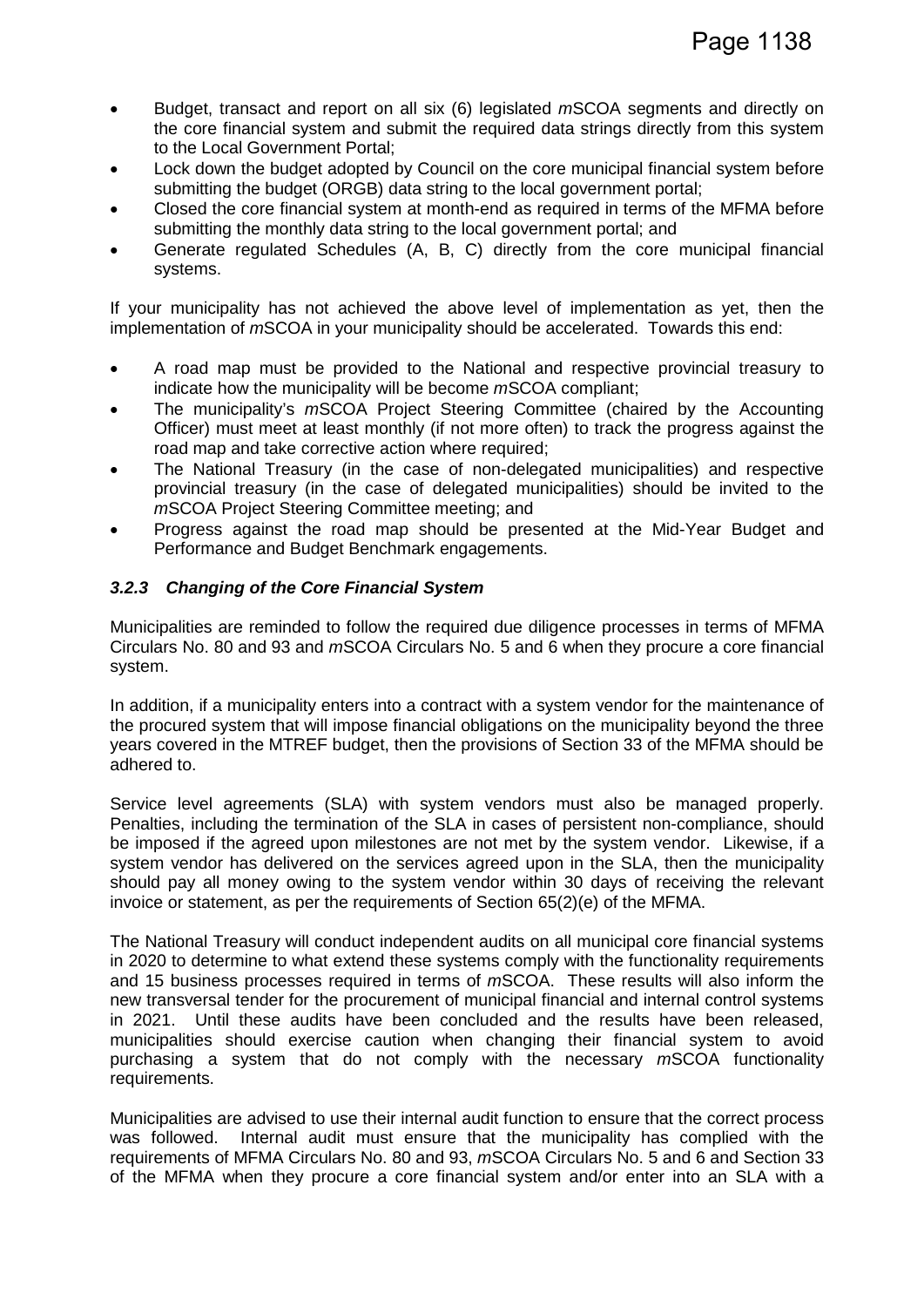- Budget, transact and report on all six (6) legislated *m*SCOA segments and directly on the core financial system and submit the required data strings directly from this system to the Local Government Portal;
- Lock down the budget adopted by Council on the core municipal financial system before submitting the budget (ORGB) data string to the local government portal;
- Closed the core financial system at month-end as required in terms of the MFMA before submitting the monthly data string to the local government portal; and
- Generate regulated Schedules (A, B, C) directly from the core municipal financial systems.

If your municipality has not achieved the above level of implementation as yet, then the implementation of *m*SCOA in your municipality should be accelerated. Towards this end:

- A road map must be provided to the National and respective provincial treasury to indicate how the municipality will be become *m*SCOA compliant;
- The municipality's *m*SCOA Project Steering Committee (chaired by the Accounting Officer) must meet at least monthly (if not more often) to track the progress against the road map and take corrective action where required;
- The National Treasury (in the case of non-delegated municipalities) and respective provincial treasury (in the case of delegated municipalities) should be invited to the *m*SCOA Project Steering Committee meeting; and
- Progress against the road map should be presented at the Mid-Year Budget and Performance and Budget Benchmark engagements.

### *3.2.3 Changing of the Core Financial System*

Municipalities are reminded to follow the required due diligence processes in terms of MFMA Circulars No. 80 and 93 and *m*SCOA Circulars No. 5 and 6 when they procure a core financial system.

In addition, if a municipality enters into a contract with a system vendor for the maintenance of the procured system that will impose financial obligations on the municipality beyond the three years covered in the MTREF budget, then the provisions of Section 33 of the MFMA should be adhered to.

Service level agreements (SLA) with system vendors must also be managed properly. Penalties, including the termination of the SLA in cases of persistent non-compliance, should be imposed if the agreed upon milestones are not met by the system vendor. Likewise, if a system vendor has delivered on the services agreed upon in the SLA, then the municipality should pay all money owing to the system vendor within 30 days of receiving the relevant invoice or statement, as per the requirements of Section 65(2)(e) of the MFMA.

The National Treasury will conduct independent audits on all municipal core financial systems in 2020 to determine to what extend these systems comply with the functionality requirements and 15 business processes required in terms of *m*SCOA. These results will also inform the new transversal tender for the procurement of municipal financial and internal control systems in 2021. Until these audits have been concluded and the results have been released, municipalities should exercise caution when changing their financial system to avoid purchasing a system that do not comply with the necessary *m*SCOA functionality requirements.

Municipalities are advised to use their internal audit function to ensure that the correct process was followed. Internal audit must ensure that the municipality has complied with the requirements of MFMA Circulars No. 80 and 93, *m*SCOA Circulars No. 5 and 6 and Section 33 of the MFMA when they procure a core financial system and/or enter into an SLA with a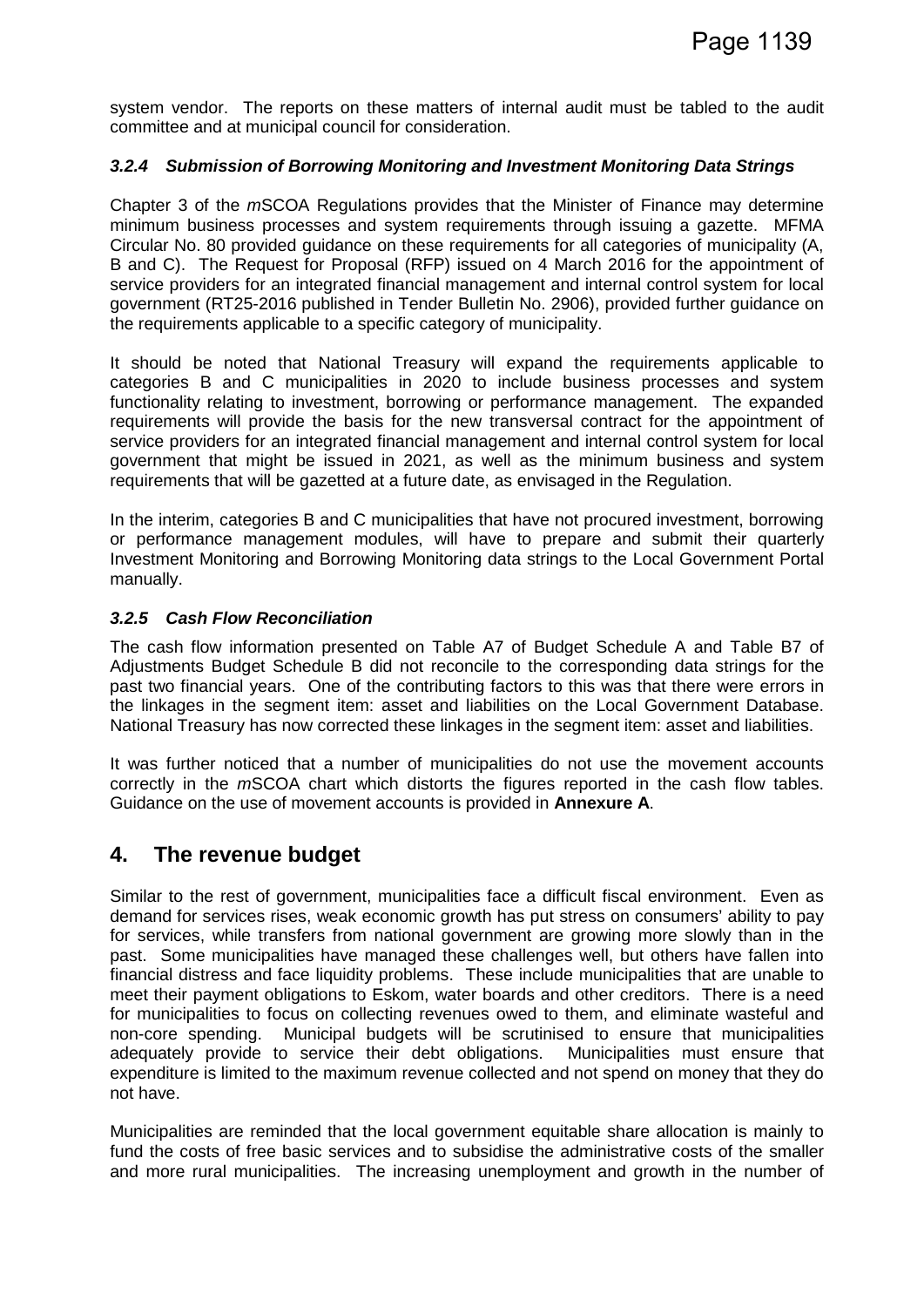system vendor. The reports on these matters of internal audit must be tabled to the audit committee and at municipal council for consideration.

### *3.2.4 Submission of Borrowing Monitoring and Investment Monitoring Data Strings*

Chapter 3 of the *m*SCOA Regulations provides that the Minister of Finance may determine minimum business processes and system requirements through issuing a gazette. MFMA Circular No. 80 provided guidance on these requirements for all categories of municipality (A, B and C). The Request for Proposal (RFP) issued on 4 March 2016 for the appointment of service providers for an integrated financial management and internal control system for local government (RT25-2016 published in Tender Bulletin No. 2906), provided further guidance on the requirements applicable to a specific category of municipality.

It should be noted that National Treasury will expand the requirements applicable to categories B and C municipalities in 2020 to include business processes and system functionality relating to investment, borrowing or performance management. The expanded requirements will provide the basis for the new transversal contract for the appointment of service providers for an integrated financial management and internal control system for local government that might be issued in 2021, as well as the minimum business and system requirements that will be gazetted at a future date, as envisaged in the Regulation.

In the interim, categories B and C municipalities that have not procured investment, borrowing or performance management modules, will have to prepare and submit their quarterly Investment Monitoring and Borrowing Monitoring data strings to the Local Government Portal manually.

### *3.2.5 Cash Flow Reconciliation*

The cash flow information presented on Table A7 of Budget Schedule A and Table B7 of Adjustments Budget Schedule B did not reconcile to the corresponding data strings for the past two financial years. One of the contributing factors to this was that there were errors in the linkages in the segment item: asset and liabilities on the Local Government Database. National Treasury has now corrected these linkages in the segment item: asset and liabilities.

It was further noticed that a number of municipalities do not use the movement accounts correctly in the *m*SCOA chart which distorts the figures reported in the cash flow tables. Guidance on the use of movement accounts is provided in **Annexure A**.

## 4. The revenue budget

Similar to the rest of government, municipalities face a difficult fiscal environment. Even as demand for services rises, weak economic growth has put stress on consumers' ability to pay for services, while transfers from national government are growing more slowly than in the past. Some municipalities have managed these challenges well, but others have fallen into financial distress and face liquidity problems. These include municipalities that are unable to meet their payment obligations to Eskom, water boards and other creditors. There is a need for municipalities to focus on collecting revenues owed to them, and eliminate wasteful and non-core spending. Municipal budgets will be scrutinised to ensure that municipalities adequately provide to service their debt obligations. Municipalities must ensure that expenditure is limited to the maximum revenue collected and not spend on money that they do not have.

Municipalities are reminded that the local government equitable share allocation is mainly to fund the costs of free basic services and to subsidise the administrative costs of the smaller and more rural municipalities. The increasing unemployment and growth in the number of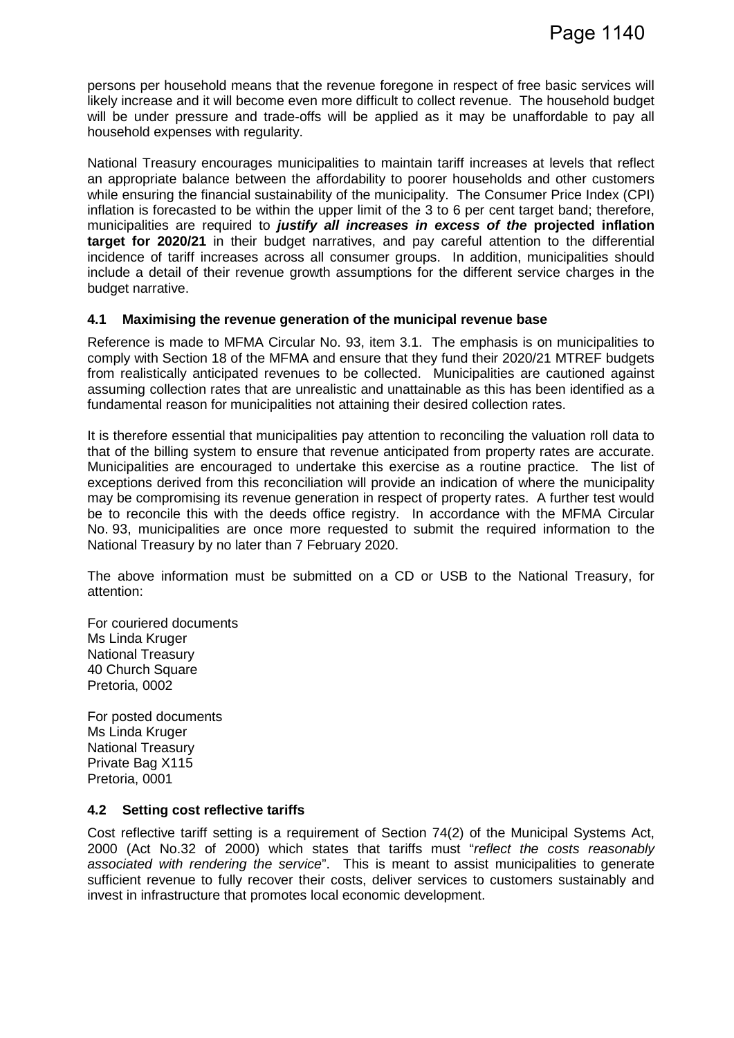persons per household means that the revenue foregone in respect of free basic services will likely increase and it will become even more difficult to collect revenue. The household budget will be under pressure and trade-offs will be applied as it may be unaffordable to pay all household expenses with regularity.

National Treasury encourages municipalities to maintain tariff increases at levels that reflect an appropriate balance between the affordability to poorer households and other customers while ensuring the financial sustainability of the municipality. The Consumer Price Index (CPI) inflation is forecasted to be within the upper limit of the 3 to 6 per cent target band; therefore, municipalities are required to ***justify all increases in excess of the*** **projected inflation target for 2020/21** in their budget narratives, and pay careful attention to the differential incidence of tariff increases across all consumer groups. In addition, municipalities should include a detail of their revenue growth assumptions for the different service charges in the budget narrative.

### 4.1 Maximising the revenue generation of the municipal revenue base

Reference is made to MFMA Circular No. 93, item 3.1. The emphasis is on municipalities to comply with Section 18 of the MFMA and ensure that they fund their 2020/21 MTREF budgets from realistically anticipated revenues to be collected. Municipalities are cautioned against assuming collection rates that are unrealistic and unattainable as this has been identified as a fundamental reason for municipalities not attaining their desired collection rates.

It is therefore essential that municipalities pay attention to reconciling the valuation roll data to that of the billing system to ensure that revenue anticipated from property rates are accurate. Municipalities are encouraged to undertake this exercise as a routine practice. The list of exceptions derived from this reconciliation will provide an indication of where the municipality may be compromising its revenue generation in respect of property rates. A further test would be to reconcile this with the deeds office registry. In accordance with the MFMA Circular No. 93, municipalities are once more requested to submit the required information to the National Treasury by no later than 7 February 2020.

The above information must be submitted on a CD or USB to the National Treasury, for attention:

For couriered documents
Ms Linda Kruger
National Treasury
40 Church Square
Pretoria, 0002

For posted documents
Ms Linda Kruger
National Treasury
Private Bag X115
Pretoria, 0001

### 4.2 Setting cost reflective tariffs

Cost reflective tariff setting is a requirement of Section 74(2) of the Municipal Systems Act, 2000 (Act No.32 of 2000) which states that tariffs must "*reflect the costs reasonably associated with rendering the service*". This is meant to assist municipalities to generate sufficient revenue to fully recover their costs, deliver services to customers sustainably and invest in infrastructure that promotes local economic development.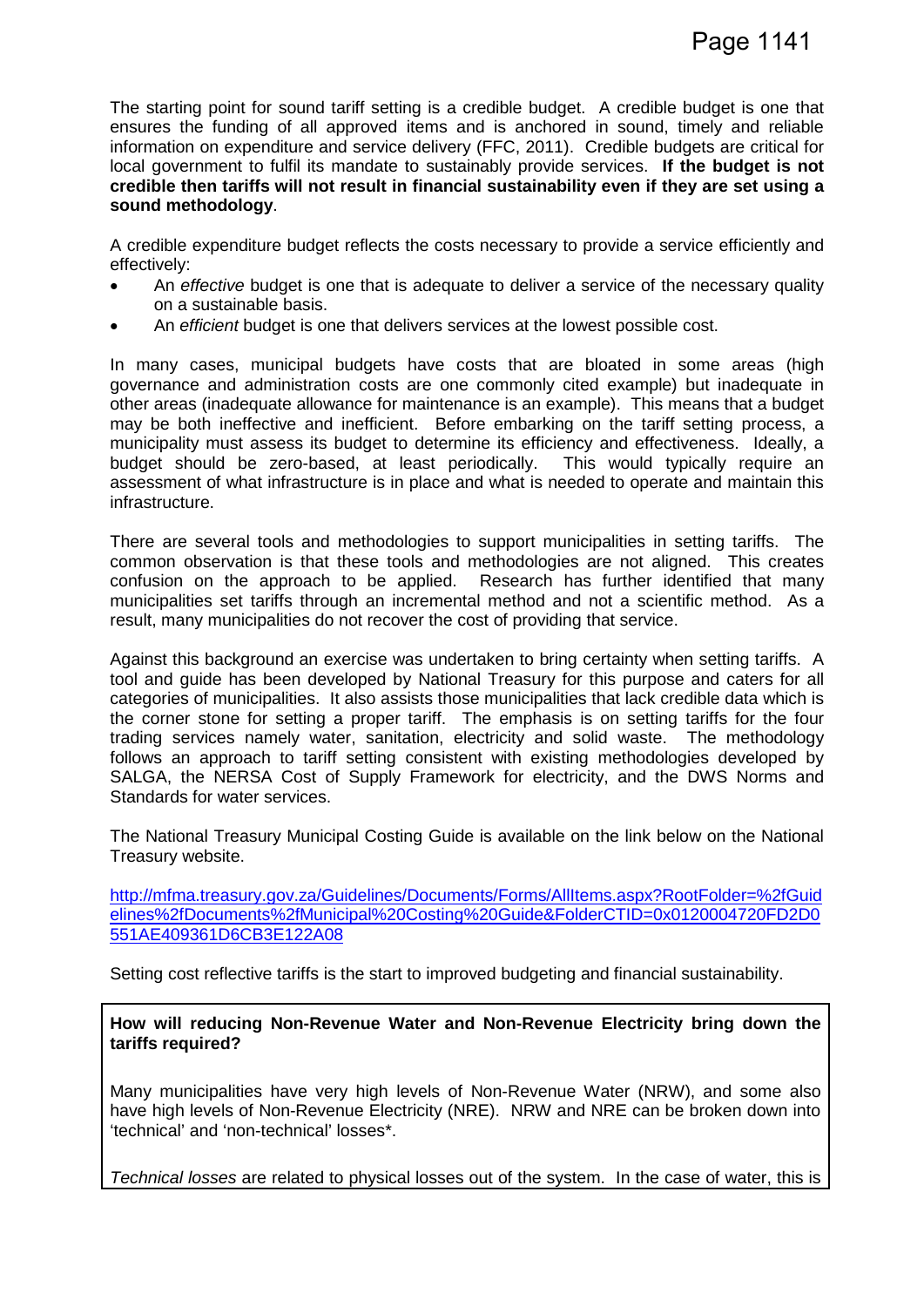The starting point for sound tariff setting is a credible budget. A credible budget is one that ensures the funding of all approved items and is anchored in sound, timely and reliable information on expenditure and service delivery (FFC, 2011). Credible budgets are critical for local government to fulfil its mandate to sustainably provide services. **If the budget is not credible then tariffs will not result in financial sustainability even if they are set using a sound methodology**.

A credible expenditure budget reflects the costs necessary to provide a service efficiently and effectively:

- An *effective* budget is one that is adequate to deliver a service of the necessary quality on a sustainable basis.
- An *efficient* budget is one that delivers services at the lowest possible cost.

In many cases, municipal budgets have costs that are bloated in some areas (high governance and administration costs are one commonly cited example) but inadequate in other areas (inadequate allowance for maintenance is an example). This means that a budget may be both ineffective and inefficient. Before embarking on the tariff setting process, a municipality must assess its budget to determine its efficiency and effectiveness. Ideally, a budget should be zero-based, at least periodically. This would typically require an assessment of what infrastructure is in place and what is needed to operate and maintain this infrastructure.

There are several tools and methodologies to support municipalities in setting tariffs. The common observation is that these tools and methodologies are not aligned. This creates confusion on the approach to be applied. Research has further identified that many municipalities set tariffs through an incremental method and not a scientific method. As a result, many municipalities do not recover the cost of providing that service.

Against this background an exercise was undertaken to bring certainty when setting tariffs. A tool and guide has been developed by National Treasury for this purpose and caters for all categories of municipalities. It also assists those municipalities that lack credible data which is the corner stone for setting a proper tariff. The emphasis is on setting tariffs for the four trading services namely water, sanitation, electricity and solid waste. The methodology follows an approach to tariff setting consistent with existing methodologies developed by SALGA, the NERSA Cost of Supply Framework for electricity, and the DWS Norms and Standards for water services.

The National Treasury Municipal Costing Guide is available on the link below on the National Treasury website.

http://mfma.treasury.gov.za/Guidelines/Documents/Forms/AllItems.aspx?RootFolder=%2fGuidelines%2fDocuments%2fMunicipal%20Costing%20Guide&FolderCTID=0x0120004720FD2D0551AE409361D6CB3E122A08

Setting cost reflective tariffs is the start to improved budgeting and financial sustainability.

**How will reducing Non-Revenue Water and Non-Revenue Electricity bring down the tariffs required?**

Many municipalities have very high levels of Non-Revenue Water (NRW), and some also have high levels of Non-Revenue Electricity (NRE). NRW and NRE can be broken down into 'technical' and 'non-technical' losses*.

*Technical losses* are related to physical losses out of the system. In the case of water, this is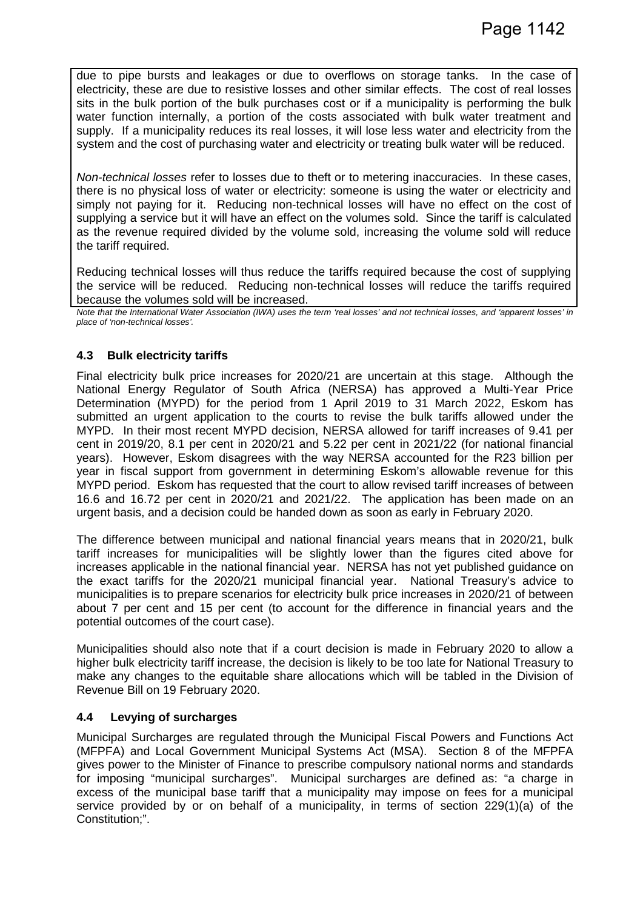due to pipe bursts and leakages or due to overflows on storage tanks. In the case of electricity, these are due to resistive losses and other similar effects. The cost of real losses sits in the bulk portion of the bulk purchases cost or if a municipality is performing the bulk water function internally, a portion of the costs associated with bulk water treatment and supply. If a municipality reduces its real losses, it will lose less water and electricity from the system and the cost of purchasing water and electricity or treating bulk water will be reduced.

*Non-technical losses* refer to losses due to theft or to metering inaccuracies. In these cases, there is no physical loss of water or electricity: someone is using the water or electricity and simply not paying for it. Reducing non-technical losses will have no effect on the cost of supplying a service but it will have an effect on the volumes sold. Since the tariff is calculated as the revenue required divided by the volume sold, increasing the volume sold will reduce the tariff required.

Reducing technical losses will thus reduce the tariffs required because the cost of supplying the service will be reduced. Reducing non-technical losses will reduce the tariffs required because the volumes sold will be increased.

*Note that the International Water Association (IWA) uses the term 'real losses' and not technical losses, and 'apparent losses' in place of 'non-technical losses'.*

### 4.3 Bulk electricity tariffs

Final electricity bulk price increases for 2020/21 are uncertain at this stage. Although the National Energy Regulator of South Africa (NERSA) has approved a Multi-Year Price Determination (MYPD) for the period from 1 April 2019 to 31 March 2022, Eskom has submitted an urgent application to the courts to revise the bulk tariffs allowed under the MYPD. In their most recent MYPD decision, NERSA allowed for tariff increases of 9.41 per cent in 2019/20, 8.1 per cent in 2020/21 and 5.22 per cent in 2021/22 (for national financial years). However, Eskom disagrees with the way NERSA accounted for the R23 billion per year in fiscal support from government in determining Eskom's allowable revenue for this MYPD period. Eskom has requested that the court to allow revised tariff increases of between 16.6 and 16.72 per cent in 2020/21 and 2021/22. The application has been made on an urgent basis, and a decision could be handed down as soon as early in February 2020.

The difference between municipal and national financial years means that in 2020/21, bulk tariff increases for municipalities will be slightly lower than the figures cited above for increases applicable in the national financial year. NERSA has not yet published guidance on the exact tariffs for the 2020/21 municipal financial year. National Treasury's advice to municipalities is to prepare scenarios for electricity bulk price increases in 2020/21 of between about 7 per cent and 15 per cent (to account for the difference in financial years and the potential outcomes of the court case).

Municipalities should also note that if a court decision is made in February 2020 to allow a higher bulk electricity tariff increase, the decision is likely to be too late for National Treasury to make any changes to the equitable share allocations which will be tabled in the Division of Revenue Bill on 19 February 2020.

### 4.4 Levying of surcharges

Municipal Surcharges are regulated through the Municipal Fiscal Powers and Functions Act (MFPFA) and Local Government Municipal Systems Act (MSA). Section 8 of the MFPFA gives power to the Minister of Finance to prescribe compulsory national norms and standards for imposing "municipal surcharges". Municipal surcharges are defined as: "a charge in excess of the municipal base tariff that a municipality may impose on fees for a municipal service provided by or on behalf of a municipality, in terms of section 229(1)(a) of the Constitution;".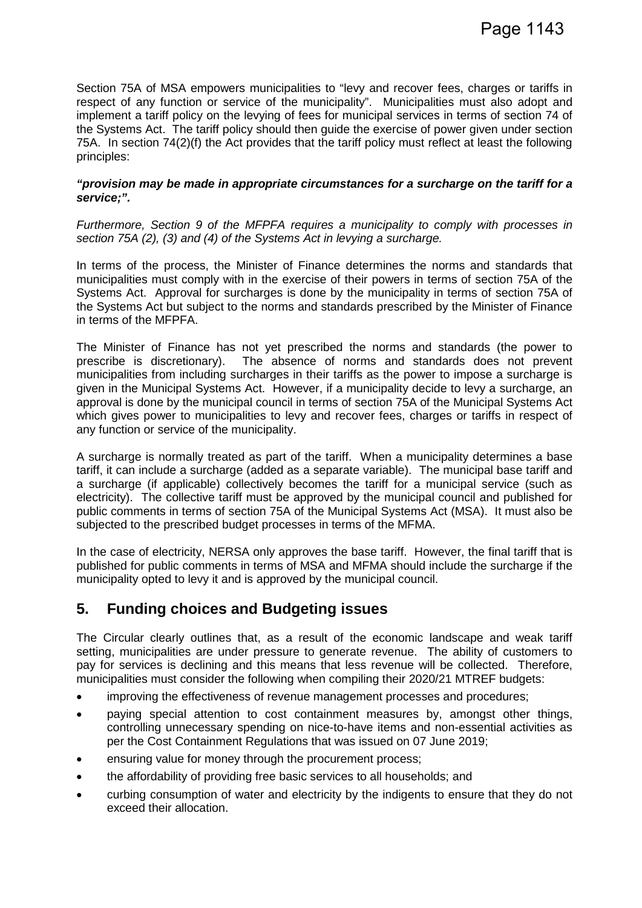Section 75A of MSA empowers municipalities to "levy and recover fees, charges or tariffs in respect of any function or service of the municipality". Municipalities must also adopt and implement a tariff policy on the levying of fees for municipal services in terms of section 74 of the Systems Act. The tariff policy should then guide the exercise of power given under section 75A. In section 74(2)(f) the Act provides that the tariff policy must reflect at least the following principles:

***"provision may be made in appropriate circumstances for a surcharge on the tariff for a service;".***

*Furthermore, Section 9 of the MFPFA requires a municipality to comply with processes in section 75A (2), (3) and (4) of the Systems Act in levying a surcharge.*

In terms of the process, the Minister of Finance determines the norms and standards that municipalities must comply with in the exercise of their powers in terms of section 75A of the Systems Act. Approval for surcharges is done by the municipality in terms of section 75A of the Systems Act but subject to the norms and standards prescribed by the Minister of Finance in terms of the MFPFA.

The Minister of Finance has not yet prescribed the norms and standards (the power to prescribe is discretionary). The absence of norms and standards does not prevent municipalities from including surcharges in their tariffs as the power to impose a surcharge is given in the Municipal Systems Act. However, if a municipality decide to levy a surcharge, an approval is done by the municipal council in terms of section 75A of the Municipal Systems Act which gives power to municipalities to levy and recover fees, charges or tariffs in respect of any function or service of the municipality.

A surcharge is normally treated as part of the tariff. When a municipality determines a base tariff, it can include a surcharge (added as a separate variable). The municipal base tariff and a surcharge (if applicable) collectively becomes the tariff for a municipal service (such as electricity). The collective tariff must be approved by the municipal council and published for public comments in terms of section 75A of the Municipal Systems Act (MSA). It must also be subjected to the prescribed budget processes in terms of the MFMA.

In the case of electricity, NERSA only approves the base tariff. However, the final tariff that is published for public comments in terms of MSA and MFMA should include the surcharge if the municipality opted to levy it and is approved by the municipal council.

## 5. Funding choices and Budgeting issues

The Circular clearly outlines that, as a result of the economic landscape and weak tariff setting, municipalities are under pressure to generate revenue. The ability of customers to pay for services is declining and this means that less revenue will be collected. Therefore, municipalities must consider the following when compiling their 2020/21 MTREF budgets:

- improving the effectiveness of revenue management processes and procedures;
- paying special attention to cost containment measures by, amongst other things, controlling unnecessary spending on nice-to-have items and non-essential activities as per the Cost Containment Regulations that was issued on 07 June 2019;
- ensuring value for money through the procurement process;
- the affordability of providing free basic services to all households; and
- curbing consumption of water and electricity by the indigents to ensure that they do not exceed their allocation.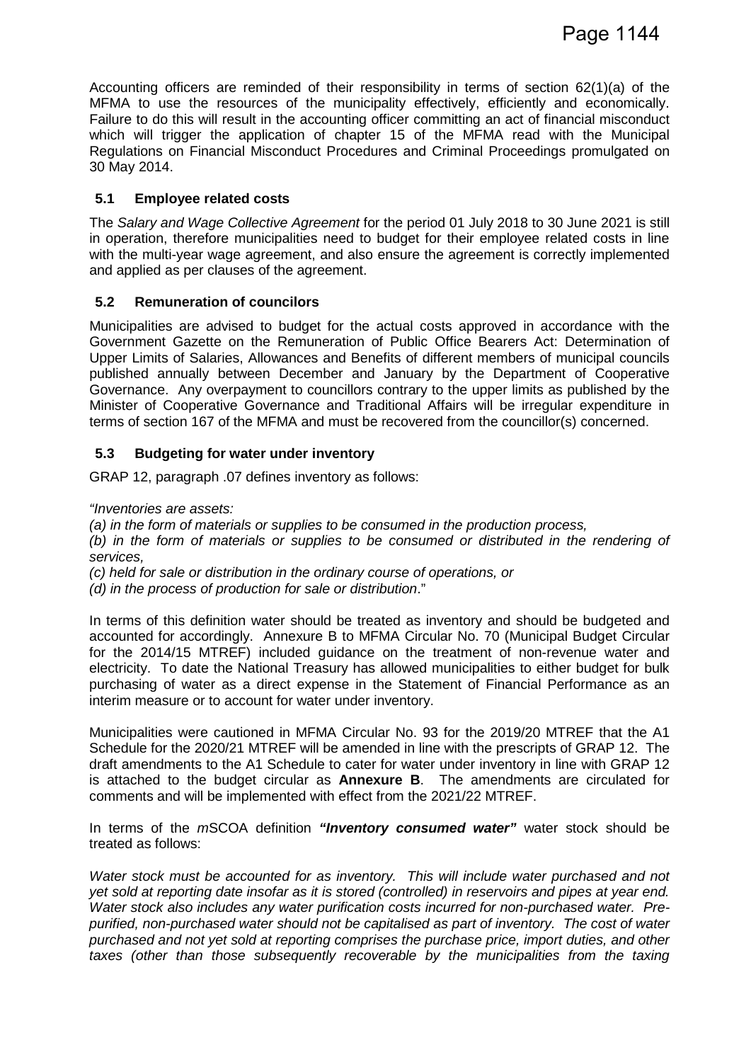Accounting officers are reminded of their responsibility in terms of section 62(1)(a) of the MFMA to use the resources of the municipality effectively, efficiently and economically. Failure to do this will result in the accounting officer committing an act of financial misconduct which will trigger the application of chapter 15 of the MFMA read with the Municipal Regulations on Financial Misconduct Procedures and Criminal Proceedings promulgated on 30 May 2014.

### 5.1 Employee related costs

The *Salary and Wage Collective Agreement* for the period 01 July 2018 to 30 June 2021 is still in operation, therefore municipalities need to budget for their employee related costs in line with the multi-year wage agreement, and also ensure the agreement is correctly implemented and applied as per clauses of the agreement.

### 5.2 Remuneration of councilors

Municipalities are advised to budget for the actual costs approved in accordance with the Government Gazette on the Remuneration of Public Office Bearers Act: Determination of Upper Limits of Salaries, Allowances and Benefits of different members of municipal councils published annually between December and January by the Department of Cooperative Governance. Any overpayment to councillors contrary to the upper limits as published by the Minister of Cooperative Governance and Traditional Affairs will be irregular expenditure in terms of section 167 of the MFMA and must be recovered from the councillor(s) concerned.

### 5.3 Budgeting for water under inventory

GRAP 12, paragraph .07 defines inventory as follows:

*"Inventories are assets:*
*(a) in the form of materials or supplies to be consumed in the production process,*
*(b) in the form of materials or supplies to be consumed or distributed in the rendering of services,*
*(c) held for sale or distribution in the ordinary course of operations, or*
*(d) in the process of production for sale or distribution*."

In terms of this definition water should be treated as inventory and should be budgeted and accounted for accordingly. Annexure B to MFMA Circular No. 70 (Municipal Budget Circular for the 2014/15 MTREF) included guidance on the treatment of non-revenue water and electricity. To date the National Treasury has allowed municipalities to either budget for bulk purchasing of water as a direct expense in the Statement of Financial Performance as an interim measure or to account for water under inventory.

Municipalities were cautioned in MFMA Circular No. 93 for the 2019/20 MTREF that the A1 Schedule for the 2020/21 MTREF will be amended in line with the prescripts of GRAP 12. The draft amendments to the A1 Schedule to cater for water under inventory in line with GRAP 12 is attached to the budget circular as **Annexure B**. The amendments are circulated for comments and will be implemented with effect from the 2021/22 MTREF.

In terms of the *m*SCOA definition ***"Inventory consumed water"*** water stock should be treated as follows:

*Water stock must be accounted for as inventory. This will include water purchased and not yet sold at reporting date insofar as it is stored (controlled) in reservoirs and pipes at year end. Water stock also includes any water purification costs incurred for non-purchased water. Pre-purified, non-purchased water should not be capitalised as part of inventory. The cost of water purchased and not yet sold at reporting comprises the purchase price, import duties, and other taxes (other than those subsequently recoverable by the municipalities from the taxing*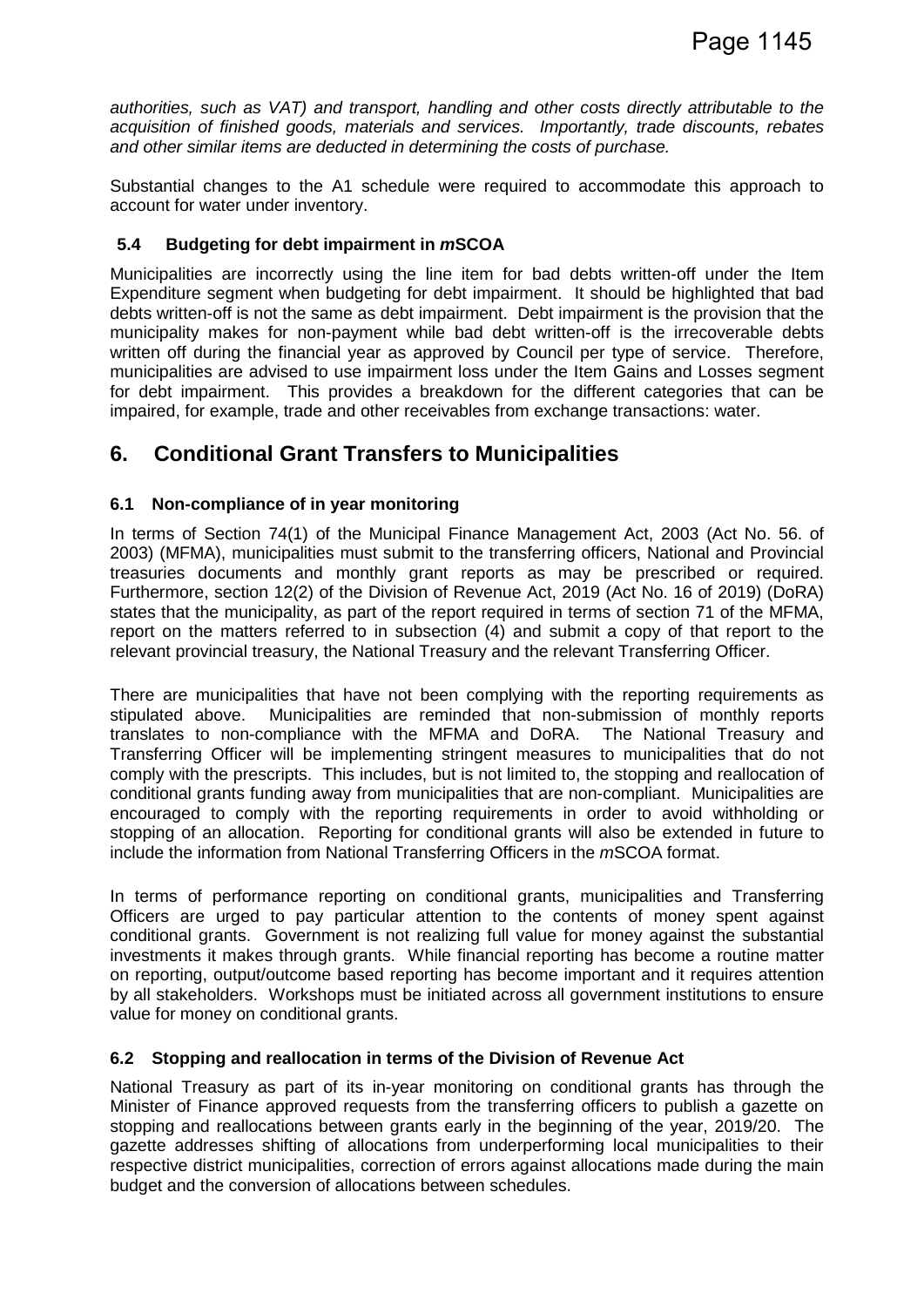*authorities, such as VAT) and transport, handling and other costs directly attributable to the acquisition of finished goods, materials and services. Importantly, trade discounts, rebates and other similar items are deducted in determining the costs of purchase.*

Substantial changes to the A1 schedule were required to accommodate this approach to account for water under inventory.

### 5.4 Budgeting for debt impairment in *m*SCOA

Municipalities are incorrectly using the line item for bad debts written-off under the Item Expenditure segment when budgeting for debt impairment. It should be highlighted that bad debts written-off is not the same as debt impairment. Debt impairment is the provision that the municipality makes for non-payment while bad debt written-off is the irrecoverable debts written off during the financial year as approved by Council per type of service. Therefore, municipalities are advised to use impairment loss under the Item Gains and Losses segment for debt impairment. This provides a breakdown for the different categories that can be impaired, for example, trade and other receivables from exchange transactions: water.

## 6. Conditional Grant Transfers to Municipalities

### 6.1 Non-compliance of in year monitoring

In terms of Section 74(1) of the Municipal Finance Management Act, 2003 (Act No. 56. of 2003) (MFMA), municipalities must submit to the transferring officers, National and Provincial treasuries documents and monthly grant reports as may be prescribed or required. Furthermore, section 12(2) of the Division of Revenue Act, 2019 (Act No. 16 of 2019) (DoRA) states that the municipality, as part of the report required in terms of section 71 of the MFMA, report on the matters referred to in subsection (4) and submit a copy of that report to the relevant provincial treasury, the National Treasury and the relevant Transferring Officer.

There are municipalities that have not been complying with the reporting requirements as stipulated above. Municipalities are reminded that non-submission of monthly reports translates to non-compliance with the MFMA and DoRA. The National Treasury and Transferring Officer will be implementing stringent measures to municipalities that do not comply with the prescripts. This includes, but is not limited to, the stopping and reallocation of conditional grants funding away from municipalities that are non-compliant. Municipalities are encouraged to comply with the reporting requirements in order to avoid withholding or stopping of an allocation. Reporting for conditional grants will also be extended in future to include the information from National Transferring Officers in the *m*SCOA format.

In terms of performance reporting on conditional grants, municipalities and Transferring Officers are urged to pay particular attention to the contents of money spent against conditional grants. Government is not realizing full value for money against the substantial investments it makes through grants. While financial reporting has become a routine matter on reporting, output/outcome based reporting has become important and it requires attention by all stakeholders. Workshops must be initiated across all government institutions to ensure value for money on conditional grants.

### 6.2 Stopping and reallocation in terms of the Division of Revenue Act

National Treasury as part of its in-year monitoring on conditional grants has through the Minister of Finance approved requests from the transferring officers to publish a gazette on stopping and reallocations between grants early in the beginning of the year, 2019/20. The gazette addresses shifting of allocations from underperforming local municipalities to their respective district municipalities, correction of errors against allocations made during the main budget and the conversion of allocations between schedules.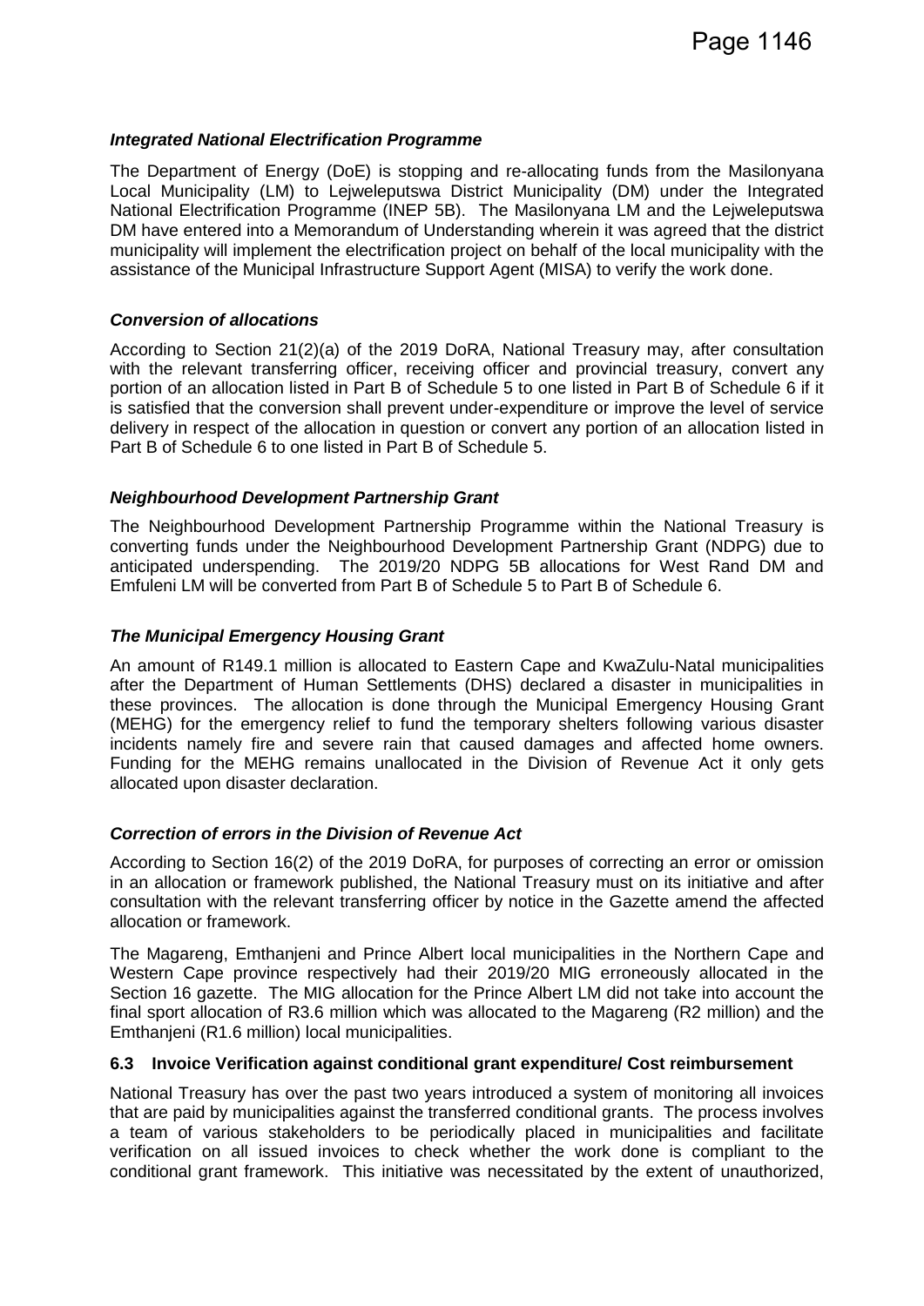***Integrated National Electrification Programme***

The Department of Energy (DoE) is stopping and re-allocating funds from the Masilonyana Local Municipality (LM) to Lejweleputswa District Municipality (DM) under the Integrated National Electrification Programme (INEP 5B). The Masilonyana LM and the Lejweleputswa DM have entered into a Memorandum of Understanding wherein it was agreed that the district municipality will implement the electrification project on behalf of the local municipality with the assistance of the Municipal Infrastructure Support Agent (MISA) to verify the work done.

***Conversion of allocations***

According to Section 21(2)(a) of the 2019 DoRA, National Treasury may, after consultation with the relevant transferring officer, receiving officer and provincial treasury, convert any portion of an allocation listed in Part B of Schedule 5 to one listed in Part B of Schedule 6 if it is satisfied that the conversion shall prevent under-expenditure or improve the level of service delivery in respect of the allocation in question or convert any portion of an allocation listed in Part B of Schedule 6 to one listed in Part B of Schedule 5.

***Neighbourhood Development Partnership Grant***

The Neighbourhood Development Partnership Programme within the National Treasury is converting funds under the Neighbourhood Development Partnership Grant (NDPG) due to anticipated underspending. The 2019/20 NDPG 5B allocations for West Rand DM and Emfuleni LM will be converted from Part B of Schedule 5 to Part B of Schedule 6.

***The Municipal Emergency Housing Grant***

An amount of R149.1 million is allocated to Eastern Cape and KwaZulu-Natal municipalities after the Department of Human Settlements (DHS) declared a disaster in municipalities in these provinces. The allocation is done through the Municipal Emergency Housing Grant (MEHG) for the emergency relief to fund the temporary shelters following various disaster incidents namely fire and severe rain that caused damages and affected home owners. Funding for the MEHG remains unallocated in the Division of Revenue Act it only gets allocated upon disaster declaration.

***Correction of errors in the Division of Revenue Act***

According to Section 16(2) of the 2019 DoRA, for purposes of correcting an error or omission in an allocation or framework published, the National Treasury must on its initiative and after consultation with the relevant transferring officer by notice in the Gazette amend the affected allocation or framework.

The Magareng, Emthanjeni and Prince Albert local municipalities in the Northern Cape and Western Cape province respectively had their 2019/20 MIG erroneously allocated in the Section 16 gazette. The MIG allocation for the Prince Albert LM did not take into account the final sport allocation of R3.6 million which was allocated to the Magareng (R2 million) and the Emthanjeni (R1.6 million) local municipalities.

### 6.3 Invoice Verification against conditional grant expenditure/ Cost reimbursement

National Treasury has over the past two years introduced a system of monitoring all invoices that are paid by municipalities against the transferred conditional grants. The process involves a team of various stakeholders to be periodically placed in municipalities and facilitate verification on all issued invoices to check whether the work done is compliant to the conditional grant framework. This initiative was necessitated by the extent of unauthorized,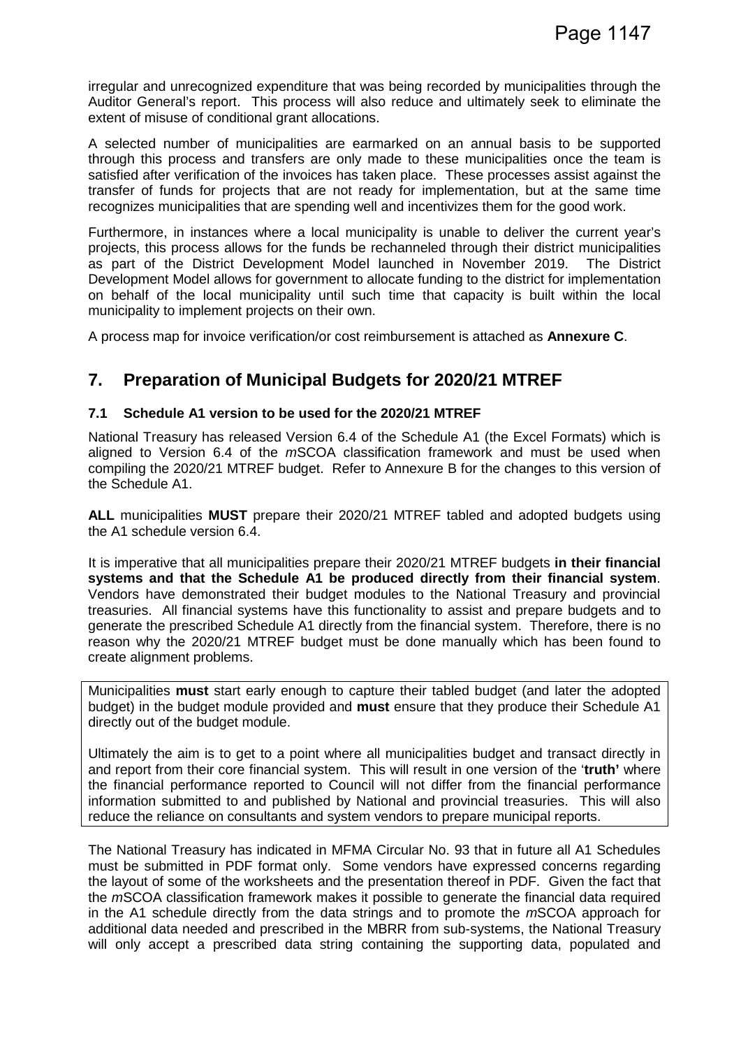irregular and unrecognized expenditure that was being recorded by municipalities through the Auditor General's report. This process will also reduce and ultimately seek to eliminate the extent of misuse of conditional grant allocations.

A selected number of municipalities are earmarked on an annual basis to be supported through this process and transfers are only made to these municipalities once the team is satisfied after verification of the invoices has taken place. These processes assist against the transfer of funds for projects that are not ready for implementation, but at the same time recognizes municipalities that are spending well and incentivizes them for the good work.

Furthermore, in instances where a local municipality is unable to deliver the current year's projects, this process allows for the funds be rechanneled through their district municipalities as part of the District Development Model launched in November 2019. The District Development Model allows for government to allocate funding to the district for implementation on behalf of the local municipality until such time that capacity is built within the local municipality to implement projects on their own.

A process map for invoice verification/or cost reimbursement is attached as **Annexure C**.

## 7. Preparation of Municipal Budgets for 2020/21 MTREF

### 7.1 Schedule A1 version to be used for the 2020/21 MTREF

National Treasury has released Version 6.4 of the Schedule A1 (the Excel Formats) which is aligned to Version 6.4 of the *m*SCOA classification framework and must be used when compiling the 2020/21 MTREF budget. Refer to Annexure B for the changes to this version of the Schedule A1.

**ALL** municipalities **MUST** prepare their 2020/21 MTREF tabled and adopted budgets using the A1 schedule version 6.4.

It is imperative that all municipalities prepare their 2020/21 MTREF budgets **in their financial systems and that the Schedule A1 be produced directly from their financial system**. Vendors have demonstrated their budget modules to the National Treasury and provincial treasuries. All financial systems have this functionality to assist and prepare budgets and to generate the prescribed Schedule A1 directly from the financial system. Therefore, there is no reason why the 2020/21 MTREF budget must be done manually which has been found to create alignment problems.

> Municipalities **must** start early enough to capture their tabled budget (and later the adopted budget) in the budget module provided and **must** ensure that they produce their Schedule A1 directly out of the budget module.
>
> Ultimately the aim is to get to a point where all municipalities budget and transact directly in and report from their core financial system. This will result in one version of the '**truth'** where the financial performance reported to Council will not differ from the financial performance information submitted to and published by National and provincial treasuries. This will also reduce the reliance on consultants and system vendors to prepare municipal reports.

The National Treasury has indicated in MFMA Circular No. 93 that in future all A1 Schedules must be submitted in PDF format only. Some vendors have expressed concerns regarding the layout of some of the worksheets and the presentation thereof in PDF. Given the fact that the *m*SCOA classification framework makes it possible to generate the financial data required in the A1 schedule directly from the data strings and to promote the *m*SCOA approach for additional data needed and prescribed in the MBRR from sub-systems, the National Treasury will only accept a prescribed data string containing the supporting data, populated and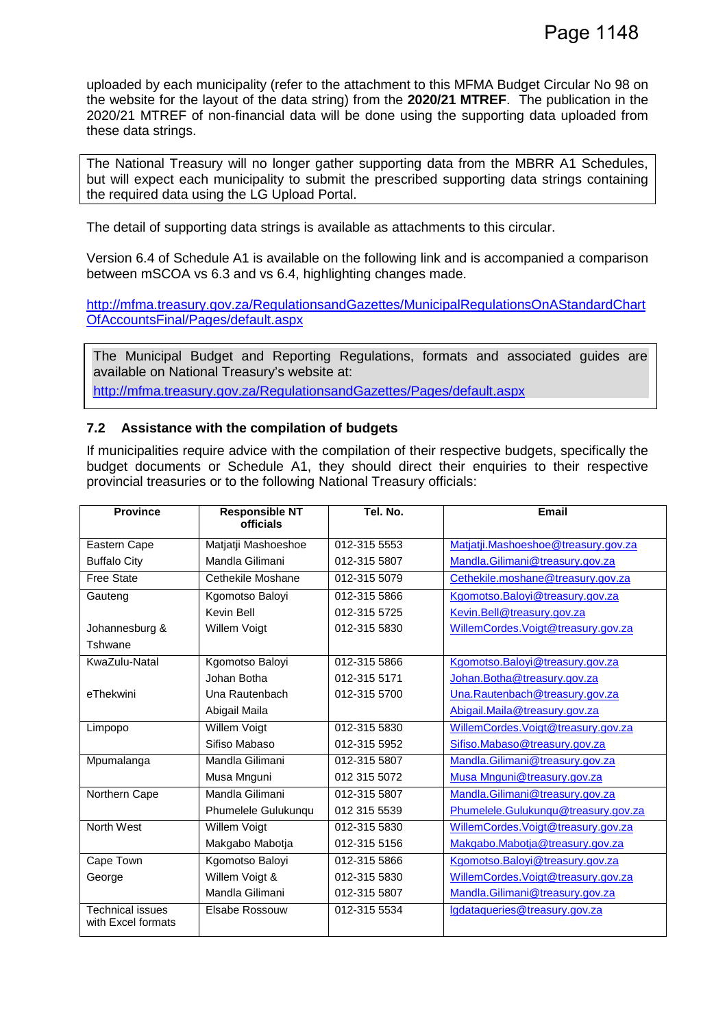uploaded by each municipality (refer to the attachment to this MFMA Budget Circular No 98 on the website for the layout of the data string) from the **2020/21 MTREF**. The publication in the 2020/21 MTREF of non-financial data will be done using the supporting data uploaded from these data strings.

The National Treasury will no longer gather supporting data from the MBRR A1 Schedules, but will expect each municipality to submit the prescribed supporting data strings containing the required data using the LG Upload Portal.

The detail of supporting data strings is available as attachments to this circular.

Version 6.4 of Schedule A1 is available on the following link and is accompanied a comparison between mSCOA vs 6.3 and vs 6.4, highlighting changes made.

http://mfma.treasury.gov.za/RegulationsandGazettes/MunicipalRegulationsOnAStandardChartOfAccountsFinal/Pages/default.aspx

The Municipal Budget and Reporting Regulations, formats and associated guides are available on National Treasury's website at:
http://mfma.treasury.gov.za/RegulationsandGazettes/Pages/default.aspx

### 7.2 Assistance with the compilation of budgets

If municipalities require advice with the compilation of their respective budgets, specifically the budget documents or Schedule A1, they should direct their enquiries to their respective provincial treasuries or to the following National Treasury officials:

| Province | Responsible NT officials | Tel. No. | Email |
|---|---|---|---|
| Eastern Cape | Matjatji Mashoeshoe | 012-315 5553 | Matjatji.Mashoeshoe@treasury.gov.za |
| Buffalo City | Mandla Gilimani | 012-315 5807 | Mandla.Gilimani@treasury.gov.za |
| Free State | Cethekile Moshane | 012-315 5079 | Cethekile.moshane@treasury.gov.za |
| Gauteng | Kgomotso Baloyi | 012-315 5866 | Kgomotso.Baloyi@treasury.gov.za |
| | Kevin Bell | 012-315 5725 | Kevin.Bell@treasury.gov.za |
| Johannesburg & Tshwane | Willem Voigt | 012-315 5830 | WillemCordes.Voigt@treasury.gov.za |
| KwaZulu-Natal | Kgomotso Baloyi | 012-315 5866 | Kgomotso.Baloyi@treasury.gov.za |
| | Johan Botha | 012-315 5171 | Johan.Botha@treasury.gov.za |
| eThekwini | Una Rautenbach | 012-315 5700 | Una.Rautenbach@treasury.gov.za |
| | Abigail Maila | | Abigail.Maila@treasury.gov.za |
| Limpopo | Willem Voigt | 012-315 5830 | WillemCordes.Voigt@treasury.gov.za |
| | Sifiso Mabaso | 012-315 5952 | Sifiso.Mabaso@treasury.gov.za |
| Mpumalanga | Mandla Gilimani | 012-315 5807 | Mandla.Gilimani@treasury.gov.za |
| | Musa Mnguni | 012 315 5072 | Musa Mnguni@treasury.gov.za |
| Northern Cape | Mandla Gilimani | 012-315 5807 | Mandla.Gilimani@treasury.gov.za |
| | Phumelele Gulukunqu | 012 315 5539 | Phumelele.Gulukunqu@treasury.gov.za |
| North West | Willem Voigt | 012-315 5830 | WillemCordes.Voigt@treasury.gov.za |
| | Makgabo Mabotja | 012-315 5156 | Makgabo.Mabotja@treasury.gov.za |
| Cape Town | Kgomotso Baloyi | 012-315 5866 | Kgomotso.Baloyi@treasury.gov.za |
| George | Willem Voigt & | 012-315 5830 | WillemCordes.Voigt@treasury.gov.za |
| | Mandla Gilimani | 012-315 5807 | Mandla.Gilimani@treasury.gov.za |
| Technical issues with Excel formats | Elsabe Rossouw | 012-315 5534 | lgdataqueries@treasury.gov.za |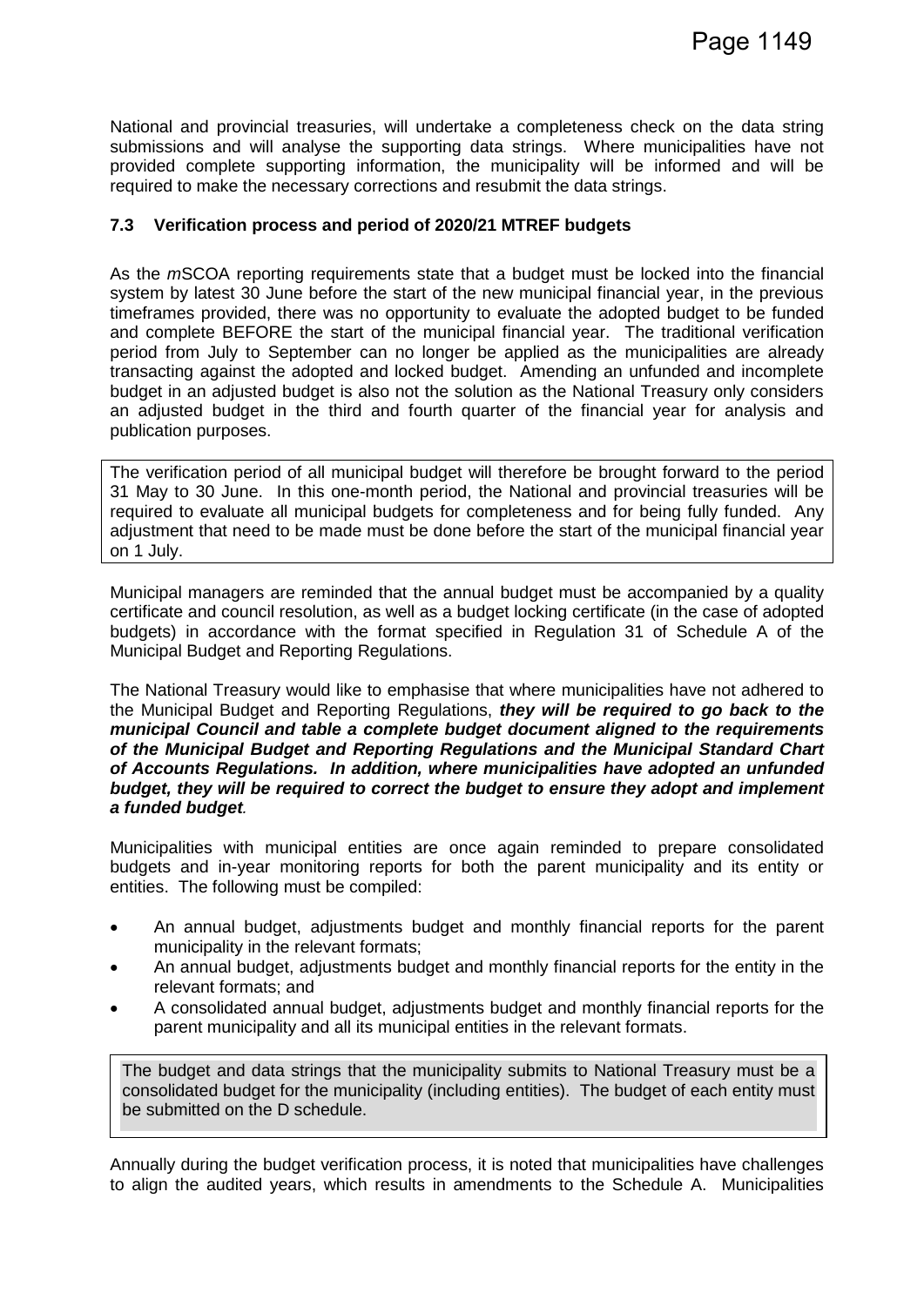National and provincial treasuries, will undertake a completeness check on the data string submissions and will analyse the supporting data strings. Where municipalities have not provided complete supporting information, the municipality will be informed and will be required to make the necessary corrections and resubmit the data strings.

### 7.3 Verification process and period of 2020/21 MTREF budgets

As the *m*SCOA reporting requirements state that a budget must be locked into the financial system by latest 30 June before the start of the new municipal financial year, in the previous timeframes provided, there was no opportunity to evaluate the adopted budget to be funded and complete BEFORE the start of the municipal financial year. The traditional verification period from July to September can no longer be applied as the municipalities are already transacting against the adopted and locked budget. Amending an unfunded and incomplete budget in an adjusted budget is also not the solution as the National Treasury only considers an adjusted budget in the third and fourth quarter of the financial year for analysis and publication purposes.

The verification period of all municipal budget will therefore be brought forward to the period 31 May to 30 June. In this one-month period, the National and provincial treasuries will be required to evaluate all municipal budgets for completeness and for being fully funded. Any adjustment that need to be made must be done before the start of the municipal financial year on 1 July.

Municipal managers are reminded that the annual budget must be accompanied by a quality certificate and council resolution, as well as a budget locking certificate (in the case of adopted budgets) in accordance with the format specified in Regulation 31 of Schedule A of the Municipal Budget and Reporting Regulations.

The National Treasury would like to emphasise that where municipalities have not adhered to the Municipal Budget and Reporting Regulations, ***they will be required to go back to the municipal Council and table a complete budget document aligned to the requirements of the Municipal Budget and Reporting Regulations and the Municipal Standard Chart of Accounts Regulations. In addition, where municipalities have adopted an unfunded budget, they will be required to correct the budget to ensure they adopt and implement a funded budget**.*

Municipalities with municipal entities are once again reminded to prepare consolidated budgets and in-year monitoring reports for both the parent municipality and its entity or entities. The following must be compiled:

- An annual budget, adjustments budget and monthly financial reports for the parent municipality in the relevant formats;
- An annual budget, adjustments budget and monthly financial reports for the entity in the relevant formats; and
- A consolidated annual budget, adjustments budget and monthly financial reports for the parent municipality and all its municipal entities in the relevant formats.

The budget and data strings that the municipality submits to National Treasury must be a consolidated budget for the municipality (including entities). The budget of each entity must be submitted on the D schedule.

Annually during the budget verification process, it is noted that municipalities have challenges to align the audited years, which results in amendments to the Schedule A. Municipalities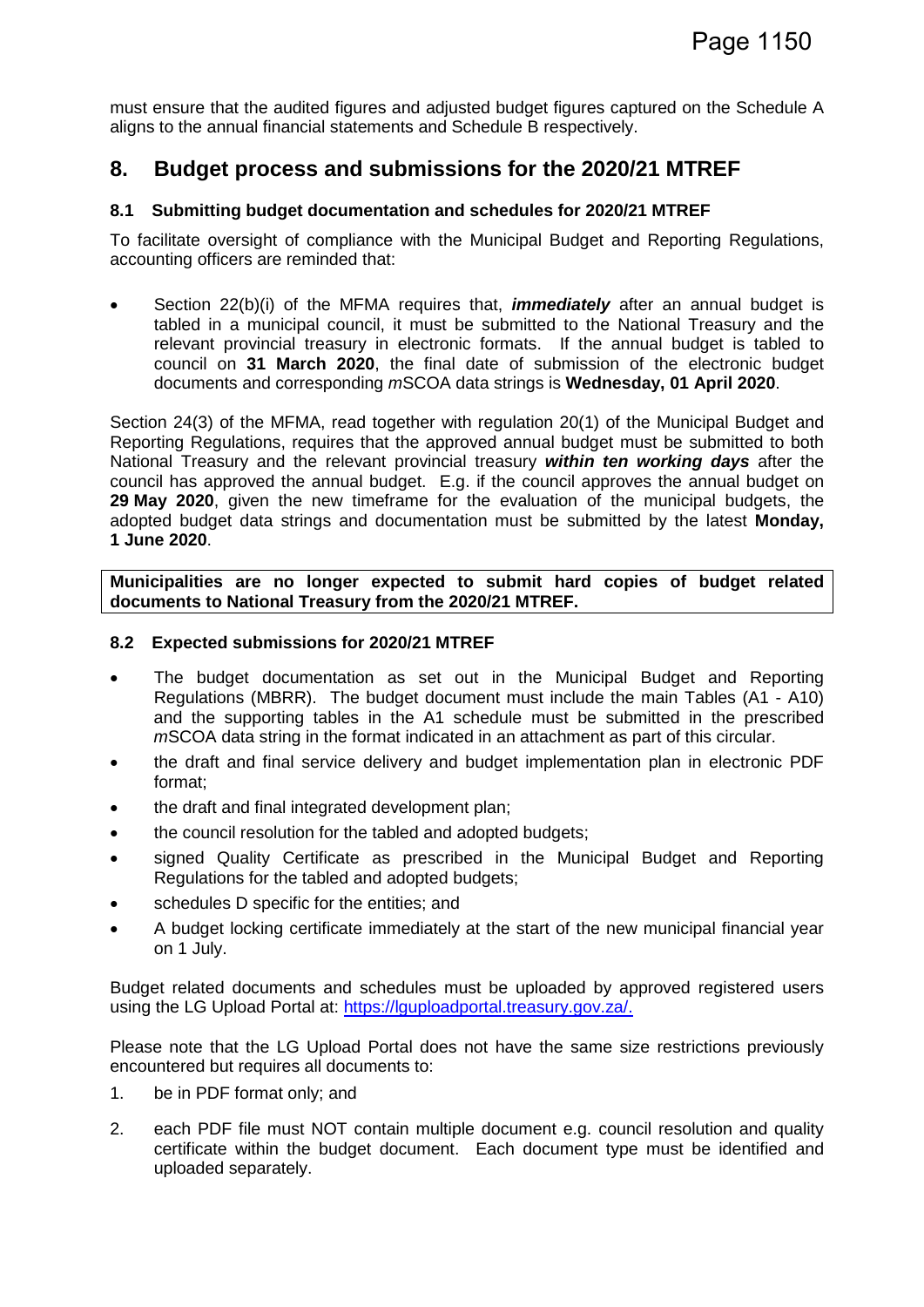must ensure that the audited figures and adjusted budget figures captured on the Schedule A aligns to the annual financial statements and Schedule B respectively.

## 8. Budget process and submissions for the 2020/21 MTREF

### 8.1 Submitting budget documentation and schedules for 2020/21 MTREF

To facilitate oversight of compliance with the Municipal Budget and Reporting Regulations, accounting officers are reminded that:

- Section 22(b)(i) of the MFMA requires that, ***immediately*** after an annual budget is tabled in a municipal council, it must be submitted to the National Treasury and the relevant provincial treasury in electronic formats. If the annual budget is tabled to council on **31 March 2020**, the final date of submission of the electronic budget documents and corresponding *m*SCOA data strings is **Wednesday, 01 April 2020**.

Section 24(3) of the MFMA, read together with regulation 20(1) of the Municipal Budget and Reporting Regulations, requires that the approved annual budget must be submitted to both National Treasury and the relevant provincial treasury ***within ten working days*** after the council has approved the annual budget. E.g. if the council approves the annual budget on **29 May 2020**, given the new timeframe for the evaluation of the municipal budgets, the adopted budget data strings and documentation must be submitted by the latest **Monday, 1 June 2020**.

**Municipalities are no longer expected to submit hard copies of budget related documents to National Treasury from the 2020/21 MTREF.**

### 8.2 Expected submissions for 2020/21 MTREF

- The budget documentation as set out in the Municipal Budget and Reporting Regulations (MBRR). The budget document must include the main Tables (A1 - A10) and the supporting tables in the A1 schedule must be submitted in the prescribed *m*SCOA data string in the format indicated in an attachment as part of this circular.
- the draft and final service delivery and budget implementation plan in electronic PDF format;
- the draft and final integrated development plan;
- the council resolution for the tabled and adopted budgets;
- signed Quality Certificate as prescribed in the Municipal Budget and Reporting Regulations for the tabled and adopted budgets;
- schedules D specific for the entities; and
- A budget locking certificate immediately at the start of the new municipal financial year on 1 July.

Budget related documents and schedules must be uploaded by approved registered users using the LG Upload Portal at: https://lguploadportal.treasury.gov.za/.

Please note that the LG Upload Portal does not have the same size restrictions previously encountered but requires all documents to:

1. be in PDF format only; and
2. each PDF file must NOT contain multiple document e.g. council resolution and quality certificate within the budget document. Each document type must be identified and uploaded separately.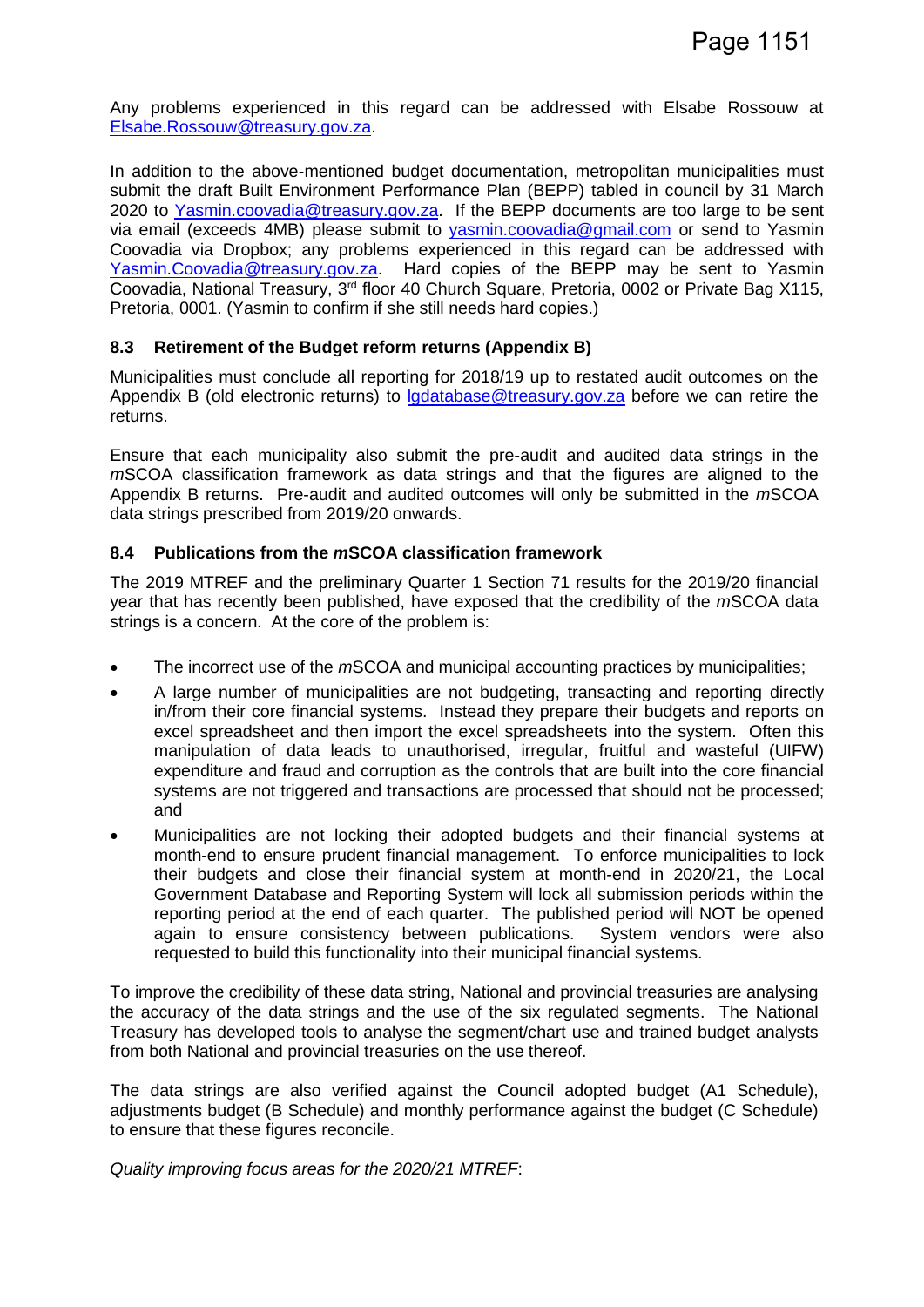Any problems experienced in this regard can be addressed with Elsabe Rossouw at Elsabe.Rossouw@treasury.gov.za.

In addition to the above-mentioned budget documentation, metropolitan municipalities must submit the draft Built Environment Performance Plan (BEPP) tabled in council by 31 March 2020 to Yasmin.coovadia@treasury.gov.za. If the BEPP documents are too large to be sent via email (exceeds 4MB) please submit to yasmin.coovadia@gmail.com or send to Yasmin Coovadia via Dropbox; any problems experienced in this regard can be addressed with Yasmin.Coovadia@treasury.gov.za. Hard copies of the BEPP may be sent to Yasmin Coovadia, National Treasury, 3rd floor 40 Church Square, Pretoria, 0002 or Private Bag X115, Pretoria, 0001. (Yasmin to confirm if she still needs hard copies.)

### 8.3 Retirement of the Budget reform returns (Appendix B)

Municipalities must conclude all reporting for 2018/19 up to restated audit outcomes on the Appendix B (old electronic returns) to lgdatabase@treasury.gov.za before we can retire the returns.

Ensure that each municipality also submit the pre-audit and audited data strings in the *m*SCOA classification framework as data strings and that the figures are aligned to the Appendix B returns. Pre-audit and audited outcomes will only be submitted in the *m*SCOA data strings prescribed from 2019/20 onwards.

### 8.4 Publications from the *m*SCOA classification framework

The 2019 MTREF and the preliminary Quarter 1 Section 71 results for the 2019/20 financial year that has recently been published, have exposed that the credibility of the *m*SCOA data strings is a concern. At the core of the problem is:

- The incorrect use of the *m*SCOA and municipal accounting practices by municipalities;
- A large number of municipalities are not budgeting, transacting and reporting directly in/from their core financial systems. Instead they prepare their budgets and reports on excel spreadsheet and then import the excel spreadsheets into the system. Often this manipulation of data leads to unauthorised, irregular, fruitful and wasteful (UIFW) expenditure and fraud and corruption as the controls that are built into the core financial systems are not triggered and transactions are processed that should not be processed; and
- Municipalities are not locking their adopted budgets and their financial systems at month-end to ensure prudent financial management. To enforce municipalities to lock their budgets and close their financial system at month-end in 2020/21, the Local Government Database and Reporting System will lock all submission periods within the reporting period at the end of each quarter. The published period will NOT be opened again to ensure consistency between publications. System vendors were also requested to build this functionality into their municipal financial systems.

To improve the credibility of these data string, National and provincial treasuries are analysing the accuracy of the data strings and the use of the six regulated segments. The National Treasury has developed tools to analyse the segment/chart use and trained budget analysts from both National and provincial treasuries on the use thereof.

The data strings are also verified against the Council adopted budget (A1 Schedule), adjustments budget (B Schedule) and monthly performance against the budget (C Schedule) to ensure that these figures reconcile.

*Quality improving focus areas for the 2020/21 MTREF*: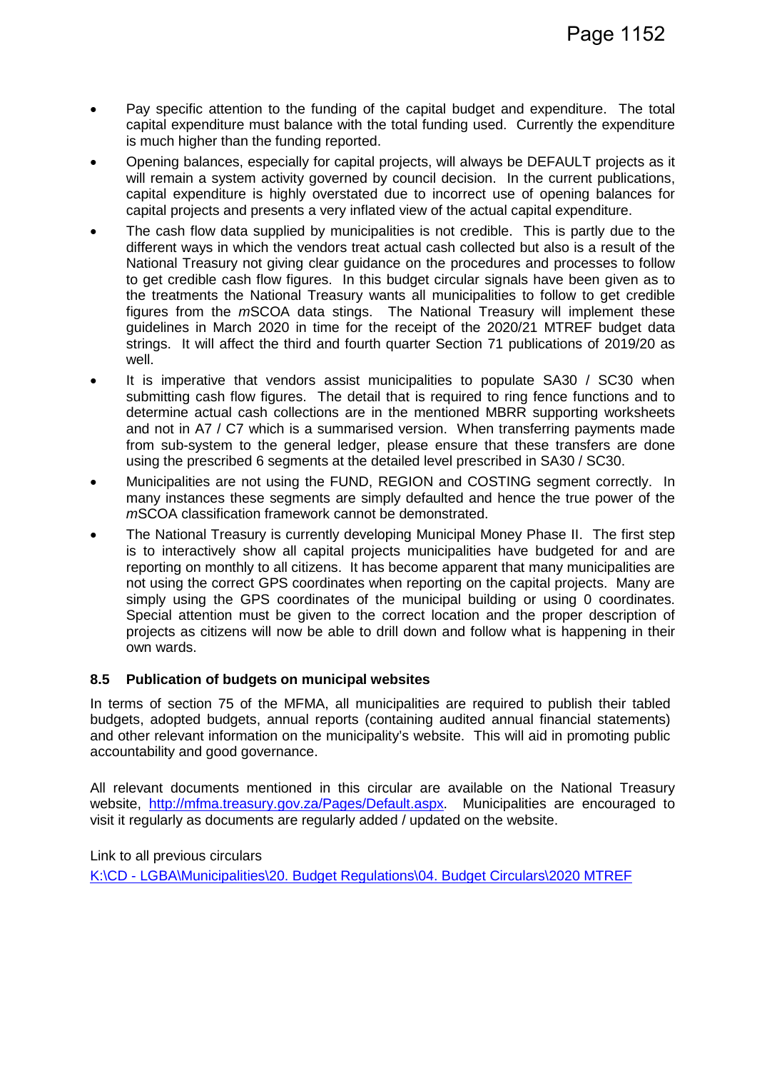- Pay specific attention to the funding of the capital budget and expenditure. The total capital expenditure must balance with the total funding used. Currently the expenditure is much higher than the funding reported.
- Opening balances, especially for capital projects, will always be DEFAULT projects as it will remain a system activity governed by council decision. In the current publications, capital expenditure is highly overstated due to incorrect use of opening balances for capital projects and presents a very inflated view of the actual capital expenditure.
- The cash flow data supplied by municipalities is not credible. This is partly due to the different ways in which the vendors treat actual cash collected but also is a result of the National Treasury not giving clear guidance on the procedures and processes to follow to get credible cash flow figures. In this budget circular signals have been given as to the treatments the National Treasury wants all municipalities to follow to get credible figures from the *m*SCOA data stings. The National Treasury will implement these guidelines in March 2020 in time for the receipt of the 2020/21 MTREF budget data strings. It will affect the third and fourth quarter Section 71 publications of 2019/20 as well.
- It is imperative that vendors assist municipalities to populate SA30 / SC30 when submitting cash flow figures. The detail that is required to ring fence functions and to determine actual cash collections are in the mentioned MBRR supporting worksheets and not in A7 / C7 which is a summarised version. When transferring payments made from sub-system to the general ledger, please ensure that these transfers are done using the prescribed 6 segments at the detailed level prescribed in SA30 / SC30.
- Municipalities are not using the FUND, REGION and COSTING segment correctly. In many instances these segments are simply defaulted and hence the true power of the *m*SCOA classification framework cannot be demonstrated.
- The National Treasury is currently developing Municipal Money Phase II. The first step is to interactively show all capital projects municipalities have budgeted for and are reporting on monthly to all citizens. It has become apparent that many municipalities are not using the correct GPS coordinates when reporting on the capital projects. Many are simply using the GPS coordinates of the municipal building or using 0 coordinates. Special attention must be given to the correct location and the proper description of projects as citizens will now be able to drill down and follow what is happening in their own wards.

### 8.5 Publication of budgets on municipal websites

In terms of section 75 of the MFMA, all municipalities are required to publish their tabled budgets, adopted budgets, annual reports (containing audited annual financial statements) and other relevant information on the municipality's website. This will aid in promoting public accountability and good governance.

All relevant documents mentioned in this circular are available on the National Treasury website, [http://mfma.treasury.gov.za/Pages/Default.aspx](http://mfma.treasury.gov.za/Pages/Default.aspx). Municipalities are encouraged to visit it regularly as documents are regularly added / updated on the website.

Link to all previous circulars

K:\CD - LGBA\Municipalities\20. Budget Regulations\04. Budget Circulars\2020 MTREF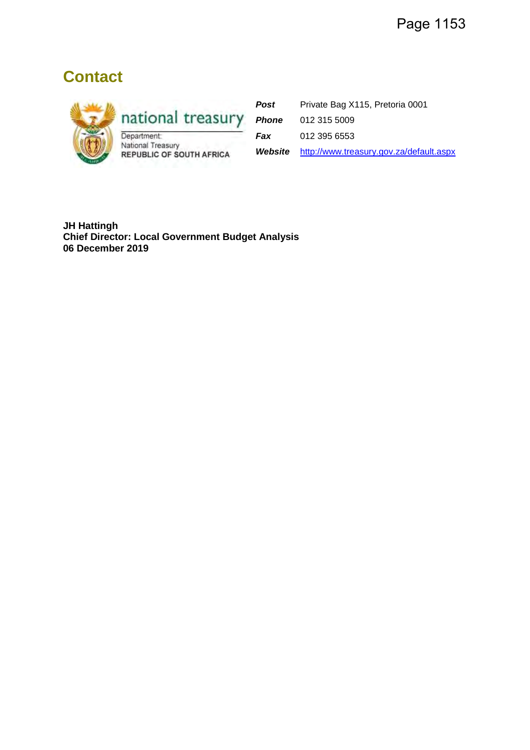# Contact

national treasury

Department:
National Treasury
REPUBLIC OF SOUTH AFRICA

| | |
|---|---|
| ***Post*** | Private Bag X115, Pretoria 0001 |
| ***Phone*** | 012 315 5009 |
| ***Fax*** | 012 395 6553 |
| ***Website*** | http://www.treasury.gov.za/default.aspx |

**JH Hattingh**
**Chief Director: Local Government Budget Analysis**
**06 December 2019**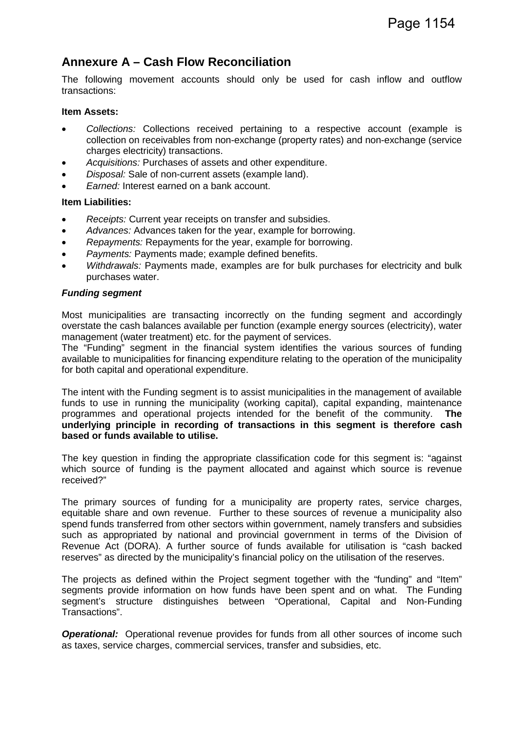## Annexure A – Cash Flow Reconciliation

The following movement accounts should only be used for cash inflow and outflow transactions:

**Item Assets:**

- *Collections:* Collections received pertaining to a respective account (example is collection on receivables from non-exchange (property rates) and non-exchange (service charges electricity) transactions.
- *Acquisitions:* Purchases of assets and other expenditure.
- *Disposal:* Sale of non-current assets (example land).
- *Earned:* Interest earned on a bank account.

**Item Liabilities:**

- *Receipts:* Current year receipts on transfer and subsidies.
- *Advances:* Advances taken for the year, example for borrowing.
- *Repayments:* Repayments for the year, example for borrowing.
- *Payments:* Payments made; example defined benefits.
- *Withdrawals:* Payments made, examples are for bulk purchases for electricity and bulk purchases water.

***Funding segment***

Most municipalities are transacting incorrectly on the funding segment and accordingly overstate the cash balances available per function (example energy sources (electricity), water management (water treatment) etc. for the payment of services.

The "Funding" segment in the financial system identifies the various sources of funding available to municipalities for financing expenditure relating to the operation of the municipality for both capital and operational expenditure.

The intent with the Funding segment is to assist municipalities in the management of available funds to use in running the municipality (working capital), capital expanding, maintenance programmes and operational projects intended for the benefit of the community. **The underlying principle in recording of transactions in this segment is therefore cash based or funds available to utilise.**

The key question in finding the appropriate classification code for this segment is: "against which source of funding is the payment allocated and against which source is revenue received?"

The primary sources of funding for a municipality are property rates, service charges, equitable share and own revenue. Further to these sources of revenue a municipality also spend funds transferred from other sectors within government, namely transfers and subsidies such as appropriated by national and provincial government in terms of the Division of Revenue Act (DORA). A further source of funds available for utilisation is "cash backed reserves" as directed by the municipality's financial policy on the utilisation of the reserves.

The projects as defined within the Project segment together with the "funding" and "Item" segments provide information on how funds have been spent and on what. The Funding segment's structure distinguishes between "Operational, Capital and Non-Funding Transactions".

***Operational:*** Operational revenue provides for funds from all other sources of income such as taxes, service charges, commercial services, transfer and subsidies, etc.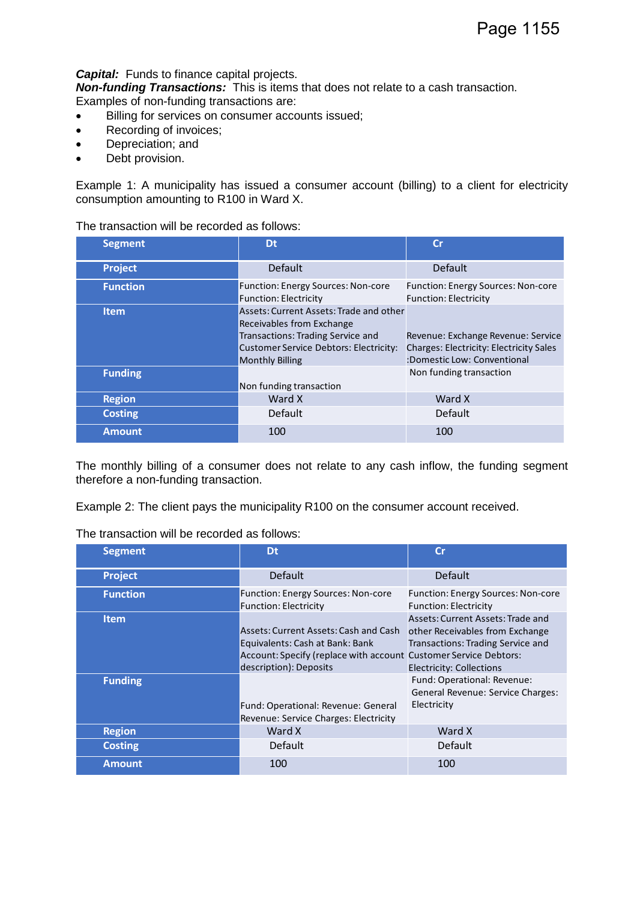***Capital:*** Funds to finance capital projects.
***Non-funding Transactions:*** This is items that does not relate to a cash transaction. Examples of non-funding transactions are:

- Billing for services on consumer accounts issued;
- Recording of invoices;
- Depreciation; and
- Debt provision.

Example 1: A municipality has issued a consumer account (billing) to a client for electricity consumption amounting to R100 in Ward X.

The transaction will be recorded as follows:

| Segment | Dt | Cr |
|---|---|---|
| Project | Default | Default |
| Function | Function: Energy Sources: Non-core Function: Electricity | Function: Energy Sources: Non-core Function: Electricity |
| Item | Assets: Current Assets: Trade and other Receivables from Exchange Transactions: Trading Service and Customer Service Debtors: Electricity: Monthly Billing | Revenue: Exchange Revenue: Service Charges: Electricity: Electricity Sales :Domestic Low: Conventional |
| Funding | Non funding transaction | Non funding transaction |
| Region | Ward X | Ward X |
| Costing | Default | Default |
| Amount | 100 | 100 |

The monthly billing of a consumer does not relate to any cash inflow, the funding segment therefore a non-funding transaction.

Example 2: The client pays the municipality R100 on the consumer account received.

The transaction will be recorded as follows:

| Segment | Dt | Cr |
|---|---|---|
| Project | Default | Default |
| Function | Function: Energy Sources: Non-core Function: Electricity | Function: Energy Sources: Non-core Function: Electricity |
| Item | Assets: Current Assets: Cash and Cash Equivalents: Cash at Bank: Bank Account: Specify (replace with account description): Deposits | Assets: Current Assets: Trade and other Receivables from Exchange Transactions: Trading Service and Customer Service Debtors: Electricity: Collections |
| Funding | Fund: Operational: Revenue: General Revenue: Service Charges: Electricity | Fund: Operational: Revenue: General Revenue: Service Charges: Electricity |
| Region | Ward X | Ward X |
| Costing | Default | Default |
| Amount | 100 | 100 |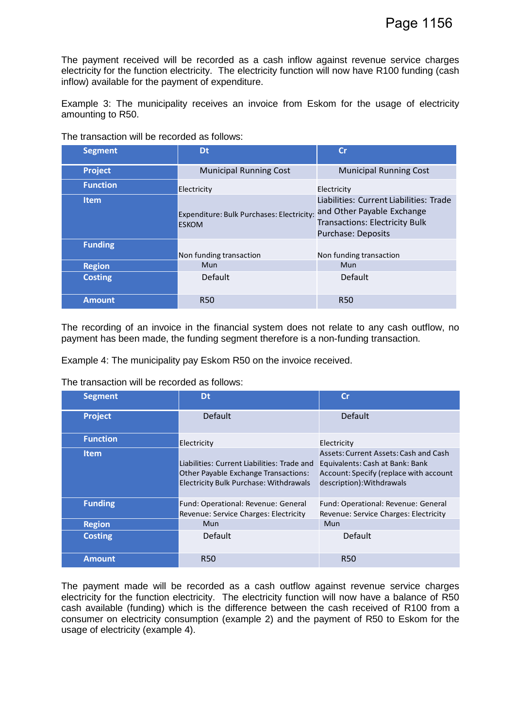The payment received will be recorded as a cash inflow against revenue service charges electricity for the function electricity. The electricity function will now have R100 funding (cash inflow) available for the payment of expenditure.

Example 3: The municipality receives an invoice from Eskom for the usage of electricity amounting to R50.

The transaction will be recorded as follows:

| Segment | Dt | Cr |
|---|---|---|
| Project | Municipal Running Cost | Municipal Running Cost |
| Function | Electricity | Electricity |
| Item | Expenditure: Bulk Purchases: Electricity: ESKOM | Liabilities: Current Liabilities: Trade and Other Payable Exchange Transactions: Electricity Bulk Purchase: Deposits |
| Funding | Non funding transaction | Non funding transaction |
| Region | Mun | Mun |
| Costing | Default | Default |
| Amount | R50 | R50 |

The recording of an invoice in the financial system does not relate to any cash outflow, no payment has been made, the funding segment therefore is a non-funding transaction.

Example 4: The municipality pay Eskom R50 on the invoice received.

The transaction will be recorded as follows:

| Segment | Dt | Cr |
|---|---|---|
| Project | Default | Default |
| Function | Electricity | Electricity |
| Item | Liabilities: Current Liabilities: Trade and Other Payable Exchange Transactions: Electricity Bulk Purchase: Withdrawals | Assets: Current Assets: Cash and Cash Equivalents: Cash at Bank: Bank Account: Specify (replace with account description):Withdrawals |
| Funding | Fund: Operational: Revenue: General Revenue: Service Charges: Electricity | Fund: Operational: Revenue: General Revenue: Service Charges: Electricity |
| Region | Mun | Mun |
| Costing | Default | Default |
| Amount | R50 | R50 |

The payment made will be recorded as a cash outflow against revenue service charges electricity for the function electricity. The electricity function will now have a balance of R50 cash available (funding) which is the difference between the cash received of R100 from a consumer on electricity consumption (example 2) and the payment of R50 to Eskom for the usage of electricity (example 4).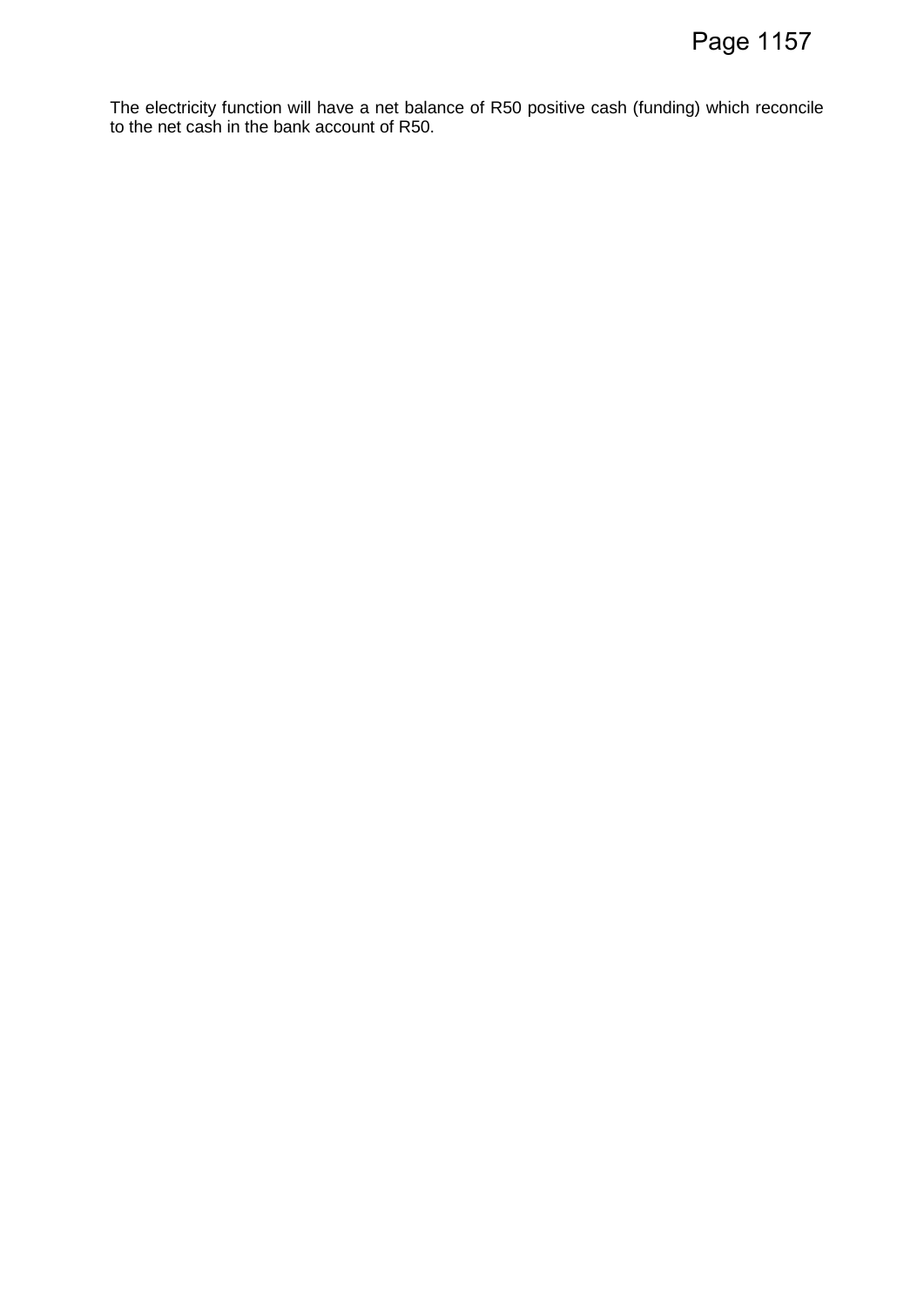The electricity function will have a net balance of R50 positive cash (funding) which reconcile to the net cash in the bank account of R50.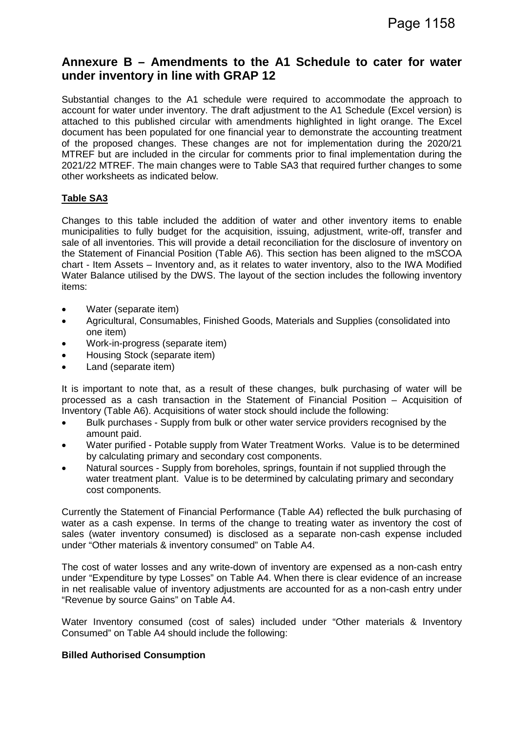## Annexure B – Amendments to the A1 Schedule to cater for water under inventory in line with GRAP 12

Substantial changes to the A1 schedule were required to accommodate the approach to account for water under inventory. The draft adjustment to the A1 Schedule (Excel version) is attached to this published circular with amendments highlighted in light orange. The Excel document has been populated for one financial year to demonstrate the accounting treatment of the proposed changes. These changes are not for implementation during the 2020/21 MTREF but are included in the circular for comments prior to final implementation during the 2021/22 MTREF. The main changes were to Table SA3 that required further changes to some other worksheets as indicated below.

### Table SA3

Changes to this table included the addition of water and other inventory items to enable municipalities to fully budget for the acquisition, issuing, adjustment, write-off, transfer and sale of all inventories. This will provide a detail reconciliation for the disclosure of inventory on the Statement of Financial Position (Table A6). This section has been aligned to the mSCOA chart - Item Assets – Inventory and, as it relates to water inventory, also to the IWA Modified Water Balance utilised by the DWS. The layout of the section includes the following inventory items:

- Water (separate item)
- Agricultural, Consumables, Finished Goods, Materials and Supplies (consolidated into one item)
- Work-in-progress (separate item)
- Housing Stock (separate item)
- Land (separate item)

It is important to note that, as a result of these changes, bulk purchasing of water will be processed as a cash transaction in the Statement of Financial Position – Acquisition of Inventory (Table A6). Acquisitions of water stock should include the following:

- Bulk purchases - Supply from bulk or other water service providers recognised by the amount paid.
- Water purified - Potable supply from Water Treatment Works. Value is to be determined by calculating primary and secondary cost components.
- Natural sources - Supply from boreholes, springs, fountain if not supplied through the water treatment plant. Value is to be determined by calculating primary and secondary cost components.

Currently the Statement of Financial Performance (Table A4) reflected the bulk purchasing of water as a cash expense. In terms of the change to treating water as inventory the cost of sales (water inventory consumed) is disclosed as a separate non-cash expense included under "Other materials & inventory consumed" on Table A4.

The cost of water losses and any write-down of inventory are expensed as a non-cash entry under "Expenditure by type Losses" on Table A4. When there is clear evidence of an increase in net realisable value of inventory adjustments are accounted for as a non-cash entry under "Revenue by source Gains" on Table A4.

Water Inventory consumed (cost of sales) included under "Other materials & Inventory Consumed" on Table A4 should include the following:

**Billed Authorised Consumption**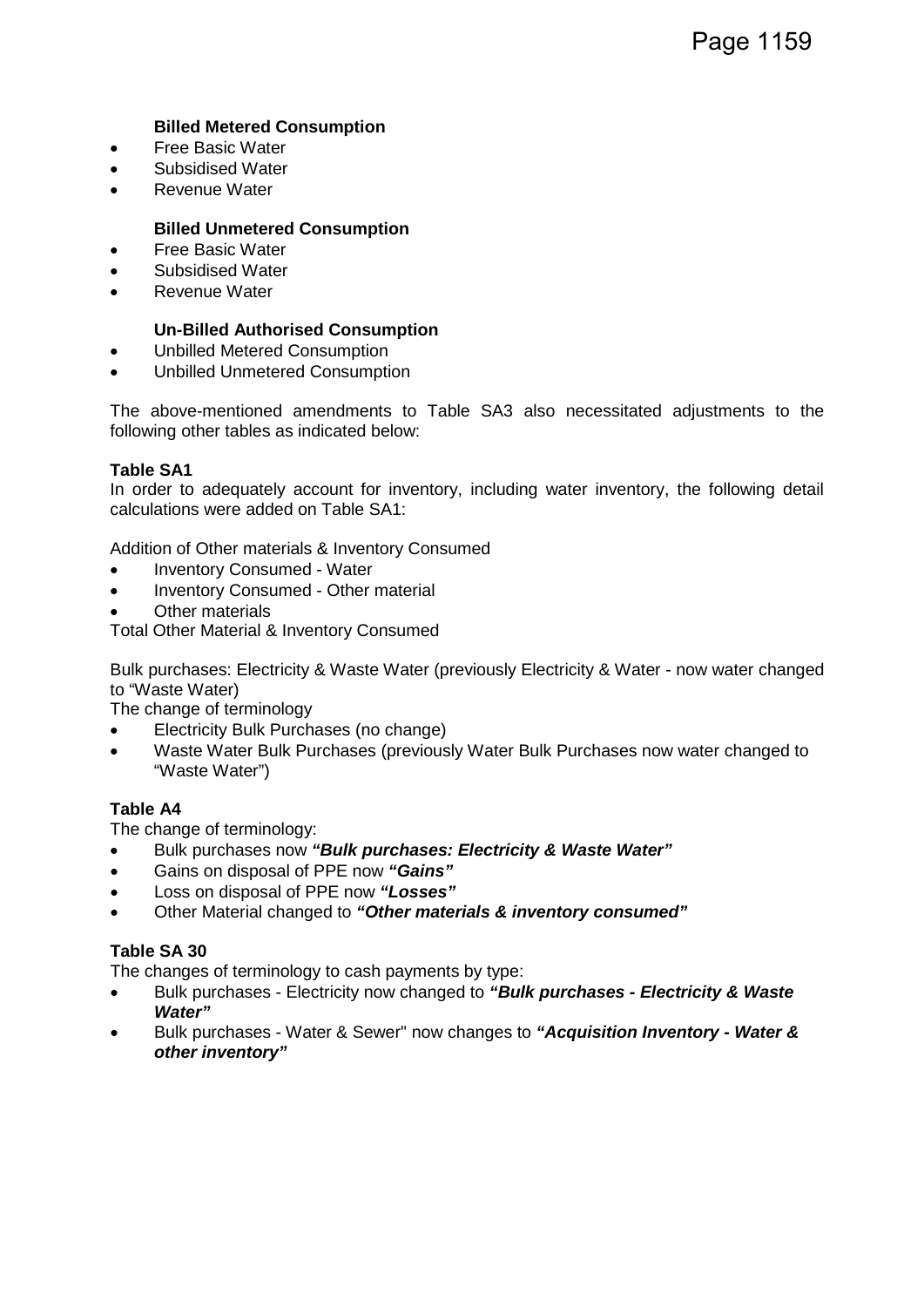**Billed Metered Consumption**

- Free Basic Water
- Subsidised Water
- Revenue Water

**Billed Unmetered Consumption**

- Free Basic Water
- Subsidised Water
- Revenue Water

**Un-Billed Authorised Consumption**

- Unbilled Metered Consumption
- Unbilled Unmetered Consumption

The above-mentioned amendments to Table SA3 also necessitated adjustments to the following other tables as indicated below:

**Table SA1**

In order to adequately account for inventory, including water inventory, the following detail calculations were added on Table SA1:

Addition of Other materials & Inventory Consumed

- Inventory Consumed - Water
- Inventory Consumed - Other material
- Other materials

Total Other Material & Inventory Consumed

Bulk purchases: Electricity & Waste Water (previously Electricity & Water - now water changed to "Waste Water)

The change of terminology

- Electricity Bulk Purchases (no change)
- Waste Water Bulk Purchases (previously Water Bulk Purchases now water changed to "Waste Water")

**Table A4**

The change of terminology:

- Bulk purchases now ***"Bulk purchases: Electricity & Waste Water"***
- Gains on disposal of PPE now ***"Gains"***
- Loss on disposal of PPE now ***"Losses"***
- Other Material changed to ***"Other materials & inventory consumed"***

**Table SA 30**

The changes of terminology to cash payments by type:

- Bulk purchases - Electricity now changed to ***"Bulk purchases - Electricity & Waste Water"***
- Bulk purchases - Water & Sewer" now changes to ***"Acquisition Inventory - Water & other inventory"***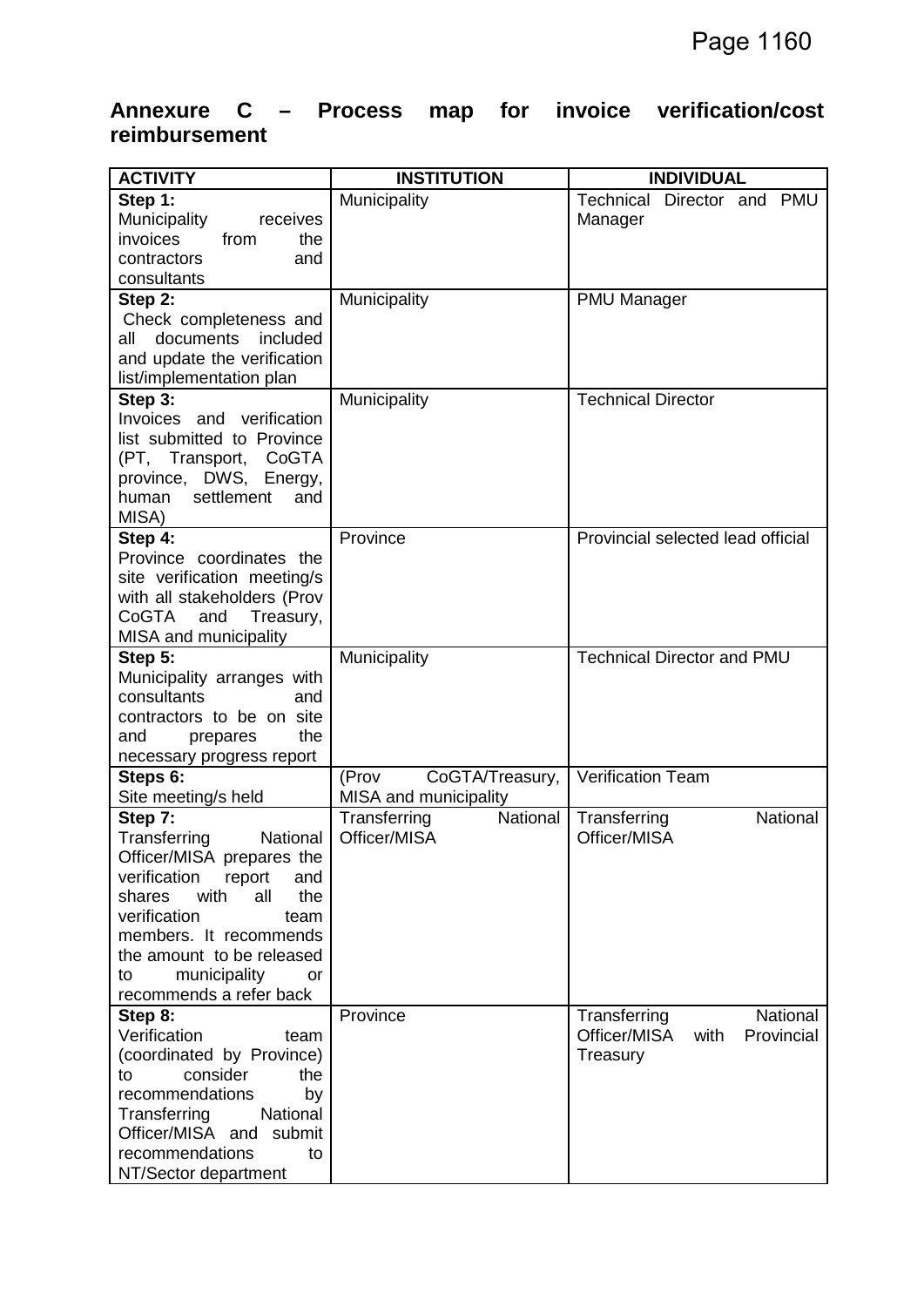## Annexure C – Process map for invoice verification/cost reimbursement

| ACTIVITY | INSTITUTION | INDIVIDUAL |
|---|---|---|
| **Step 1:** Municipality receives invoices from the contractors and consultants | Municipality | Technical Director and PMU Manager |
| **Step 2:** Check completeness and all documents included and update the verification list/implementation plan | Municipality | PMU Manager |
| **Step 3:** Invoices and verification list submitted to Province (PT, Transport, CoGTA province, DWS, Energy, human settlement and MISA) | Municipality | Technical Director |
| **Step 4:** Province coordinates the site verification meeting/s with all stakeholders (Prov CoGTA and Treasury, MISA and municipality | Province | Provincial selected lead official |
| **Step 5:** Municipality arranges with consultants and contractors to be on site and prepares the necessary progress report | Municipality | Technical Director and PMU |
| **Steps 6:** Site meeting/s held | (Prov CoGTA/Treasury, MISA and municipality | Verification Team |
| **Step 7:** Transferring National Officer/MISA prepares the verification report and shares with all the verification team members. It recommends the amount to be released to municipality or recommends a refer back | Transferring National Officer/MISA | Transferring National Officer/MISA |
| **Step 8:** Verification team (coordinated by Province) to consider the recommendations by Transferring National Officer/MISA and submit recommendations to NT/Sector department | Province | Transferring National Officer/MISA with Provincial Treasury |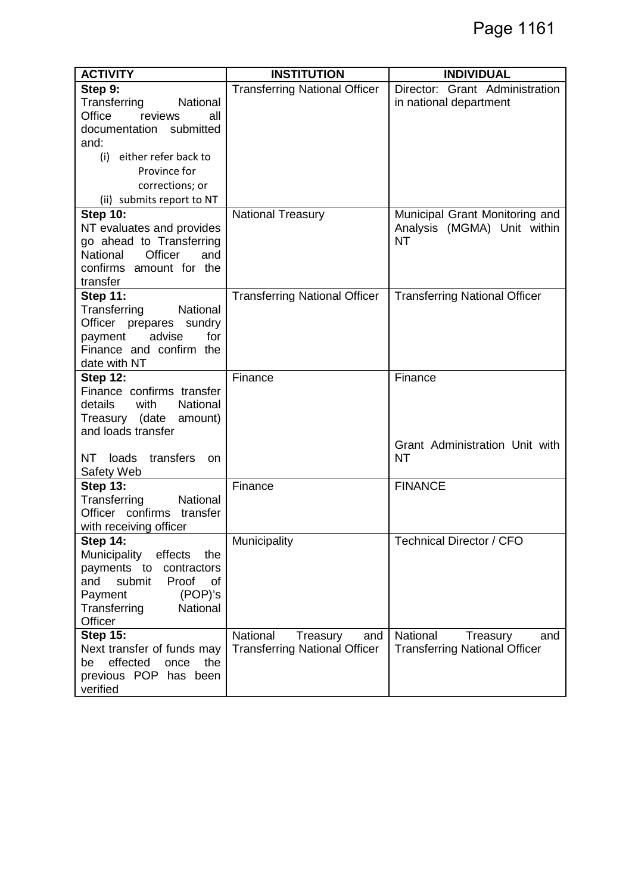| ACTIVITY | INSTITUTION | INDIVIDUAL |
| --- | --- | --- |
| **Step 9:** Transferring National Office reviews all documentation submitted and: (i) either refer back to Province for corrections; or (ii) submits report to NT | Transferring National Officer | Director: Grant Administration in national department |
| **Step 10:** NT evaluates and provides go ahead to Transferring National Officer and confirms amount for the transfer | National Treasury | Municipal Grant Monitoring and Analysis (MGMA) Unit within NT |
| **Step 11:** Transferring National Officer prepares sundry payment advise for Finance and confirm the date with NT | Transferring National Officer | Transferring National Officer |
| **Step 12:** Finance confirms transfer details with National Treasury (date amount) and loads transfer<br><br>NT loads transfers on Safety Web | Finance | Finance<br><br>Grant Administration Unit with NT |
| **Step 13:** Transferring National Officer confirms transfer with receiving officer | Finance | FINANCE |
| **Step 14:** Municipality effects the payments to contractors and submit Proof of Payment (POP)'s Transferring National Officer | Municipality | Technical Director / CFO |
| **Step 15:** Next transfer of funds may be effected once the previous POP has been verified | National Treasury and Transferring National Officer | National Treasury and Transferring National Officer |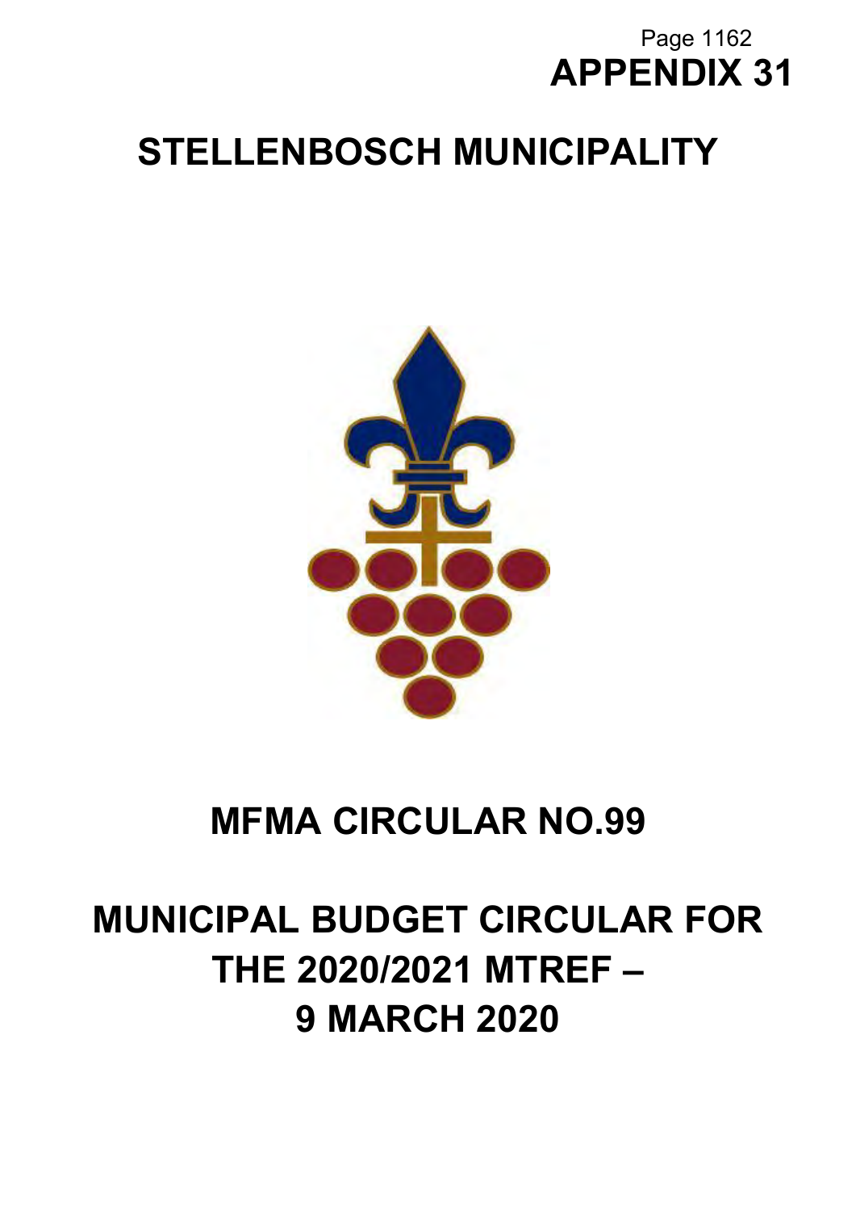# APPENDIX 31

# STELLENBOSCH MUNICIPALITY

# MFMA CIRCULAR NO.99

# MUNICIPAL BUDGET CIRCULAR FOR THE 2020/2021 MTREF – 9 MARCH 2020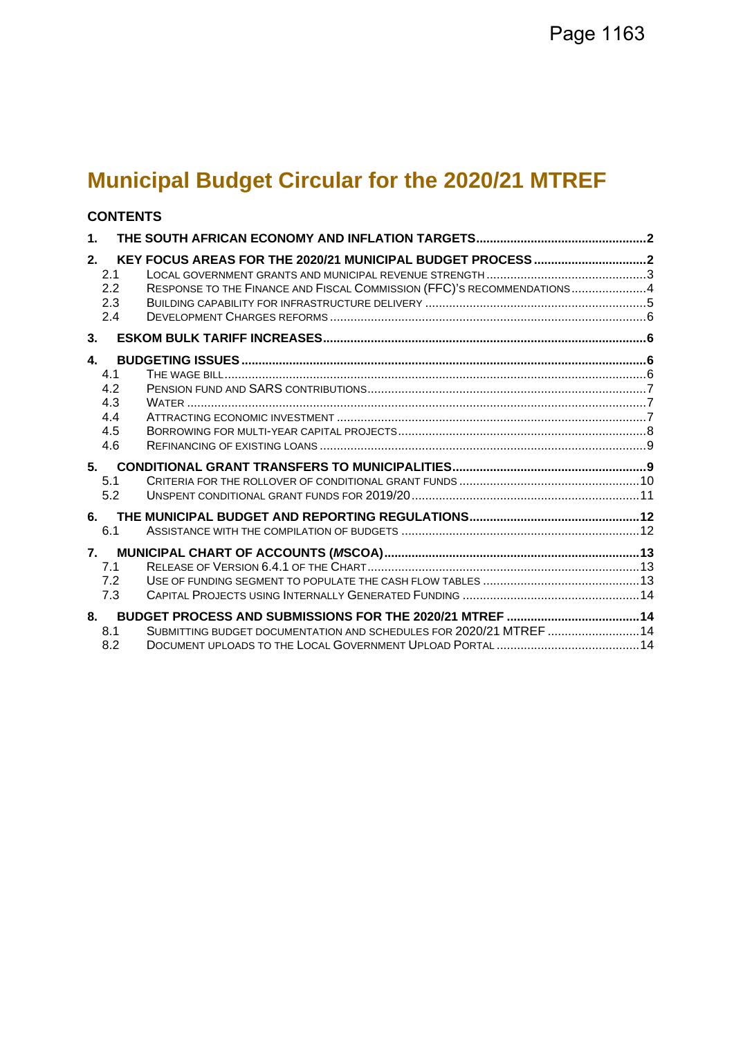# Municipal Budget Circular for the 2020/21 MTREF

## CONTENTS

1. THE SOUTH AFRICAN ECONOMY AND INFLATION TARGETS ..... 2
2. KEY FOCUS AREAS FOR THE 2020/21 MUNICIPAL BUDGET PROCESS ..... 2
   - 2.1 LOCAL GOVERNMENT GRANTS AND MUNICIPAL REVENUE STRENGTH ..... 3
   - 2.2 RESPONSE TO THE FINANCE AND FISCAL COMMISSION (FFC)'S RECOMMENDATIONS ..... 4
   - 2.3 BUILDING CAPABILITY FOR INFRASTRUCTURE DELIVERY ..... 5
   - 2.4 DEVELOPMENT CHARGES REFORMS ..... 6
3. ESKOM BULK TARIFF INCREASES ..... 6
4. BUDGETING ISSUES ..... 6
   - 4.1 THE WAGE BILL ..... 6
   - 4.2 PENSION FUND AND SARS CONTRIBUTIONS ..... 7
   - 4.3 WATER ..... 7
   - 4.4 ATTRACTING ECONOMIC INVESTMENT ..... 7
   - 4.5 BORROWING FOR MULTI-YEAR CAPITAL PROJECTS ..... 8
   - 4.6 REFINANCING OF EXISTING LOANS ..... 9
5. CONDITIONAL GRANT TRANSFERS TO MUNICIPALITIES ..... 9
   - 5.1 CRITERIA FOR THE ROLLOVER OF CONDITIONAL GRANT FUNDS ..... 10
   - 5.2 UNSPENT CONDITIONAL GRANT FUNDS FOR 2019/20 ..... 11
6. THE MUNICIPAL BUDGET AND REPORTING REGULATIONS ..... 12
   - 6.1 ASSISTANCE WITH THE COMPILATION OF BUDGETS ..... 12
7. MUNICIPAL CHART OF ACCOUNTS (*M*SCOA) ..... 13
   - 7.1 RELEASE OF VERSION 6.4.1 OF THE CHART ..... 13
   - 7.2 USE OF FUNDING SEGMENT TO POPULATE THE CASH FLOW TABLES ..... 13
   - 7.3 CAPITAL PROJECTS USING INTERNALLY GENERATED FUNDING ..... 14
8. BUDGET PROCESS AND SUBMISSIONS FOR THE 2020/21 MTREF ..... 14
   - 8.1 SUBMITTING BUDGET DOCUMENTATION AND SCHEDULES FOR 2020/21 MTREF ..... 14
   - 8.2 DOCUMENT UPLOADS TO THE LOCAL GOVERNMENT UPLOAD PORTAL ..... 14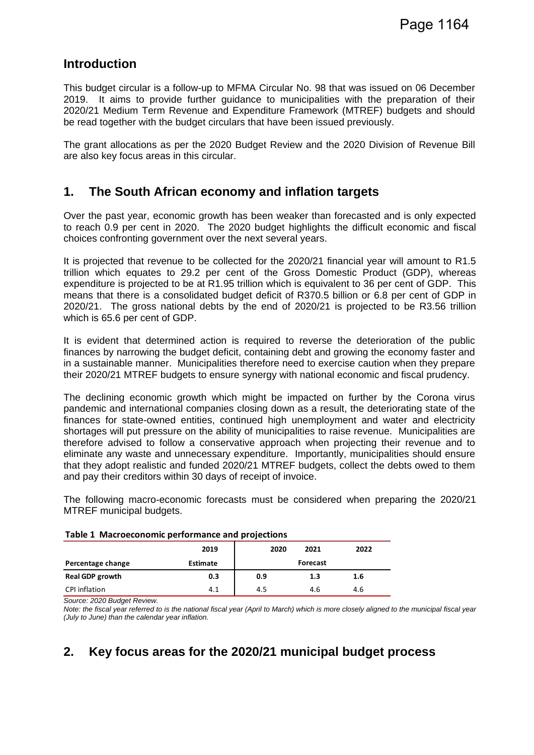## Introduction

This budget circular is a follow-up to MFMA Circular No. 98 that was issued on 06 December 2019. It aims to provide further guidance to municipalities with the preparation of their 2020/21 Medium Term Revenue and Expenditure Framework (MTREF) budgets and should be read together with the budget circulars that have been issued previously.

The grant allocations as per the 2020 Budget Review and the 2020 Division of Revenue Bill are also key focus areas in this circular.

## 1. The South African economy and inflation targets

Over the past year, economic growth has been weaker than forecasted and is only expected to reach 0.9 per cent in 2020. The 2020 budget highlights the difficult economic and fiscal choices confronting government over the next several years.

It is projected that revenue to be collected for the 2020/21 financial year will amount to R1.5 trillion which equates to 29.2 per cent of the Gross Domestic Product (GDP), whereas expenditure is projected to be at R1.95 trillion which is equivalent to 36 per cent of GDP. This means that there is a consolidated budget deficit of R370.5 billion or 6.8 per cent of GDP in 2020/21. The gross national debts by the end of 2020/21 is projected to be R3.56 trillion which is 65.6 per cent of GDP.

It is evident that determined action is required to reverse the deterioration of the public finances by narrowing the budget deficit, containing debt and growing the economy faster and in a sustainable manner. Municipalities therefore need to exercise caution when they prepare their 2020/21 MTREF budgets to ensure synergy with national economic and fiscal prudency.

The declining economic growth which might be impacted on further by the Corona virus pandemic and international companies closing down as a result, the deteriorating state of the finances for state-owned entities, continued high unemployment and water and electricity shortages will put pressure on the ability of municipalities to raise revenue. Municipalities are therefore advised to follow a conservative approach when projecting their revenue and to eliminate any waste and unnecessary expenditure. Importantly, municipalities should ensure that they adopt realistic and funded 2020/21 MTREF budgets, collect the debts owed to them and pay their creditors within 30 days of receipt of invoice.

The following macro-economic forecasts must be considered when preparing the 2020/21 MTREF municipal budgets.

**Table 1 Macroeconomic performance and projections**

| | 2019 | 2020 | 2021 | 2022 |
|---|---|---|---|---|
| **Percentage change** | **Estimate** | | **Forecast** | |
| **Real GDP growth** | **0.3** | **0.9** | **1.3** | **1.6** |
| CPI inflation | 4.1 | 4.5 | 4.6 | 4.6 |

*Source: 2020 Budget Review.*

*Note: the fiscal year referred to is the national fiscal year (April to March) which is more closely aligned to the municipal fiscal year (July to June) than the calendar year inflation.*

## 2. Key focus areas for the 2020/21 municipal budget process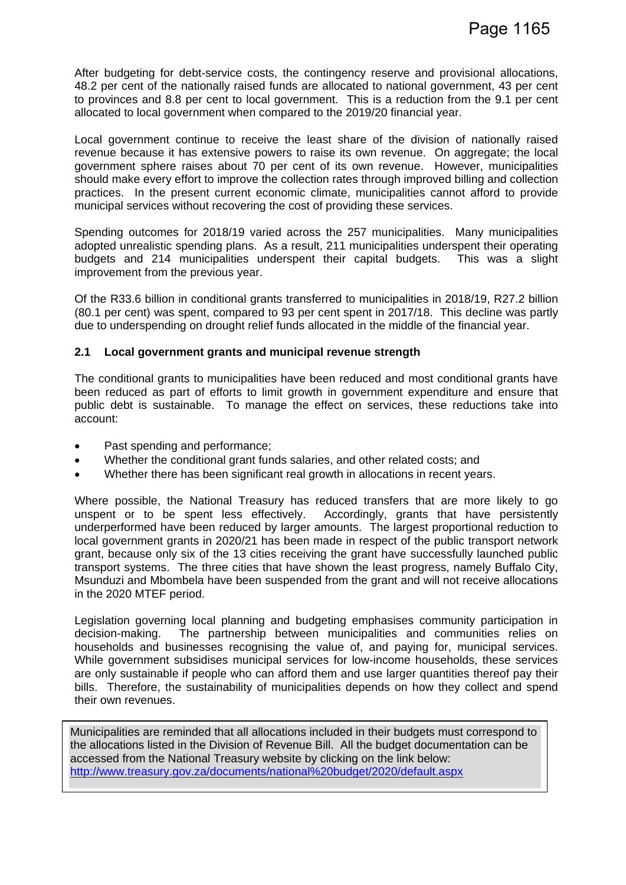After budgeting for debt-service costs, the contingency reserve and provisional allocations, 48.2 per cent of the nationally raised funds are allocated to national government, 43 per cent to provinces and 8.8 per cent to local government. This is a reduction from the 9.1 per cent allocated to local government when compared to the 2019/20 financial year.

Local government continue to receive the least share of the division of nationally raised revenue because it has extensive powers to raise its own revenue. On aggregate; the local government sphere raises about 70 per cent of its own revenue. However, municipalities should make every effort to improve the collection rates through improved billing and collection practices. In the present current economic climate, municipalities cannot afford to provide municipal services without recovering the cost of providing these services.

Spending outcomes for 2018/19 varied across the 257 municipalities. Many municipalities adopted unrealistic spending plans. As a result, 211 municipalities underspent their operating budgets and 214 municipalities underspent their capital budgets. This was a slight improvement from the previous year.

Of the R33.6 billion in conditional grants transferred to municipalities in 2018/19, R27.2 billion (80.1 per cent) was spent, compared to 93 per cent spent in 2017/18. This decline was partly due to underspending on drought relief funds allocated in the middle of the financial year.

### 2.1 Local government grants and municipal revenue strength

The conditional grants to municipalities have been reduced and most conditional grants have been reduced as part of efforts to limit growth in government expenditure and ensure that public debt is sustainable. To manage the effect on services, these reductions take into account:

- Past spending and performance;
- Whether the conditional grant funds salaries, and other related costs; and
- Whether there has been significant real growth in allocations in recent years.

Where possible, the National Treasury has reduced transfers that are more likely to go unspent or to be spent less effectively. Accordingly, grants that have persistently underperformed have been reduced by larger amounts. The largest proportional reduction to local government grants in 2020/21 has been made in respect of the public transport network grant, because only six of the 13 cities receiving the grant have successfully launched public transport systems. The three cities that have shown the least progress, namely Buffalo City, Msunduzi and Mbombela have been suspended from the grant and will not receive allocations in the 2020 MTEF period.

Legislation governing local planning and budgeting emphasises community participation in decision-making. The partnership between municipalities and communities relies on households and businesses recognising the value of, and paying for, municipal services. While government subsidises municipal services for low-income households, these services are only sustainable if people who can afford them and use larger quantities thereof pay their bills. Therefore, the sustainability of municipalities depends on how they collect and spend their own revenues.

> Municipalities are reminded that all allocations included in their budgets must correspond to the allocations listed in the Division of Revenue Bill. All the budget documentation can be accessed from the National Treasury website by clicking on the link below:
> http://www.treasury.gov.za/documents/national%20budget/2020/default.aspx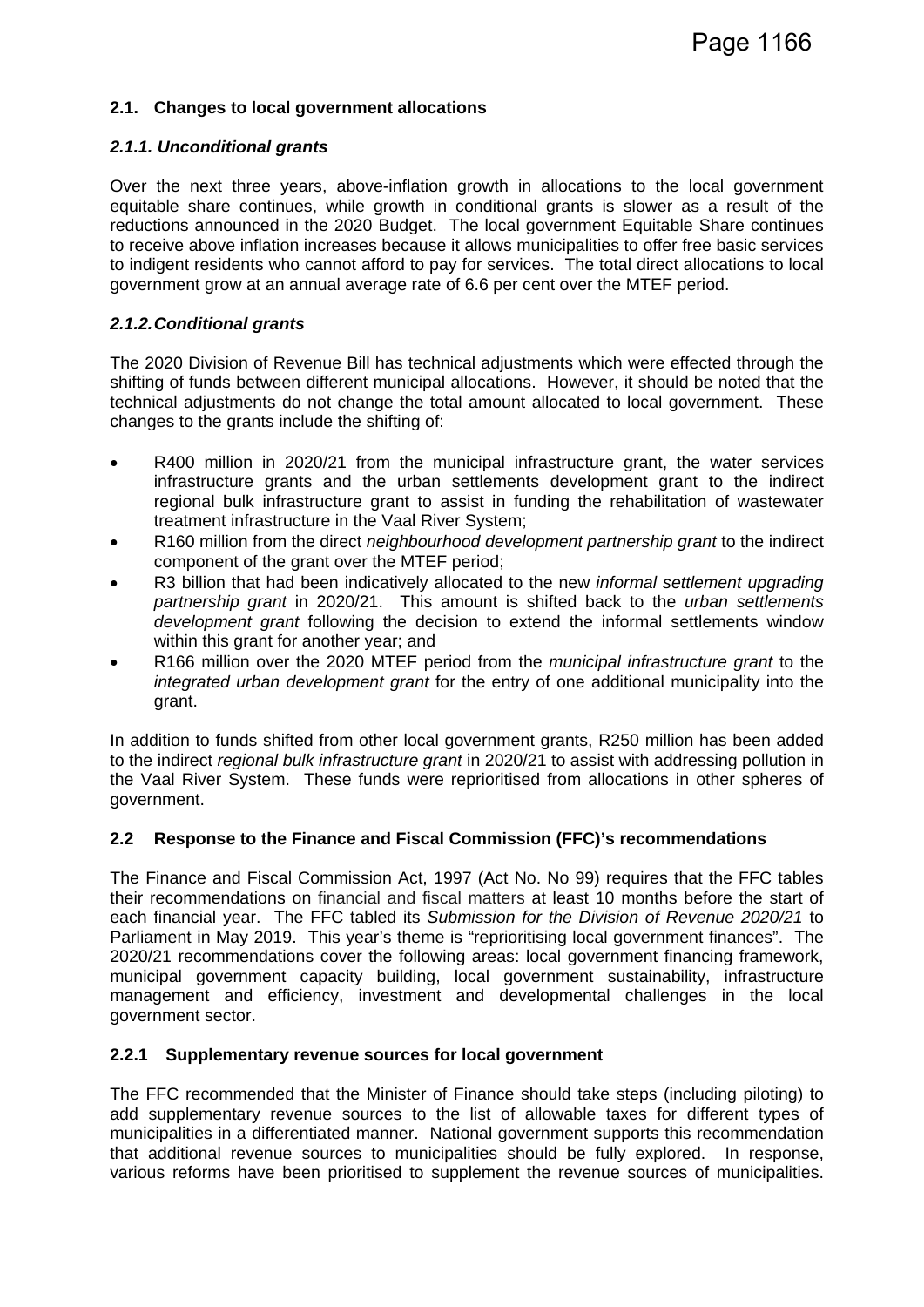## 2.1. Changes to local government allocations

### *2.1.1. Unconditional grants*

Over the next three years, above-inflation growth in allocations to the local government equitable share continues, while growth in conditional grants is slower as a result of the reductions announced in the 2020 Budget. The local government Equitable Share continues to receive above inflation increases because it allows municipalities to offer free basic services to indigent residents who cannot afford to pay for services. The total direct allocations to local government grow at an annual average rate of 6.6 per cent over the MTEF period.

### *2.1.2. Conditional grants*

The 2020 Division of Revenue Bill has technical adjustments which were effected through the shifting of funds between different municipal allocations. However, it should be noted that the technical adjustments do not change the total amount allocated to local government. These changes to the grants include the shifting of:

- R400 million in 2020/21 from the municipal infrastructure grant, the water services infrastructure grants and the urban settlements development grant to the indirect regional bulk infrastructure grant to assist in funding the rehabilitation of wastewater treatment infrastructure in the Vaal River System;
- R160 million from the direct *neighbourhood development partnership grant* to the indirect component of the grant over the MTEF period;
- R3 billion that had been indicatively allocated to the new *informal settlement upgrading partnership grant* in 2020/21. This amount is shifted back to the *urban settlements development grant* following the decision to extend the informal settlements window within this grant for another year; and
- R166 million over the 2020 MTEF period from the *municipal infrastructure grant* to the *integrated urban development grant* for the entry of one additional municipality into the grant.

In addition to funds shifted from other local government grants, R250 million has been added to the indirect *regional bulk infrastructure grant* in 2020/21 to assist with addressing pollution in the Vaal River System. These funds were reprioritised from allocations in other spheres of government.

## 2.2 Response to the Finance and Fiscal Commission (FFC)'s recommendations

The Finance and Fiscal Commission Act, 1997 (Act No. No 99) requires that the FFC tables their recommendations on financial and fiscal matters at least 10 months before the start of each financial year. The FFC tabled its *Submission for the Division of Revenue 2020/21* to Parliament in May 2019. This year's theme is "reprioritising local government finances". The 2020/21 recommendations cover the following areas: local government financing framework, municipal government capacity building, local government sustainability, infrastructure management and efficiency, investment and developmental challenges in the local government sector.

### 2.2.1 Supplementary revenue sources for local government

The FFC recommended that the Minister of Finance should take steps (including piloting) to add supplementary revenue sources to the list of allowable taxes for different types of municipalities in a differentiated manner. National government supports this recommendation that additional revenue sources to municipalities should be fully explored. In response, various reforms have been prioritised to supplement the revenue sources of municipalities.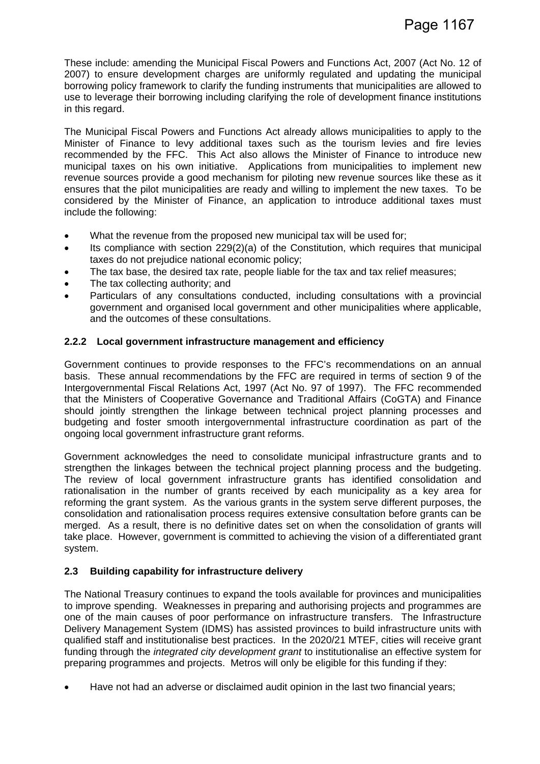These include: amending the Municipal Fiscal Powers and Functions Act, 2007 (Act No. 12 of 2007) to ensure development charges are uniformly regulated and updating the municipal borrowing policy framework to clarify the funding instruments that municipalities are allowed to use to leverage their borrowing including clarifying the role of development finance institutions in this regard.

The Municipal Fiscal Powers and Functions Act already allows municipalities to apply to the Minister of Finance to levy additional taxes such as the tourism levies and fire levies recommended by the FFC. This Act also allows the Minister of Finance to introduce new municipal taxes on his own initiative. Applications from municipalities to implement new revenue sources provide a good mechanism for piloting new revenue sources like these as it ensures that the pilot municipalities are ready and willing to implement the new taxes. To be considered by the Minister of Finance, an application to introduce additional taxes must include the following:

- What the revenue from the proposed new municipal tax will be used for;
- Its compliance with section 229(2)(a) of the Constitution, which requires that municipal taxes do not prejudice national economic policy;
- The tax base, the desired tax rate, people liable for the tax and tax relief measures;
- The tax collecting authority; and
- Particulars of any consultations conducted, including consultations with a provincial government and organised local government and other municipalities where applicable, and the outcomes of these consultations.

### 2.2.2 Local government infrastructure management and efficiency

Government continues to provide responses to the FFC's recommendations on an annual basis. These annual recommendations by the FFC are required in terms of section 9 of the Intergovernmental Fiscal Relations Act, 1997 (Act No. 97 of 1997). The FFC recommended that the Ministers of Cooperative Governance and Traditional Affairs (CoGTA) and Finance should jointly strengthen the linkage between technical project planning processes and budgeting and foster smooth intergovernmental infrastructure coordination as part of the ongoing local government infrastructure grant reforms.

Government acknowledges the need to consolidate municipal infrastructure grants and to strengthen the linkages between the technical project planning process and the budgeting. The review of local government infrastructure grants has identified consolidation and rationalisation in the number of grants received by each municipality as a key area for reforming the grant system. As the various grants in the system serve different purposes, the consolidation and rationalisation process requires extensive consultation before grants can be merged. As a result, there is no definitive dates set on when the consolidation of grants will take place. However, government is committed to achieving the vision of a differentiated grant system.

## 2.3 Building capability for infrastructure delivery

The National Treasury continues to expand the tools available for provinces and municipalities to improve spending. Weaknesses in preparing and authorising projects and programmes are one of the main causes of poor performance on infrastructure transfers. The Infrastructure Delivery Management System (IDMS) has assisted provinces to build infrastructure units with qualified staff and institutionalise best practices. In the 2020/21 MTEF, cities will receive grant funding through the *integrated city development grant* to institutionalise an effective system for preparing programmes and projects. Metros will only be eligible for this funding if they:

- Have not had an adverse or disclaimed audit opinion in the last two financial years;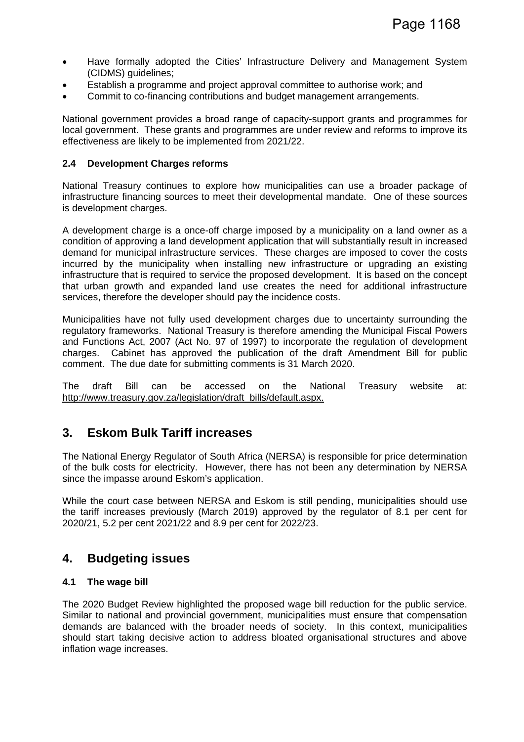- Have formally adopted the Cities' Infrastructure Delivery and Management System (CIDMS) guidelines;
- Establish a programme and project approval committee to authorise work; and
- Commit to co-financing contributions and budget management arrangements.

National government provides a broad range of capacity-support grants and programmes for local government. These grants and programmes are under review and reforms to improve its effectiveness are likely to be implemented from 2021/22.

### 2.4 Development Charges reforms

National Treasury continues to explore how municipalities can use a broader package of infrastructure financing sources to meet their developmental mandate. One of these sources is development charges.

A development charge is a once-off charge imposed by a municipality on a land owner as a condition of approving a land development application that will substantially result in increased demand for municipal infrastructure services. These charges are imposed to cover the costs incurred by the municipality when installing new infrastructure or upgrading an existing infrastructure that is required to service the proposed development. It is based on the concept that urban growth and expanded land use creates the need for additional infrastructure services, therefore the developer should pay the incidence costs.

Municipalities have not fully used development charges due to uncertainty surrounding the regulatory frameworks. National Treasury is therefore amending the Municipal Fiscal Powers and Functions Act, 2007 (Act No. 97 of 1997) to incorporate the regulation of development charges. Cabinet has approved the publication of the draft Amendment Bill for public comment. The due date for submitting comments is 31 March 2020.

The draft Bill can be accessed on the National Treasury website at: http://www.treasury.gov.za/legislation/draft_bills/default.aspx.

## 3. Eskom Bulk Tariff increases

The National Energy Regulator of South Africa (NERSA) is responsible for price determination of the bulk costs for electricity. However, there has not been any determination by NERSA since the impasse around Eskom's application.

While the court case between NERSA and Eskom is still pending, municipalities should use the tariff increases previously (March 2019) approved by the regulator of 8.1 per cent for 2020/21, 5.2 per cent 2021/22 and 8.9 per cent for 2022/23.

## 4. Budgeting issues

### 4.1 The wage bill

The 2020 Budget Review highlighted the proposed wage bill reduction for the public service. Similar to national and provincial government, municipalities must ensure that compensation demands are balanced with the broader needs of society. In this context, municipalities should start taking decisive action to address bloated organisational structures and above inflation wage increases.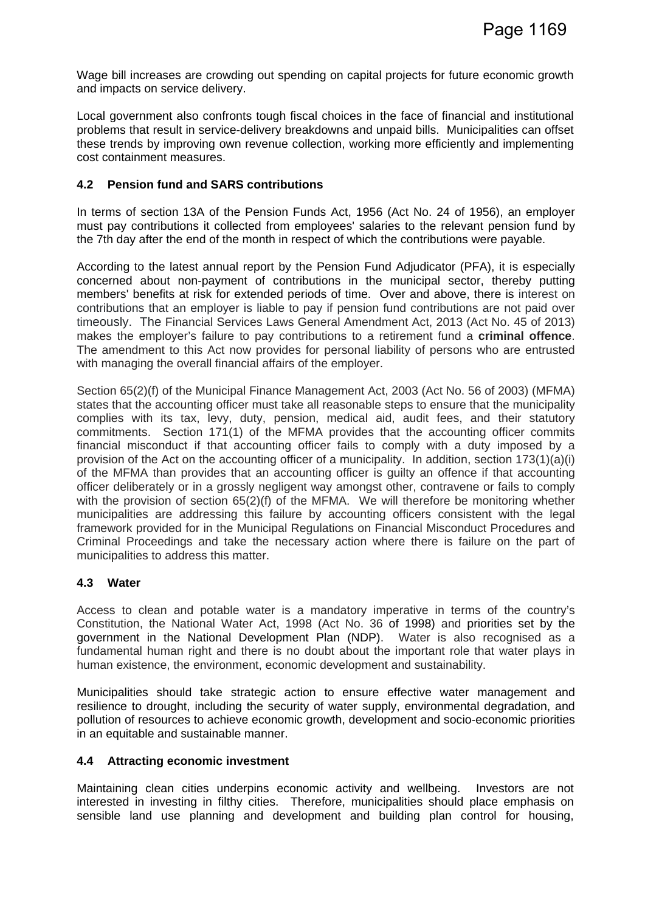Wage bill increases are crowding out spending on capital projects for future economic growth and impacts on service delivery.

Local government also confronts tough fiscal choices in the face of financial and institutional problems that result in service-delivery breakdowns and unpaid bills. Municipalities can offset these trends by improving own revenue collection, working more efficiently and implementing cost containment measures.

### 4.2 Pension fund and SARS contributions

In terms of section 13A of the Pension Funds Act, 1956 (Act No. 24 of 1956), an employer must pay contributions it collected from employees' salaries to the relevant pension fund by the 7th day after the end of the month in respect of which the contributions were payable.

According to the latest annual report by the Pension Fund Adjudicator (PFA), it is especially concerned about non-payment of contributions in the municipal sector, thereby putting members' benefits at risk for extended periods of time. Over and above, there is interest on contributions that an employer is liable to pay if pension fund contributions are not paid over timeously. The Financial Services Laws General Amendment Act, 2013 (Act No. 45 of 2013) makes the employer's failure to pay contributions to a retirement fund a **criminal offence**. The amendment to this Act now provides for personal liability of persons who are entrusted with managing the overall financial affairs of the employer.

Section 65(2)(f) of the Municipal Finance Management Act, 2003 (Act No. 56 of 2003) (MFMA) states that the accounting officer must take all reasonable steps to ensure that the municipality complies with its tax, levy, duty, pension, medical aid, audit fees, and their statutory commitments. Section 171(1) of the MFMA provides that the accounting officer commits financial misconduct if that accounting officer fails to comply with a duty imposed by a provision of the Act on the accounting officer of a municipality. In addition, section 173(1)(a)(i) of the MFMA than provides that an accounting officer is guilty an offence if that accounting officer deliberately or in a grossly negligent way amongst other, contravene or fails to comply with the provision of section 65(2)(f) of the MFMA. We will therefore be monitoring whether municipalities are addressing this failure by accounting officers consistent with the legal framework provided for in the Municipal Regulations on Financial Misconduct Procedures and Criminal Proceedings and take the necessary action where there is failure on the part of municipalities to address this matter.

### 4.3 Water

Access to clean and potable water is a mandatory imperative in terms of the country's Constitution, the National Water Act, 1998 (Act No. 36 of 1998) and priorities set by the government in the National Development Plan (NDP). Water is also recognised as a fundamental human right and there is no doubt about the important role that water plays in human existence, the environment, economic development and sustainability.

Municipalities should take strategic action to ensure effective water management and resilience to drought, including the security of water supply, environmental degradation, and pollution of resources to achieve economic growth, development and socio-economic priorities in an equitable and sustainable manner.

### 4.4 Attracting economic investment

Maintaining clean cities underpins economic activity and wellbeing. Investors are not interested in investing in filthy cities. Therefore, municipalities should place emphasis on sensible land use planning and development and building plan control for housing,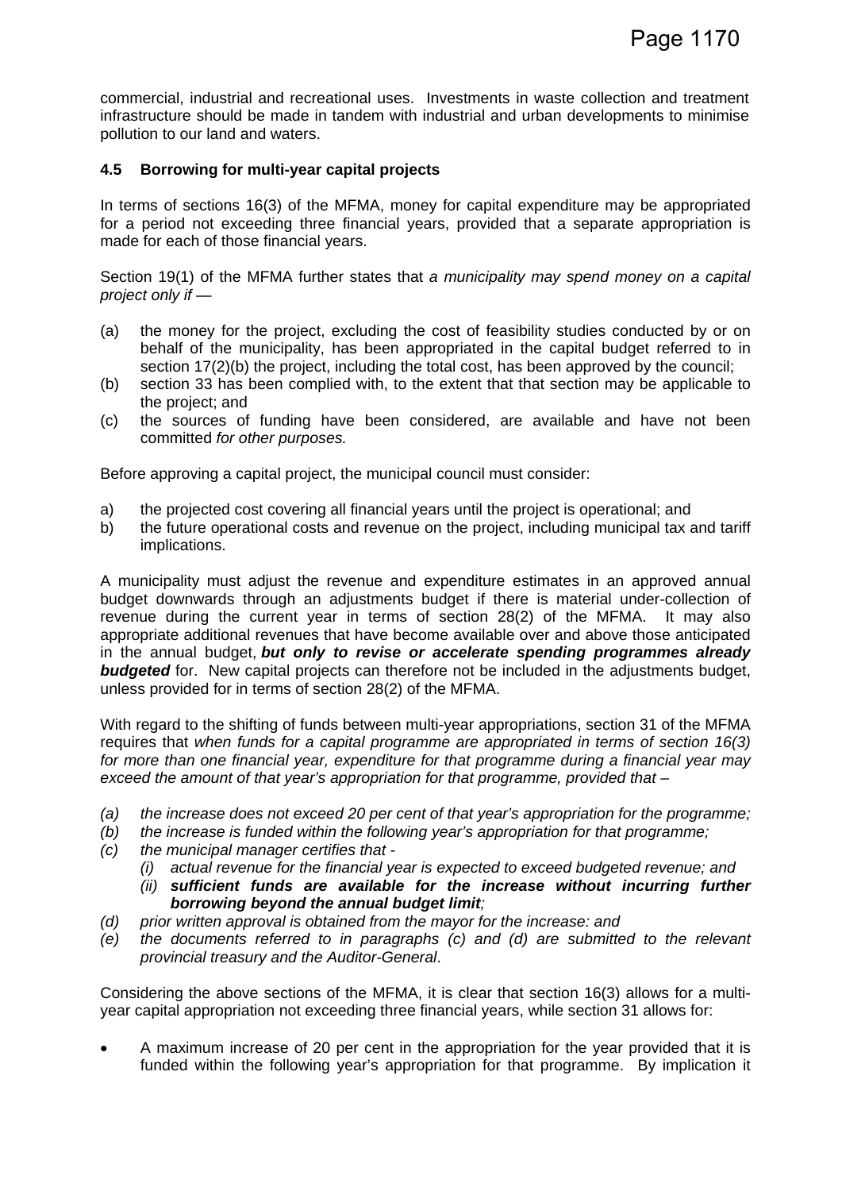commercial, industrial and recreational uses. Investments in waste collection and treatment infrastructure should be made in tandem with industrial and urban developments to minimise pollution to our land and waters.

### 4.5 Borrowing for multi-year capital projects

In terms of sections 16(3) of the MFMA, money for capital expenditure may be appropriated for a period not exceeding three financial years, provided that a separate appropriation is made for each of those financial years.

Section 19(1) of the MFMA further states that *a municipality may spend money on a capital project only if —*

(a) the money for the project, excluding the cost of feasibility studies conducted by or on behalf of the municipality, has been appropriated in the capital budget referred to in section 17(2)(b) the project, including the total cost, has been approved by the council;

(b) section 33 has been complied with, to the extent that that section may be applicable to the project; and

(c) the sources of funding have been considered, are available and have not been committed *for other purposes.*

Before approving a capital project, the municipal council must consider:

a) the projected cost covering all financial years until the project is operational; and

b) the future operational costs and revenue on the project, including municipal tax and tariff implications.

A municipality must adjust the revenue and expenditure estimates in an approved annual budget downwards through an adjustments budget if there is material under-collection of revenue during the current year in terms of section 28(2) of the MFMA. It may also appropriate additional revenues that have become available over and above those anticipated in the annual budget, ***but only to revise or accelerate spending programmes already budgeted*** for. New capital projects can therefore not be included in the adjustments budget, unless provided for in terms of section 28(2) of the MFMA.

With regard to the shifting of funds between multi-year appropriations, section 31 of the MFMA requires that *when funds for a capital programme are appropriated in terms of section 16(3) for more than one financial year, expenditure for that programme during a financial year may exceed the amount of that year's appropriation for that programme, provided that –*

*(a) the increase does not exceed 20 per cent of that year's appropriation for the programme;*

*(b) the increase is funded within the following year's appropriation for that programme;*

*(c) the municipal manager certifies that -*

*(i) actual revenue for the financial year is expected to exceed budgeted revenue; and*

*(ii)* ***sufficient funds are available for the increase without incurring further borrowing beyond the annual budget limit****;*

*(d) prior written approval is obtained from the mayor for the increase: and*

*(e) the documents referred to in paragraphs (c) and (d) are submitted to the relevant provincial treasury and the Auditor-General*.

Considering the above sections of the MFMA, it is clear that section 16(3) allows for a multi-year capital appropriation not exceeding three financial years, while section 31 allows for:

- A maximum increase of 20 per cent in the appropriation for the year provided that it is funded within the following year's appropriation for that programme. By implication it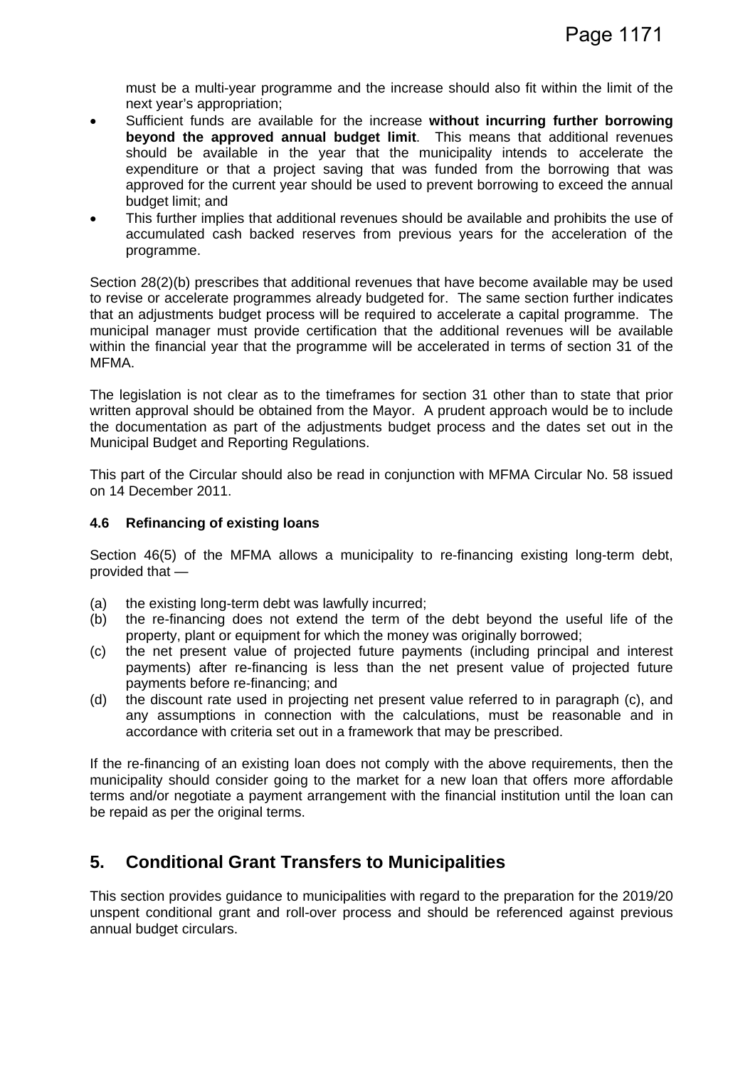must be a multi-year programme and the increase should also fit within the limit of the next year's appropriation;

- Sufficient funds are available for the increase **without incurring further borrowing beyond the approved annual budget limit**. This means that additional revenues should be available in the year that the municipality intends to accelerate the expenditure or that a project saving that was funded from the borrowing that was approved for the current year should be used to prevent borrowing to exceed the annual budget limit; and
- This further implies that additional revenues should be available and prohibits the use of accumulated cash backed reserves from previous years for the acceleration of the programme.

Section 28(2)(b) prescribes that additional revenues that have become available may be used to revise or accelerate programmes already budgeted for. The same section further indicates that an adjustments budget process will be required to accelerate a capital programme. The municipal manager must provide certification that the additional revenues will be available within the financial year that the programme will be accelerated in terms of section 31 of the MFMA.

The legislation is not clear as to the timeframes for section 31 other than to state that prior written approval should be obtained from the Mayor. A prudent approach would be to include the documentation as part of the adjustments budget process and the dates set out in the Municipal Budget and Reporting Regulations.

This part of the Circular should also be read in conjunction with MFMA Circular No. 58 issued on 14 December 2011.

### 4.6 Refinancing of existing loans

Section 46(5) of the MFMA allows a municipality to re-financing existing long-term debt, provided that —

(a) the existing long-term debt was lawfully incurred;
(b) the re-financing does not extend the term of the debt beyond the useful life of the property, plant or equipment for which the money was originally borrowed;
(c) the net present value of projected future payments (including principal and interest payments) after re-financing is less than the net present value of projected future payments before re-financing; and
(d) the discount rate used in projecting net present value referred to in paragraph (c), and any assumptions in connection with the calculations, must be reasonable and in accordance with criteria set out in a framework that may be prescribed.

If the re-financing of an existing loan does not comply with the above requirements, then the municipality should consider going to the market for a new loan that offers more affordable terms and/or negotiate a payment arrangement with the financial institution until the loan can be repaid as per the original terms.

## 5. Conditional Grant Transfers to Municipalities

This section provides guidance to municipalities with regard to the preparation for the 2019/20 unspent conditional grant and roll-over process and should be referenced against previous annual budget circulars.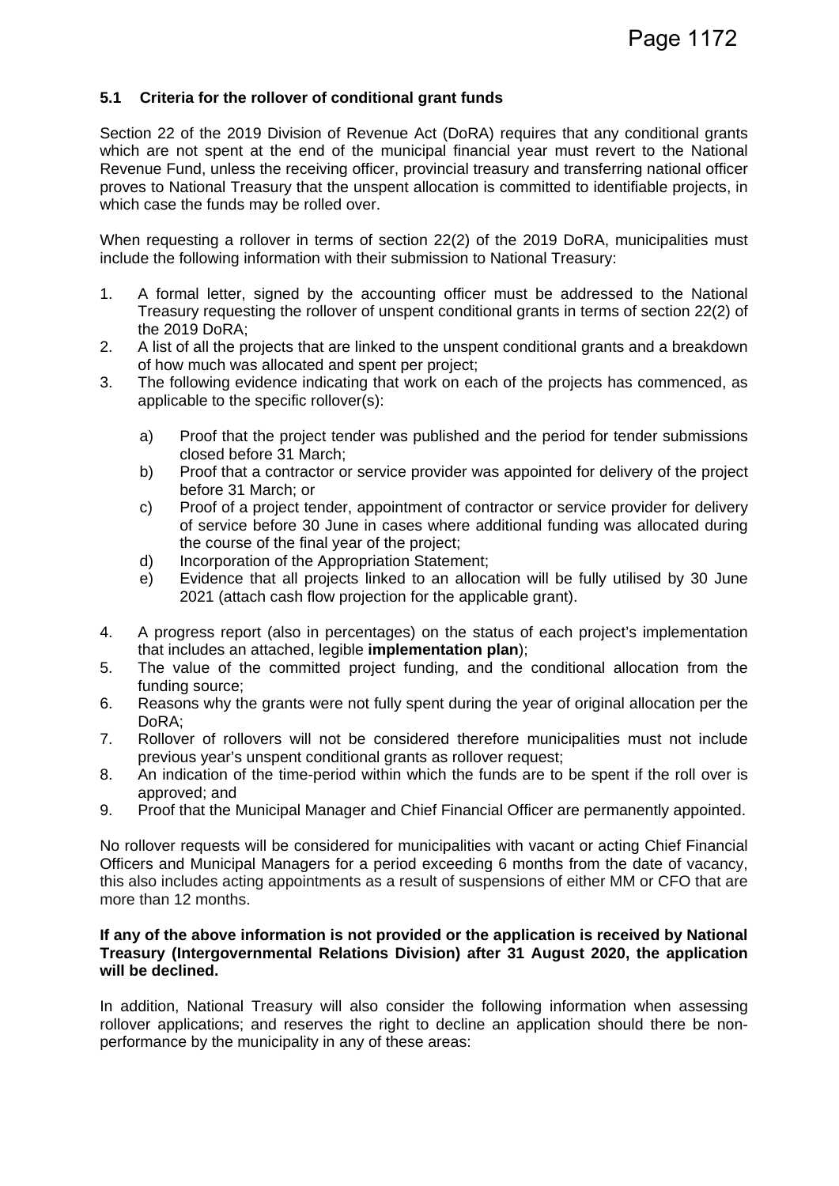### 5.1 Criteria for the rollover of conditional grant funds

Section 22 of the 2019 Division of Revenue Act (DoRA) requires that any conditional grants which are not spent at the end of the municipal financial year must revert to the National Revenue Fund, unless the receiving officer, provincial treasury and transferring national officer proves to National Treasury that the unspent allocation is committed to identifiable projects, in which case the funds may be rolled over.

When requesting a rollover in terms of section 22(2) of the 2019 DoRA, municipalities must include the following information with their submission to National Treasury:

1. A formal letter, signed by the accounting officer must be addressed to the National Treasury requesting the rollover of unspent conditional grants in terms of section 22(2) of the 2019 DoRA;
2. A list of all the projects that are linked to the unspent conditional grants and a breakdown of how much was allocated and spent per project;
3. The following evidence indicating that work on each of the projects has commenced, as applicable to the specific rollover(s):

    a) Proof that the project tender was published and the period for tender submissions closed before 31 March;
    b) Proof that a contractor or service provider was appointed for delivery of the project before 31 March; or
    c) Proof of a project tender, appointment of contractor or service provider for delivery of service before 30 June in cases where additional funding was allocated during the course of the final year of the project;
    d) Incorporation of the Appropriation Statement;
    e) Evidence that all projects linked to an allocation will be fully utilised by 30 June 2021 (attach cash flow projection for the applicable grant).

4. A progress report (also in percentages) on the status of each project's implementation that includes an attached, legible **implementation plan**);
5. The value of the committed project funding, and the conditional allocation from the funding source;
6. Reasons why the grants were not fully spent during the year of original allocation per the DoRA;
7. Rollover of rollovers will not be considered therefore municipalities must not include previous year's unspent conditional grants as rollover request;
8. An indication of the time-period within which the funds are to be spent if the roll over is approved; and
9. Proof that the Municipal Manager and Chief Financial Officer are permanently appointed.

No rollover requests will be considered for municipalities with vacant or acting Chief Financial Officers and Municipal Managers for a period exceeding 6 months from the date of vacancy, this also includes acting appointments as a result of suspensions of either MM or CFO that are more than 12 months.

**If any of the above information is not provided or the application is received by National Treasury (Intergovernmental Relations Division) after 31 August 2020, the application will be declined.**

In addition, National Treasury will also consider the following information when assessing rollover applications; and reserves the right to decline an application should there be non-performance by the municipality in any of these areas: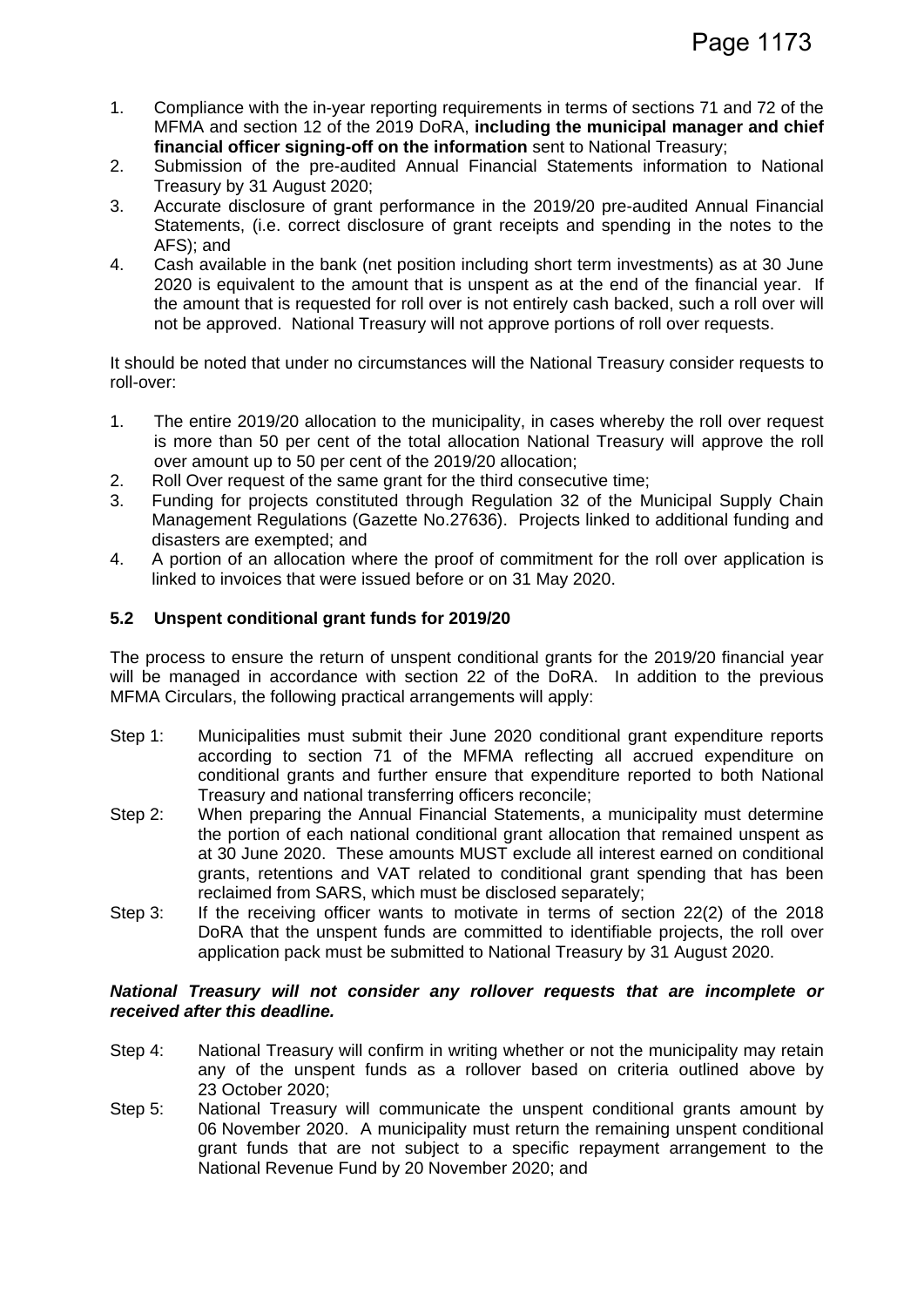1. Compliance with the in-year reporting requirements in terms of sections 71 and 72 of the MFMA and section 12 of the 2019 DoRA, **including the municipal manager and chief financial officer signing-off on the information** sent to National Treasury;
2. Submission of the pre-audited Annual Financial Statements information to National Treasury by 31 August 2020;
3. Accurate disclosure of grant performance in the 2019/20 pre-audited Annual Financial Statements, (i.e. correct disclosure of grant receipts and spending in the notes to the AFS); and
4. Cash available in the bank (net position including short term investments) as at 30 June 2020 is equivalent to the amount that is unspent as at the end of the financial year. If the amount that is requested for roll over is not entirely cash backed, such a roll over will not be approved. National Treasury will not approve portions of roll over requests.

It should be noted that under no circumstances will the National Treasury consider requests to roll-over:

1. The entire 2019/20 allocation to the municipality, in cases whereby the roll over request is more than 50 per cent of the total allocation National Treasury will approve the roll over amount up to 50 per cent of the 2019/20 allocation;
2. Roll Over request of the same grant for the third consecutive time;
3. Funding for projects constituted through Regulation 32 of the Municipal Supply Chain Management Regulations (Gazette No.27636). Projects linked to additional funding and disasters are exempted; and
4. A portion of an allocation where the proof of commitment for the roll over application is linked to invoices that were issued before or on 31 May 2020.

### 5.2 Unspent conditional grant funds for 2019/20

The process to ensure the return of unspent conditional grants for the 2019/20 financial year will be managed in accordance with section 22 of the DoRA. In addition to the previous MFMA Circulars, the following practical arrangements will apply:

Step 1: Municipalities must submit their June 2020 conditional grant expenditure reports according to section 71 of the MFMA reflecting all accrued expenditure on conditional grants and further ensure that expenditure reported to both National Treasury and national transferring officers reconcile;

Step 2: When preparing the Annual Financial Statements, a municipality must determine the portion of each national conditional grant allocation that remained unspent as at 30 June 2020. These amounts MUST exclude all interest earned on conditional grants, retentions and VAT related to conditional grant spending that has been reclaimed from SARS, which must be disclosed separately;

Step 3: If the receiving officer wants to motivate in terms of section 22(2) of the 2018 DoRA that the unspent funds are committed to identifiable projects, the roll over application pack must be submitted to National Treasury by 31 August 2020.

***National Treasury will not consider any rollover requests that are incomplete or received after this deadline.***

Step 4: National Treasury will confirm in writing whether or not the municipality may retain any of the unspent funds as a rollover based on criteria outlined above by 23 October 2020;

Step 5: National Treasury will communicate the unspent conditional grants amount by 06 November 2020. A municipality must return the remaining unspent conditional grant funds that are not subject to a specific repayment arrangement to the National Revenue Fund by 20 November 2020; and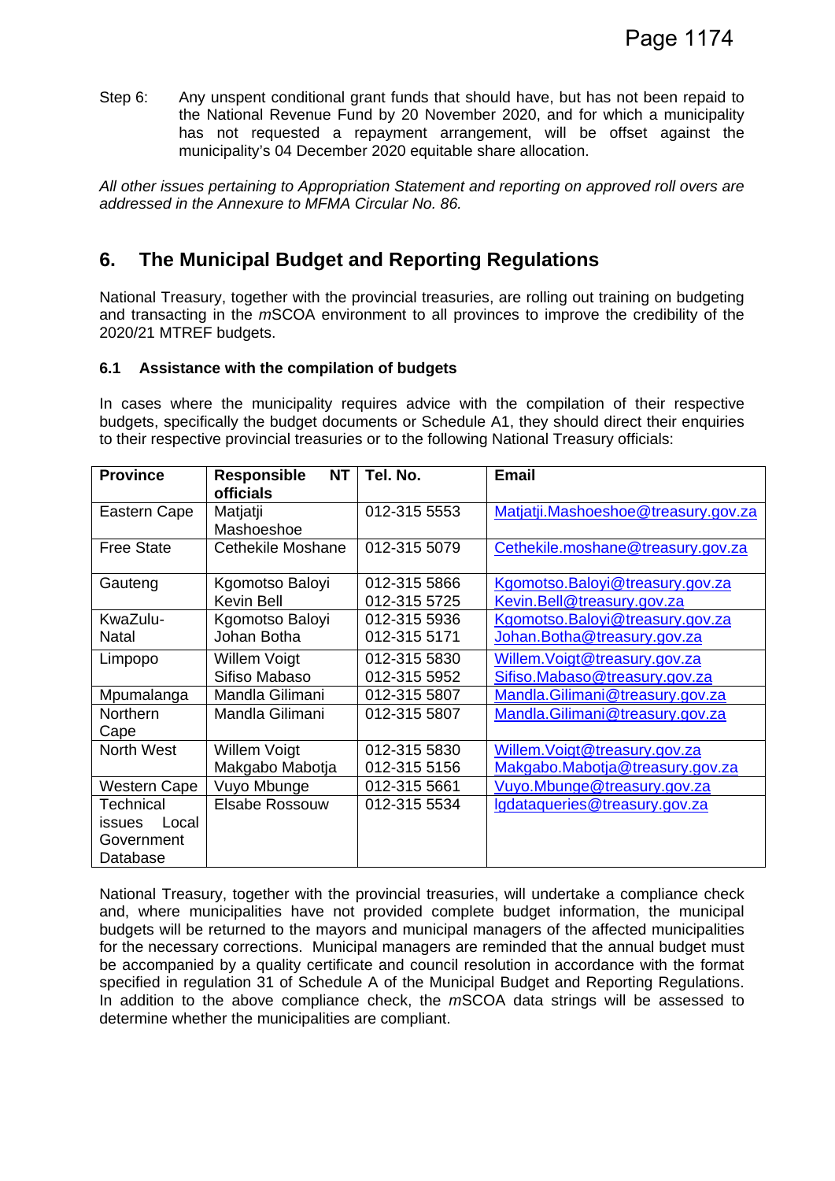Step 6: Any unspent conditional grant funds that should have, but has not been repaid to the National Revenue Fund by 20 November 2020, and for which a municipality has not requested a repayment arrangement, will be offset against the municipality's 04 December 2020 equitable share allocation.

*All other issues pertaining to Appropriation Statement and reporting on approved roll overs are addressed in the Annexure to MFMA Circular No. 86.*

## 6. The Municipal Budget and Reporting Regulations

National Treasury, together with the provincial treasuries, are rolling out training on budgeting and transacting in the *m*SCOA environment to all provinces to improve the credibility of the 2020/21 MTREF budgets.

### 6.1 Assistance with the compilation of budgets

In cases where the municipality requires advice with the compilation of their respective budgets, specifically the budget documents or Schedule A1, they should direct their enquiries to their respective provincial treasuries or to the following National Treasury officials:

| Province | Responsible NT officials | Tel. No. | Email |
|---|---|---|---|
| Eastern Cape | Matjatji Mashoeshoe | 012-315 5553 | Matjatji.Mashoeshoe@treasury.gov.za |
| Free State | Cethekile Moshane | 012-315 5079 | Cethekile.moshane@treasury.gov.za |
| Gauteng | Kgomotso Baloyi<br>Kevin Bell | 012-315 5866<br>012-315 5725 | Kgomotso.Baloyi@treasury.gov.za<br>Kevin.Bell@treasury.gov.za |
| KwaZulu-Natal | Kgomotso Baloyi<br>Johan Botha | 012-315 5936<br>012-315 5171 | Kgomotso.Baloyi@treasury.gov.za<br>Johan.Botha@treasury.gov.za |
| Limpopo | Willem Voigt<br>Sifiso Mabaso | 012-315 5830<br>012-315 5952 | Willem.Voigt@treasury.gov.za<br>Sifiso.Mabaso@treasury.gov.za |
| Mpumalanga | Mandla Gilimani | 012-315 5807 | Mandla.Gilimani@treasury.gov.za |
| Northern Cape | Mandla Gilimani | 012-315 5807 | Mandla.Gilimani@treasury.gov.za |
| North West | Willem Voigt<br>Makgabo Mabotja | 012-315 5830<br>012-315 5156 | Willem.Voigt@treasury.gov.za<br>Makgabo.Mabotja@treasury.gov.za |
| Western Cape | Vuyo Mbunge | 012-315 5661 | Vuyo.Mbunge@treasury.gov.za |
| Technical issues Local Government Database | Elsabe Rossouw | 012-315 5534 | lgdataqueries@treasury.gov.za |

National Treasury, together with the provincial treasuries, will undertake a compliance check and, where municipalities have not provided complete budget information, the municipal budgets will be returned to the mayors and municipal managers of the affected municipalities for the necessary corrections. Municipal managers are reminded that the annual budget must be accompanied by a quality certificate and council resolution in accordance with the format specified in regulation 31 of Schedule A of the Municipal Budget and Reporting Regulations. In addition to the above compliance check, the *m*SCOA data strings will be assessed to determine whether the municipalities are compliant.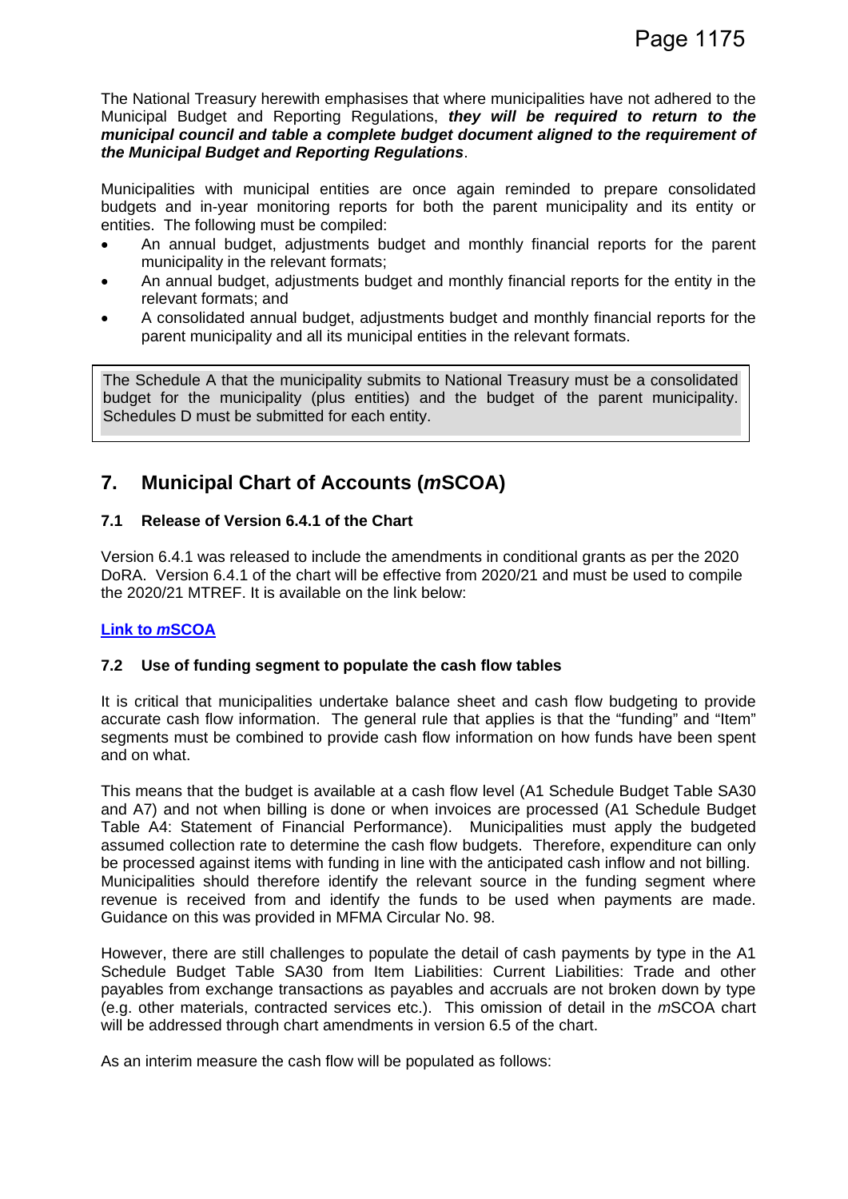The National Treasury herewith emphasises that where municipalities have not adhered to the Municipal Budget and Reporting Regulations, ***they will be required to return to the municipal council and table a complete budget document aligned to the requirement of the Municipal Budget and Reporting Regulations***.

Municipalities with municipal entities are once again reminded to prepare consolidated budgets and in-year monitoring reports for both the parent municipality and its entity or entities. The following must be compiled:

- An annual budget, adjustments budget and monthly financial reports for the parent municipality in the relevant formats;
- An annual budget, adjustments budget and monthly financial reports for the entity in the relevant formats; and
- A consolidated annual budget, adjustments budget and monthly financial reports for the parent municipality and all its municipal entities in the relevant formats.

> The Schedule A that the municipality submits to National Treasury must be a consolidated budget for the municipality (plus entities) and the budget of the parent municipality. Schedules D must be submitted for each entity.

## 7. Municipal Chart of Accounts (*m*SCOA)

### 7.1 Release of Version 6.4.1 of the Chart

Version 6.4.1 was released to include the amendments in conditional grants as per the 2020 DoRA. Version 6.4.1 of the chart will be effective from 2020/21 and must be used to compile the 2020/21 MTREF. It is available on the link below:

**Link to *m*SCOA**

### 7.2 Use of funding segment to populate the cash flow tables

It is critical that municipalities undertake balance sheet and cash flow budgeting to provide accurate cash flow information. The general rule that applies is that the "funding" and "Item" segments must be combined to provide cash flow information on how funds have been spent and on what.

This means that the budget is available at a cash flow level (A1 Schedule Budget Table SA30 and A7) and not when billing is done or when invoices are processed (A1 Schedule Budget Table A4: Statement of Financial Performance). Municipalities must apply the budgeted assumed collection rate to determine the cash flow budgets. Therefore, expenditure can only be processed against items with funding in line with the anticipated cash inflow and not billing. Municipalities should therefore identify the relevant source in the funding segment where revenue is received from and identify the funds to be used when payments are made. Guidance on this was provided in MFMA Circular No. 98.

However, there are still challenges to populate the detail of cash payments by type in the A1 Schedule Budget Table SA30 from Item Liabilities: Current Liabilities: Trade and other payables from exchange transactions as payables and accruals are not broken down by type (e.g. other materials, contracted services etc.). This omission of detail in the *m*SCOA chart will be addressed through chart amendments in version 6.5 of the chart.

As an interim measure the cash flow will be populated as follows: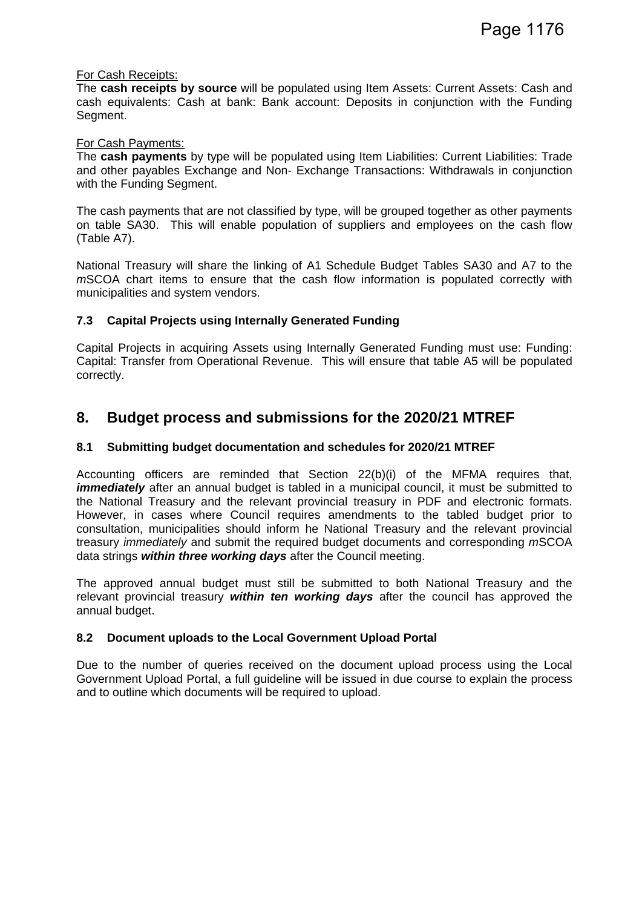<u>For Cash Receipts:</u>

The **cash receipts by source** will be populated using Item Assets: Current Assets: Cash and cash equivalents: Cash at bank: Bank account: Deposits in conjunction with the Funding Segment.

<u>For Cash Payments:</u>

The **cash payments** by type will be populated using Item Liabilities: Current Liabilities: Trade and other payables Exchange and Non- Exchange Transactions: Withdrawals in conjunction with the Funding Segment.

The cash payments that are not classified by type, will be grouped together as other payments on table SA30. This will enable population of suppliers and employees on the cash flow (Table A7).

National Treasury will share the linking of A1 Schedule Budget Tables SA30 and A7 to the *m*SCOA chart items to ensure that the cash flow information is populated correctly with municipalities and system vendors.

### 7.3 Capital Projects using Internally Generated Funding

Capital Projects in acquiring Assets using Internally Generated Funding must use: Funding: Capital: Transfer from Operational Revenue. This will ensure that table A5 will be populated correctly.

## 8. Budget process and submissions for the 2020/21 MTREF

### 8.1 Submitting budget documentation and schedules for 2020/21 MTREF

Accounting officers are reminded that Section 22(b)(i) of the MFMA requires that, ***immediately*** after an annual budget is tabled in a municipal council, it must be submitted to the National Treasury and the relevant provincial treasury in PDF and electronic formats. However, in cases where Council requires amendments to the tabled budget prior to consultation, municipalities should inform he National Treasury and the relevant provincial treasury *immediately* and submit the required budget documents and corresponding *m*SCOA data strings ***within three working days*** after the Council meeting.

The approved annual budget must still be submitted to both National Treasury and the relevant provincial treasury ***within ten working days*** after the council has approved the annual budget.

### 8.2 Document uploads to the Local Government Upload Portal

Due to the number of queries received on the document upload process using the Local Government Upload Portal, a full guideline will be issued in due course to explain the process and to outline which documents will be required to upload.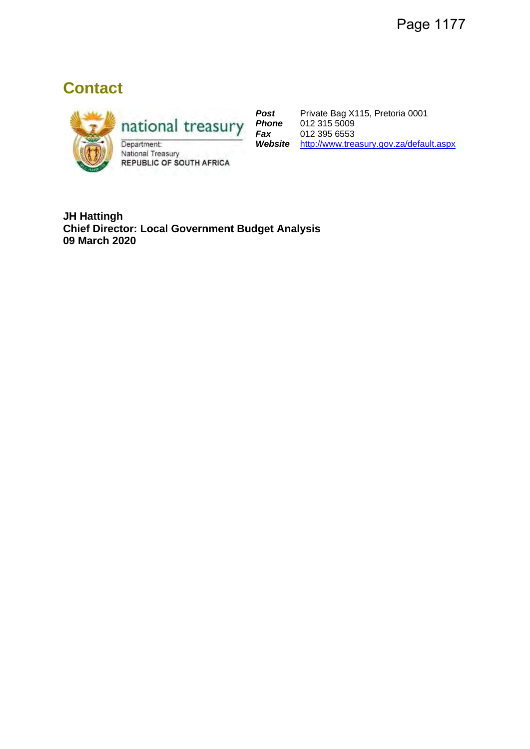# Contact

national treasury

Department:
National Treasury
REPUBLIC OF SOUTH AFRICA

| | |
|---|---|
| ***Post*** | Private Bag X115, Pretoria 0001 |
| ***Phone*** | 012 315 5009 |
| ***Fax*** | 012 395 6553 |
| ***Website*** | http://www.treasury.gov.za/default.aspx |

**JH Hattingh**
**Chief Director: Local Government Budget Analysis**
**09 March 2020**